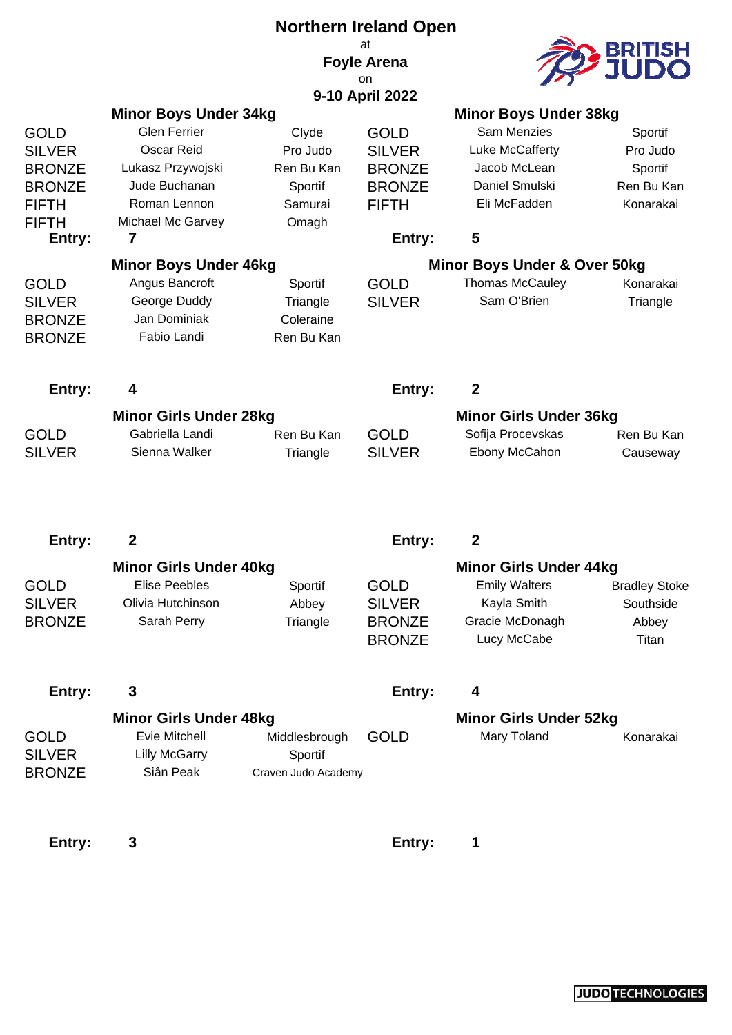# Northern Ireland Open

at

**Foyle Arena**

on

**9-10 April 2022**

## Minor Boys Under 34kg

| Place | Name | Club |
|---|---|---|
| GOLD | Glen Ferrier | Clyde |
| SILVER | Oscar Reid | Pro Judo |
| BRONZE | Lukasz Przywojski | Ren Bu Kan |
| BRONZE | Jude Buchanan | Sportif |
| FIFTH | Roman Lennon | Samurai |
| FIFTH | Michael Mc Garvey | Omagh |

**Entry: 7**

## Minor Boys Under 38kg

| Place | Name | Club |
|---|---|---|
| GOLD | Sam Menzies | Sportif |
| SILVER | Luke McCafferty | Pro Judo |
| BRONZE | Jacob McLean | Sportif |
| BRONZE | Daniel Smulski | Ren Bu Kan |
| FIFTH | Eli McFadden | Konarakai |

**Entry: 5**

## Minor Boys Under 46kg

| Place | Name | Club |
|---|---|---|
| GOLD | Angus Bancroft | Sportif |
| SILVER | George Duddy | Triangle |
| BRONZE | Jan Dominiak | Coleraine |
| BRONZE | Fabio Landi | Ren Bu Kan |

**Entry: 4**

## Minor Boys Under & Over 50kg

| Place | Name | Club |
|---|---|---|
| GOLD | Thomas McCauley | Konarakai |
| SILVER | Sam O'Brien | Triangle |

**Entry: 2**

## Minor Girls Under 28kg

| Place | Name | Club |
|---|---|---|
| GOLD | Gabriella Landi | Ren Bu Kan |
| SILVER | Sienna Walker | Triangle |

**Entry: 2**

## Minor Girls Under 36kg

| Place | Name | Club |
|---|---|---|
| GOLD | Sofija Procevskas | Ren Bu Kan |
| SILVER | Ebony McCahon | Causeway |

**Entry: 2**

## Minor Girls Under 40kg

| Place | Name | Club |
|---|---|---|
| GOLD | Elise Peebles | Sportif |
| SILVER | Olivia Hutchinson | Abbey |
| BRONZE | Sarah Perry | Triangle |

**Entry: 3**

## Minor Girls Under 44kg

| Place | Name | Club |
|---|---|---|
| GOLD | Emily Walters | Bradley Stoke |
| SILVER | Kayla Smith | Southside |
| BRONZE | Gracie McDonagh | Abbey |
| BRONZE | Lucy McCabe | Titan |

**Entry: 4**

## Minor Girls Under 48kg

| Place | Name | Club |
|---|---|---|
| GOLD | Evie Mitchell | Middlesbrough |
| SILVER | Lilly McGarry | Sportif |
| BRONZE | Siân Peak | Craven Judo Academy |

**Entry: 3**

## Minor Girls Under 52kg

| Place | Name | Club |
|---|---|---|
| GOLD | Mary Toland | Konarakai |

**Entry: 1**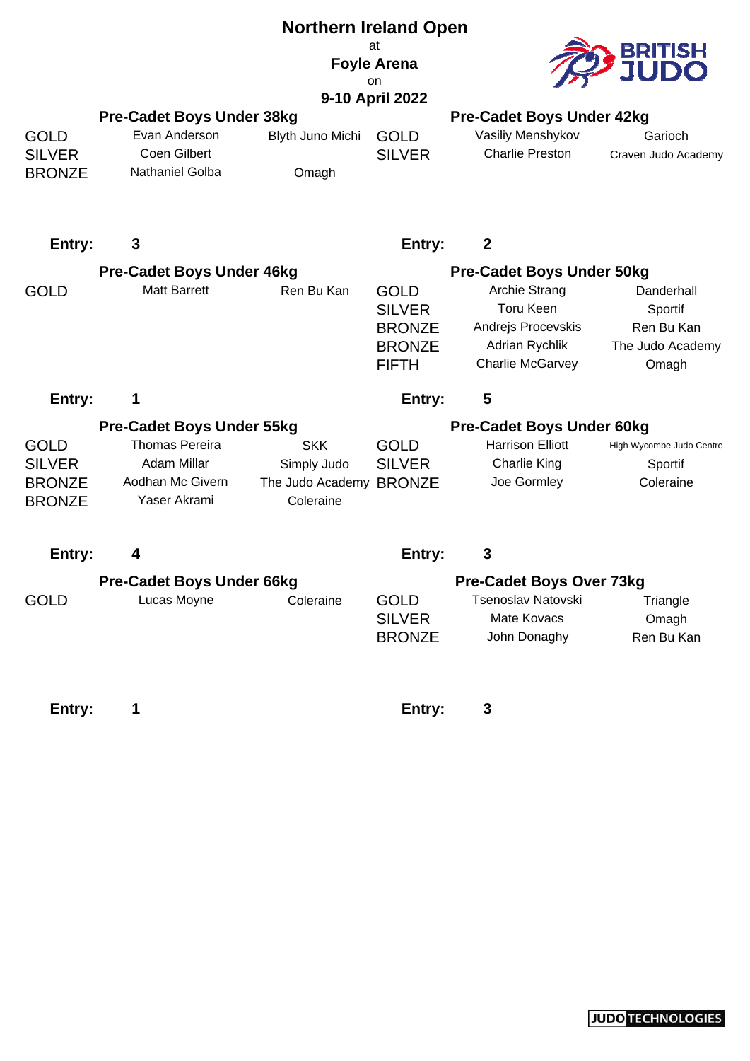# Northern Ireland Open

at

**Foyle Arena**

on

**9-10 April 2022**

## Pre-Cadet Boys Under 38kg

| | | |
|---|---|---|
| GOLD | Evan Anderson | Blyth Juno Michi |
| SILVER | Coen Gilbert | |
| BRONZE | Nathaniel Golba | Omagh |

**Entry:** **3**

## Pre-Cadet Boys Under 42kg

| | | |
|---|---|---|
| GOLD | Vasiliy Menshykov | Garioch |
| SILVER | Charlie Preston | Craven Judo Academy |

**Entry:** **2**

## Pre-Cadet Boys Under 46kg

| | | |
|---|---|---|
| GOLD | Matt Barrett | Ren Bu Kan |

**Entry:** **1**

## Pre-Cadet Boys Under 50kg

| | | |
|---|---|---|
| GOLD | Archie Strang | Danderhall |
| SILVER | Toru Keen | Sportif |
| BRONZE | Andrejs Procevskis | Ren Bu Kan |
| BRONZE | Adrian Rychlik | The Judo Academy |
| FIFTH | Charlie McGarvey | Omagh |

**Entry:** **5**

## Pre-Cadet Boys Under 55kg

| | | |
|---|---|---|
| GOLD | Thomas Pereira | SKK |
| SILVER | Adam Millar | Simply Judo |
| BRONZE | Aodhan Mc Givern | The Judo Academy |
| BRONZE | Yaser Akrami | Coleraine |

**Entry:** **4**

## Pre-Cadet Boys Under 60kg

| | | |
|---|---|---|
| GOLD | Harrison Elliott | High Wycombe Judo Centre |
| SILVER | Charlie King | Sportif |
| BRONZE | Joe Gormley | Coleraine |

**Entry:** **3**

## Pre-Cadet Boys Under 66kg

| | | |
|---|---|---|
| GOLD | Lucas Moyne | Coleraine |

**Entry:** **1**

## Pre-Cadet Boys Over 73kg

| | | |
|---|---|---|
| GOLD | Tsenoslav Natovski | Triangle |
| SILVER | Mate Kovacs | Omagh |
| BRONZE | John Donaghy | Ren Bu Kan |

**Entry:** **3**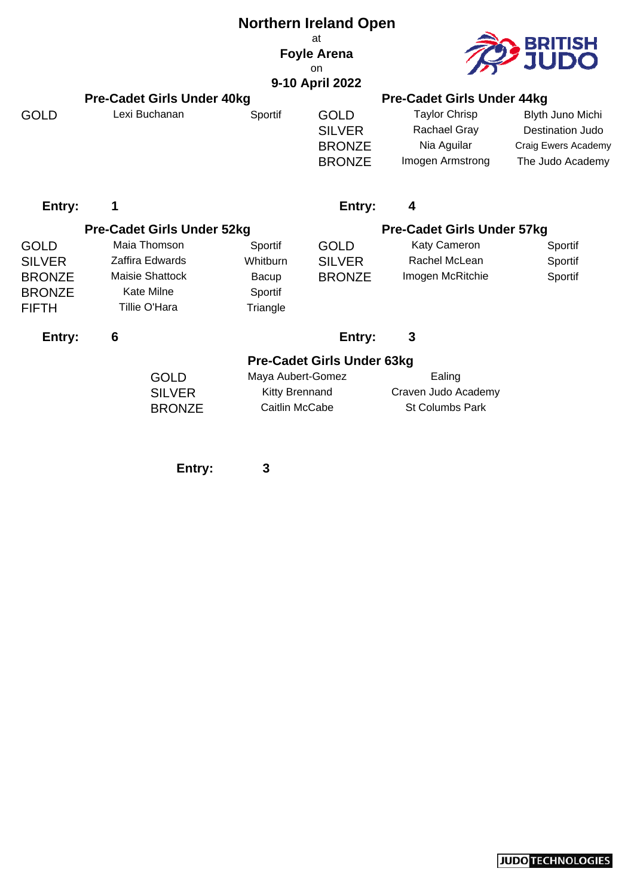# Northern Ireland Open

at

**Foyle Arena**

on

**9-10 April 2022**

## Pre-Cadet Girls Under 40kg

| Place | Name | Club |
|---|---|---|
| GOLD | Lexi Buchanan | Sportif |

**Entry: 1**

## Pre-Cadet Girls Under 44kg

| Place | Name | Club |
|---|---|---|
| GOLD | Taylor Chrisp | Blyth Juno Michi |
| SILVER | Rachael Gray | Destination Judo |
| BRONZE | Nia Aguilar | Craig Ewers Academy |
| BRONZE | Imogen Armstrong | The Judo Academy |

**Entry: 4**

## Pre-Cadet Girls Under 52kg

| Place | Name | Club |
|---|---|---|
| GOLD | Maia Thomson | Sportif |
| SILVER | Zaffira Edwards | Whitburn |
| BRONZE | Maisie Shattock | Bacup |
| BRONZE | Kate Milne | Sportif |
| FIFTH | Tillie O'Hara | Triangle |

**Entry: 6**

## Pre-Cadet Girls Under 57kg

| Place | Name | Club |
|---|---|---|
| GOLD | Katy Cameron | Sportif |
| SILVER | Rachel McLean | Sportif |
| BRONZE | Imogen McRitchie | Sportif |

**Entry: 3**

## Pre-Cadet Girls Under 63kg

| Place | Name | Club |
|---|---|---|
| GOLD | Maya Aubert-Gomez | Ealing |
| SILVER | Kitty Brennand | Craven Judo Academy |
| BRONZE | Caitlin McCabe | St Columbs Park |

**Entry: 3**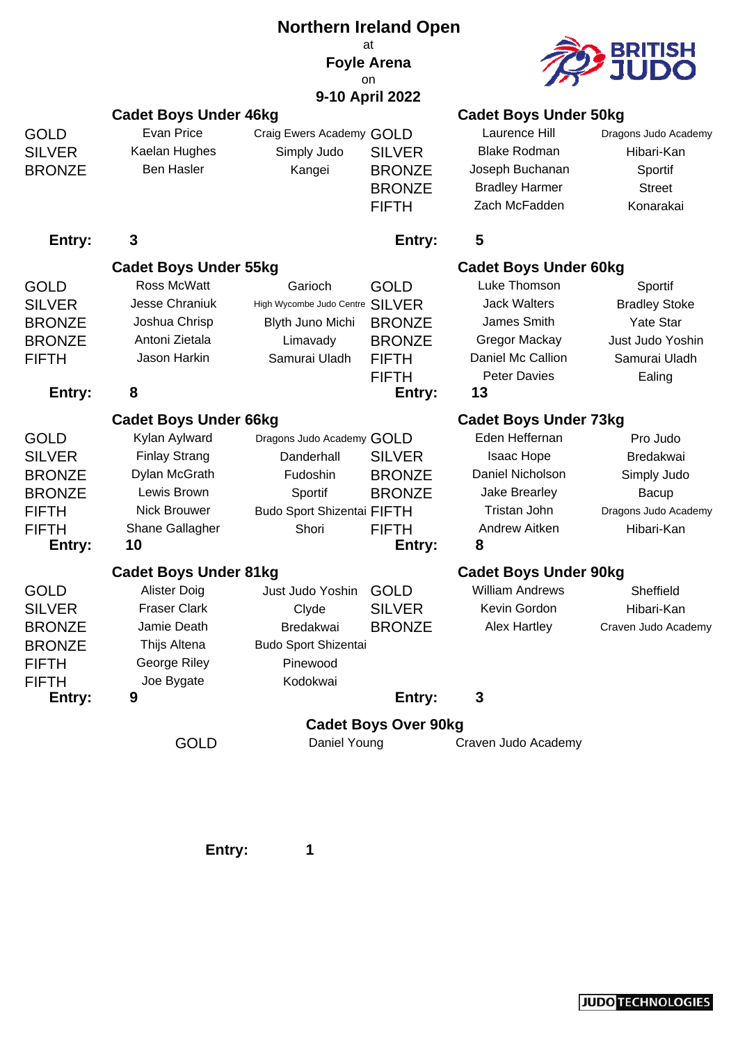# Northern Ireland Open

at

**Foyle Arena**

on

**9-10 April 2022**

### Cadet Boys Under 46kg

| Medal | Name | Club |
|---|---|---|
| GOLD | Evan Price | Craig Ewers Academy |
| SILVER | Kaelan Hughes | Simply Judo |
| BRONZE | Ben Hasler | Kangei |

**Entry:** 3

### Cadet Boys Under 50kg

| Medal | Name | Club |
|---|---|---|
| GOLD | Laurence Hill | Dragons Judo Academy |
| SILVER | Blake Rodman | Hibari-Kan |
| BRONZE | Joseph Buchanan | Sportif |
| BRONZE | Bradley Harmer | Street |
| FIFTH | Zach McFadden | Konarakai |

**Entry:** 5

### Cadet Boys Under 55kg

| Medal | Name | Club |
|---|---|---|
| GOLD | Ross McWatt | Garioch |
| SILVER | Jesse Chraniuk | High Wycombe Judo Centre |
| BRONZE | Joshua Chrisp | Blyth Juno Michi |
| BRONZE | Antoni Zietala | Limavady |
| FIFTH | Jason Harkin | Samurai Uladh |

**Entry:** 8

### Cadet Boys Under 60kg

| Medal | Name | Club |
|---|---|---|
| GOLD | Luke Thomson | Sportif |
| SILVER | Jack Walters | Bradley Stoke |
| BRONZE | James Smith | Yate Star |
| BRONZE | Gregor Mackay | Just Judo Yoshin |
| FIFTH | Daniel Mc Callion | Samurai Uladh |
| FIFTH | Peter Davies | Ealing |

**Entry:** 13

### Cadet Boys Under 66kg

| Medal | Name | Club |
|---|---|---|
| GOLD | Kylan Aylward | Dragons Judo Academy |
| SILVER | Finlay Strang | Danderhall |
| BRONZE | Dylan McGrath | Fudoshin |
| BRONZE | Lewis Brown | Sportif |
| FIFTH | Nick Brouwer | Budo Sport Shizentai |
| FIFTH | Shane Gallagher | Shori |

**Entry:** 10

### Cadet Boys Under 73kg

| Medal | Name | Club |
|---|---|---|
| GOLD | Eden Heffernan | Pro Judo |
| SILVER | Isaac Hope | Bredakwai |
| BRONZE | Daniel Nicholson | Simply Judo |
| BRONZE | Jake Brearley | Bacup |
| FIFTH | Tristan John | Dragons Judo Academy |
| FIFTH | Andrew Aitken | Hibari-Kan |

**Entry:** 8

### Cadet Boys Under 81kg

| Medal | Name | Club |
|---|---|---|
| GOLD | Alister Doig | Just Judo Yoshin |
| SILVER | Fraser Clark | Clyde |
| BRONZE | Jamie Death | Bredakwai |
| BRONZE | Thijs Altena | Budo Sport Shizentai |
| FIFTH | George Riley | Pinewood |
| FIFTH | Joe Bygate | Kodokwai |

**Entry:** 9

### Cadet Boys Under 90kg

| Medal | Name | Club |
|---|---|---|
| GOLD | William Andrews | Sheffield |
| SILVER | Kevin Gordon | Hibari-Kan |
| BRONZE | Alex Hartley | Craven Judo Academy |

**Entry:** 3

### Cadet Boys Over 90kg

| Medal | Name | Club |
|---|---|---|
| GOLD | Daniel Young | Craven Judo Academy |

**Entry:** 1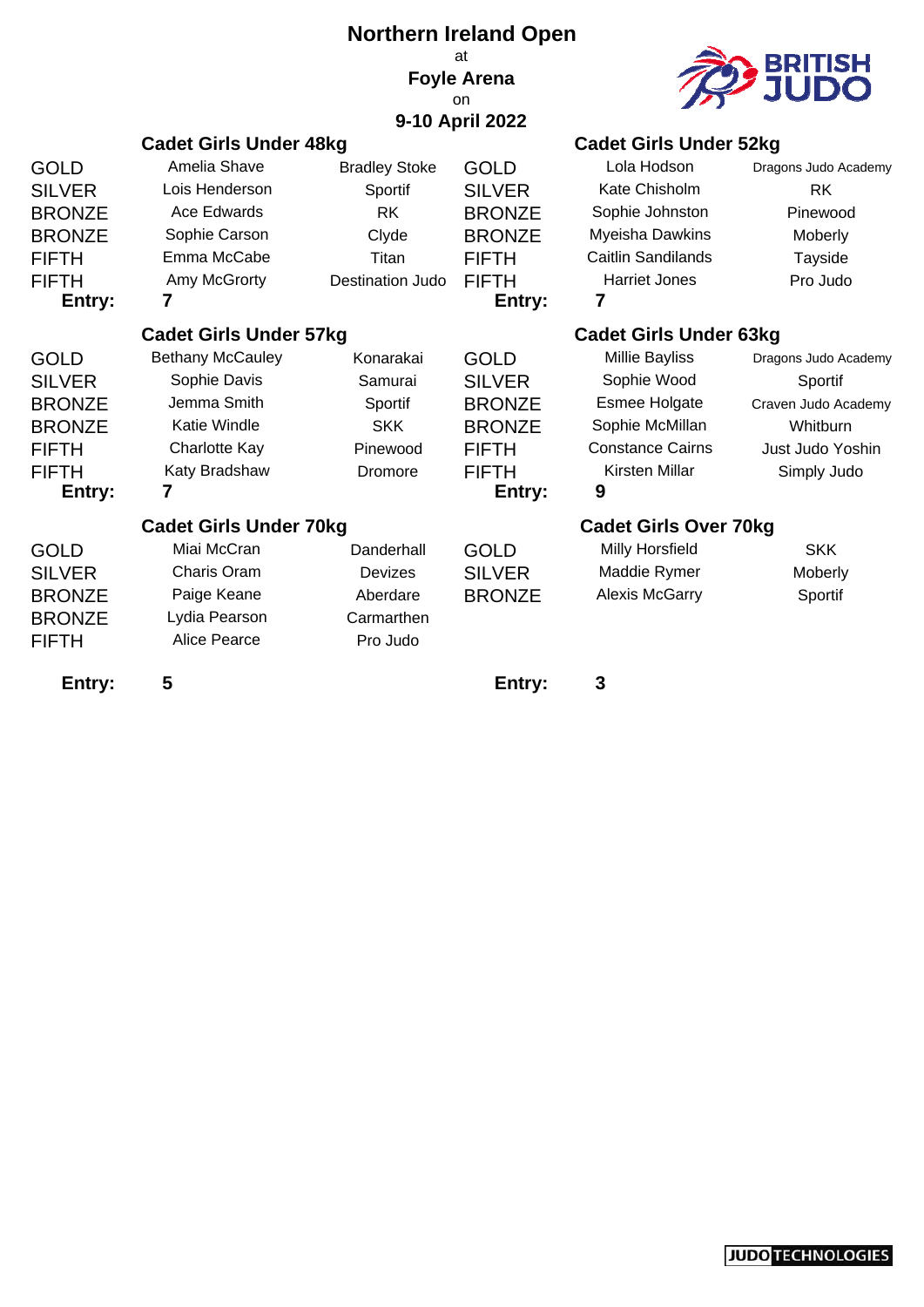# Northern Ireland Open

at

**Foyle Arena**

on

**9-10 April 2022**

## Cadet Girls Under 48kg

| Place | Name | Club |
|---|---|---|
| GOLD | Amelia Shave | Bradley Stoke |
| SILVER | Lois Henderson | Sportif |
| BRONZE | Ace Edwards | RK |
| BRONZE | Sophie Carson | Clyde |
| FIFTH | Emma McCabe | Titan |
| FIFTH | Amy McGrorty | Destination Judo |

**Entry:** 7

## Cadet Girls Under 52kg

| Place | Name | Club |
|---|---|---|
| GOLD | Lola Hodson | Dragons Judo Academy |
| SILVER | Kate Chisholm | RK |
| BRONZE | Sophie Johnston | Pinewood |
| BRONZE | Myeisha Dawkins | Moberly |
| FIFTH | Caitlin Sandilands | Tayside |
| FIFTH | Harriet Jones | Pro Judo |

**Entry:** 7

## Cadet Girls Under 57kg

| Place | Name | Club |
|---|---|---|
| GOLD | Bethany McCauley | Konarakai |
| SILVER | Sophie Davis | Samurai |
| BRONZE | Jemma Smith | Sportif |
| BRONZE | Katie Windle | SKK |
| FIFTH | Charlotte Kay | Pinewood |
| FIFTH | Katy Bradshaw | Dromore |

**Entry:** 7

## Cadet Girls Under 63kg

| Place | Name | Club |
|---|---|---|
| GOLD | Millie Bayliss | Dragons Judo Academy |
| SILVER | Sophie Wood | Sportif |
| BRONZE | Esmee Holgate | Craven Judo Academy |
| BRONZE | Sophie McMillan | Whitburn |
| FIFTH | Constance Cairns | Just Judo Yoshin |
| FIFTH | Kirsten Millar | Simply Judo |

**Entry:** 9

## Cadet Girls Under 70kg

| Place | Name | Club |
|---|---|---|
| GOLD | Miai McCran | Danderhall |
| SILVER | Charis Oram | Devizes |
| BRONZE | Paige Keane | Aberdare |
| BRONZE | Lydia Pearson | Carmarthen |
| FIFTH | Alice Pearce | Pro Judo |

**Entry:** 5

## Cadet Girls Over 70kg

| Place | Name | Club |
|---|---|---|
| GOLD | Milly Horsfield | SKK |
| SILVER | Maddie Rymer | Moberly |
| BRONZE | Alexis McGarry | Sportif |

**Entry:** 3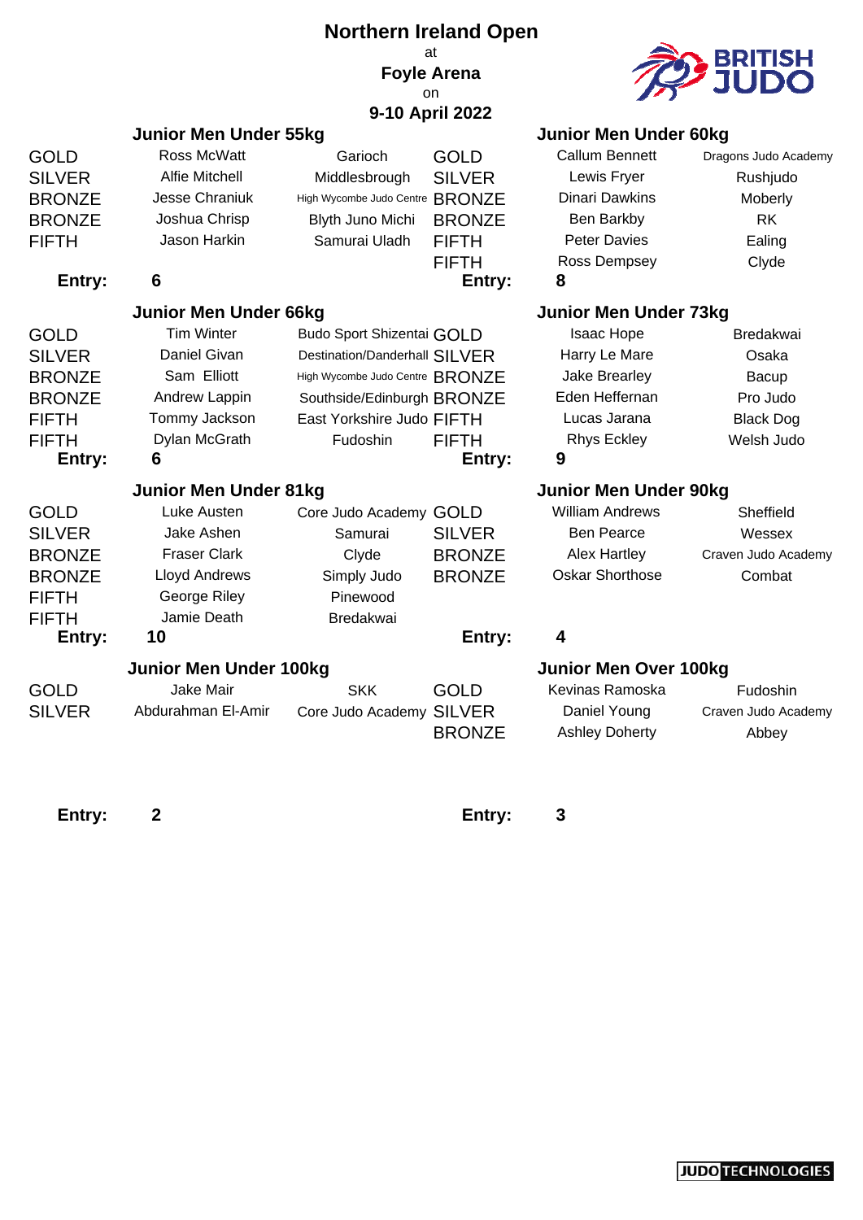# Northern Ireland Open

at

**Foyle Arena**

on

**9-10 April 2022**

## Junior Men Under 55kg

| Place | Name | Club |
|---|---|---|
| GOLD | Ross McWatt | Garioch |
| SILVER | Alfie Mitchell | Middlesbrough |
| BRONZE | Jesse Chraniuk | High Wycombe Judo Centre |
| BRONZE | Joshua Chrisp | Blyth Juno Michi |
| FIFTH | Jason Harkin | Samurai Uladh |

**Entry: 6**

## Junior Men Under 60kg

| Place | Name | Club |
|---|---|---|
| GOLD | Callum Bennett | Dragons Judo Academy |
| SILVER | Lewis Fryer | Rushjudo |
| BRONZE | Dinari Dawkins | Moberly |
| BRONZE | Ben Barkby | RK |
| FIFTH | Peter Davies | Ealing |
| FIFTH | Ross Dempsey | Clyde |

**Entry: 8**

## Junior Men Under 66kg

| Place | Name | Club |
|---|---|---|
| GOLD | Tim Winter | Budo Sport Shizentai |
| SILVER | Daniel Givan | Destination/Danderhall |
| BRONZE | Sam Elliott | High Wycombe Judo Centre |
| BRONZE | Andrew Lappin | Southside/Edinburgh |
| FIFTH | Tommy Jackson | East Yorkshire Judo |
| FIFTH | Dylan McGrath | Fudoshin |

**Entry: 6**

## Junior Men Under 73kg

| Place | Name | Club |
|---|---|---|
| GOLD | Isaac Hope | Bredakwai |
| SILVER | Harry Le Mare | Osaka |
| BRONZE | Jake Brearley | Bacup |
| BRONZE | Eden Heffernan | Pro Judo |
| FIFTH | Lucas Jarana | Black Dog |
| FIFTH | Rhys Eckley | Welsh Judo |

**Entry: 9**

## Junior Men Under 81kg

| Place | Name | Club |
|---|---|---|
| GOLD | Luke Austen | Core Judo Academy |
| SILVER | Jake Ashen | Samurai |
| BRONZE | Fraser Clark | Clyde |
| BRONZE | Lloyd Andrews | Simply Judo |
| FIFTH | George Riley | Pinewood |
| FIFTH | Jamie Death | Bredakwai |

**Entry: 10**

## Junior Men Under 90kg

| Place | Name | Club |
|---|---|---|
| GOLD | William Andrews | Sheffield |
| SILVER | Ben Pearce | Wessex |
| BRONZE | Alex Hartley | Craven Judo Academy |
| BRONZE | Oskar Shorthose | Combat |

**Entry: 4**

## Junior Men Under 100kg

| Place | Name | Club |
|---|---|---|
| GOLD | Jake Mair | SKK |
| SILVER | Abdurahman El-Amir | Core Judo Academy |

**Entry: 2**

## Junior Men Over 100kg

| Place | Name | Club |
|---|---|---|
| GOLD | Kevinas Ramoska | Fudoshin |
| SILVER | Daniel Young | Craven Judo Academy |
| BRONZE | Ashley Doherty | Abbey |

**Entry: 3**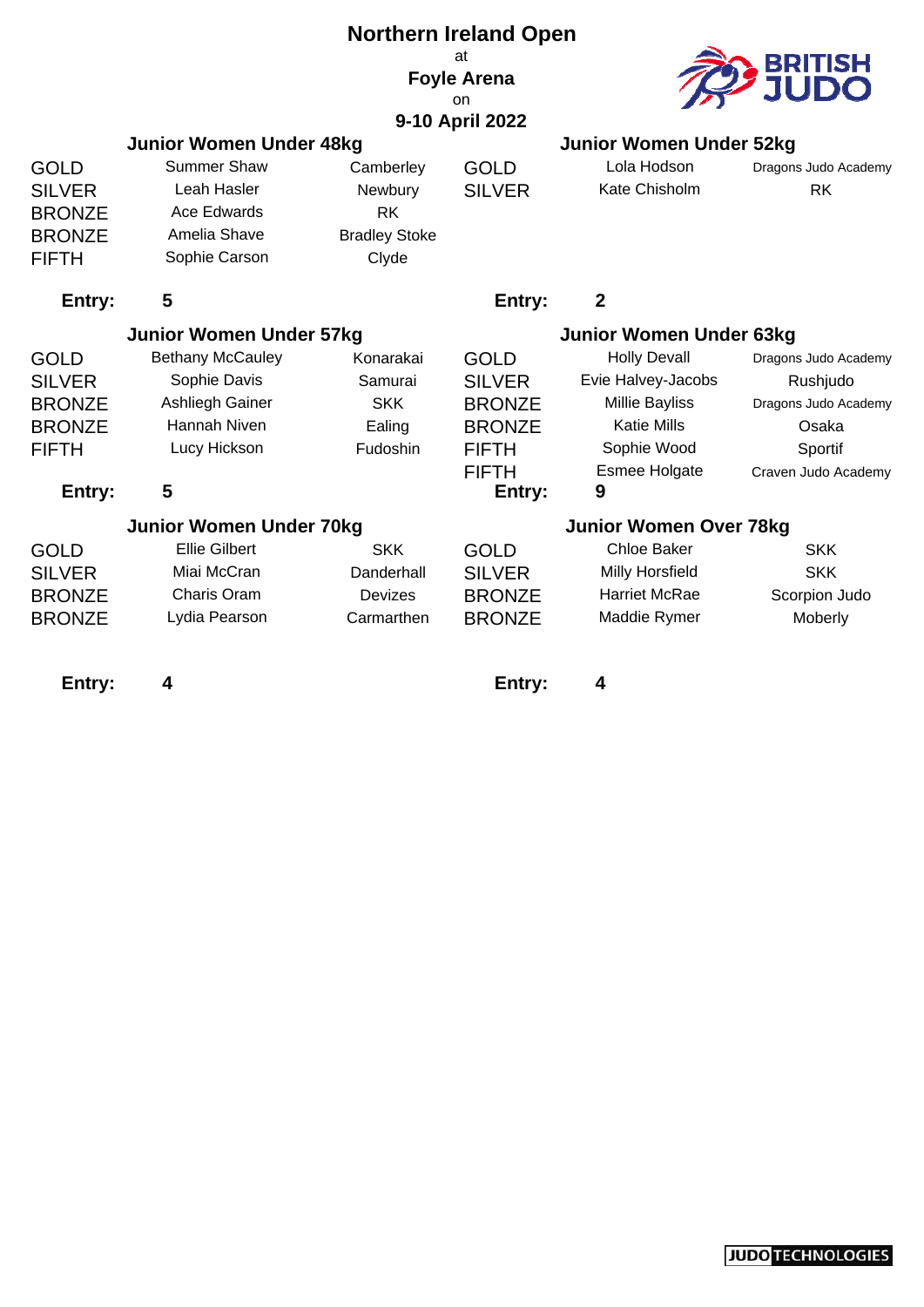# Northern Ireland Open

at

**Foyle Arena**

on

**9-10 April 2022**

BRITISH JUDO

## Junior Women Under 48kg

| | | |
|---|---|---|
| GOLD | Summer Shaw | Camberley |
| SILVER | Leah Hasler | Newbury |
| BRONZE | Ace Edwards | RK |
| BRONZE | Amelia Shave | Bradley Stoke |
| FIFTH | Sophie Carson | Clyde |

**Entry: 5**

## Junior Women Under 52kg

| | | |
|---|---|---|
| GOLD | Lola Hodson | Dragons Judo Academy |
| SILVER | Kate Chisholm | RK |

**Entry: 2**

## Junior Women Under 57kg

| | | |
|---|---|---|
| GOLD | Bethany McCauley | Konarakai |
| SILVER | Sophie Davis | Samurai |
| BRONZE | Ashliegh Gainer | SKK |
| BRONZE | Hannah Niven | Ealing |
| FIFTH | Lucy Hickson | Fudoshin |

**Entry: 5**

## Junior Women Under 63kg

| | | |
|---|---|---|
| GOLD | Holly Devall | Dragons Judo Academy |
| SILVER | Evie Halvey-Jacobs | Rushjudo |
| BRONZE | Millie Bayliss | Dragons Judo Academy |
| BRONZE | Katie Mills | Osaka |
| FIFTH | Sophie Wood | Sportif |
| FIFTH | Esmee Holgate | Craven Judo Academy |

**Entry: 9**

## Junior Women Under 70kg

| | | |
|---|---|---|
| GOLD | Ellie Gilbert | SKK |
| SILVER | Miai McCran | Danderhall |
| BRONZE | Charis Oram | Devizes |
| BRONZE | Lydia Pearson | Carmarthen |

**Entry: 4**

## Junior Women Over 78kg

| | | |
|---|---|---|
| GOLD | Chloe Baker | SKK |
| SILVER | Milly Horsfield | SKK |
| BRONZE | Harriet McRae | Scorpion Judo |
| BRONZE | Maddie Rymer | Moberly |

**Entry: 4**

JUDO TECHNOLOGIES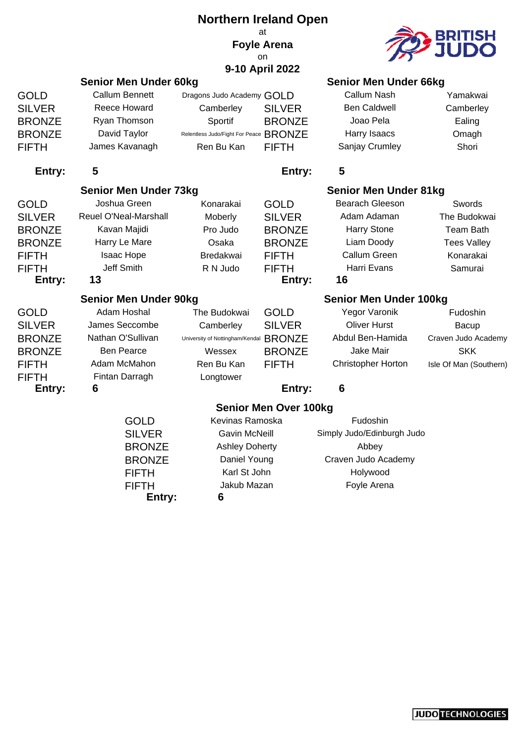# Northern Ireland Open

at

**Foyle Arena**

on

**9-10 April 2022**

## Senior Men Under 60kg

| Place | Name | Club |
|---|---|---|
| GOLD | Callum Bennett | Dragons Judo Academy |
| SILVER | Reece Howard | Camberley |
| BRONZE | Ryan Thomson | Sportif |
| BRONZE | David Taylor | Relentless Judo/Fight For Peace |
| FIFTH | James Kavanagh | Ren Bu Kan |

**Entry:** 5

## Senior Men Under 66kg

| Place | Name | Club |
|---|---|---|
| GOLD | Callum Nash | Yamakwai |
| SILVER | Ben Caldwell | Camberley |
| BRONZE | Joao Pela | Ealing |
| BRONZE | Harry Isaacs | Omagh |
| FIFTH | Sanjay Crumley | Shori |

**Entry:** 5

## Senior Men Under 73kg

| Place | Name | Club |
|---|---|---|
| GOLD | Joshua Green | Konarakai |
| SILVER | Reuel O'Neal-Marshall | Moberly |
| BRONZE | Kavan Majidi | Pro Judo |
| BRONZE | Harry Le Mare | Osaka |
| FIFTH | Isaac Hope | Bredakwai |
| FIFTH | Jeff Smith | R N Judo |

**Entry:** 13

## Senior Men Under 81kg

| Place | Name | Club |
|---|---|---|
| GOLD | Bearach Gleeson | Swords |
| SILVER | Adam Adaman | The Budokwai |
| BRONZE | Harry Stone | Team Bath |
| BRONZE | Liam Doody | Tees Valley |
| FIFTH | Callum Green | Konarakai |
| FIFTH | Harri Evans | Samurai |

**Entry:** 16

## Senior Men Under 90kg

| Place | Name | Club |
|---|---|---|
| GOLD | Adam Hoshal | The Budokwai |
| SILVER | James Seccombe | Camberley |
| BRONZE | Nathan O'Sullivan | University of Nottingham/Kendal |
| BRONZE | Ben Pearce | Wessex |
| FIFTH | Adam McMahon | Ren Bu Kan |
| FIFTH | Fintan Darragh | Longtower |

**Entry:** 6

## Senior Men Under 100kg

| Place | Name | Club |
|---|---|---|
| GOLD | Yegor Varonik | Fudoshin |
| SILVER | Oliver Hurst | Bacup |
| BRONZE | Abdul Ben-Hamida | Craven Judo Academy |
| BRONZE | Jake Mair | SKK |
| FIFTH | Christopher Horton | Isle Of Man (Southern) |

**Entry:** 6

## Senior Men Over 100kg

| Place | Name | Club |
|---|---|---|
| GOLD | Kevinas Ramoska | Fudoshin |
| SILVER | Gavin McNeill | Simply Judo/Edinburgh Judo |
| BRONZE | Ashley Doherty | Abbey |
| BRONZE | Daniel Young | Craven Judo Academy |
| FIFTH | Karl St John | Holywood |
| FIFTH | Jakub Mazan | Foyle Arena |

**Entry:** 6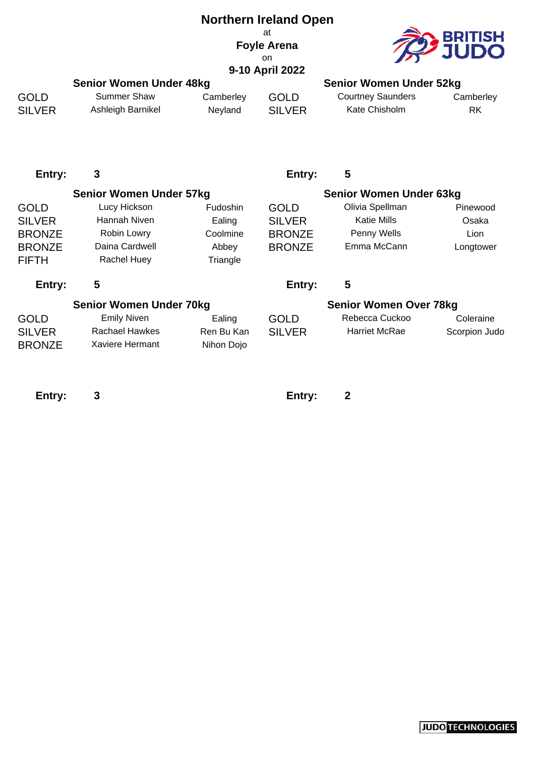# Northern Ireland Open

at

**Foyle Arena**

on

**9-10 April 2022**

## Senior Women Under 48kg

| Position | Name | Club |
|---|---|---|
| GOLD | Summer Shaw | Camberley |
| SILVER | Ashleigh Barnikel | Neyland |

**Entry: 3**

## Senior Women Under 52kg

| Position | Name | Club |
|---|---|---|
| GOLD | Courtney Saunders | Camberley |
| SILVER | Kate Chisholm | RK |

**Entry: 5**

## Senior Women Under 57kg

| Position | Name | Club |
|---|---|---|
| GOLD | Lucy Hickson | Fudoshin |
| SILVER | Hannah Niven | Ealing |
| BRONZE | Robin Lowry | Coolmine |
| BRONZE | Daina Cardwell | Abbey |
| FIFTH | Rachel Huey | Triangle |

**Entry: 5**

## Senior Women Under 63kg

| Position | Name | Club |
|---|---|---|
| GOLD | Olivia Spellman | Pinewood |
| SILVER | Katie Mills | Osaka |
| BRONZE | Penny Wells | Lion |
| BRONZE | Emma McCann | Longtower |

**Entry: 5**

## Senior Women Under 70kg

| Position | Name | Club |
|---|---|---|
| GOLD | Emily Niven | Ealing |
| SILVER | Rachael Hawkes | Ren Bu Kan |
| BRONZE | Xaviere Hermant | Nihon Dojo |

**Entry: 3**

## Senior Women Over 78kg

| Position | Name | Club |
|---|---|---|
| GOLD | Rebecca Cuckoo | Coleraine |
| SILVER | Harriet McRae | Scorpion Judo |

**Entry: 2**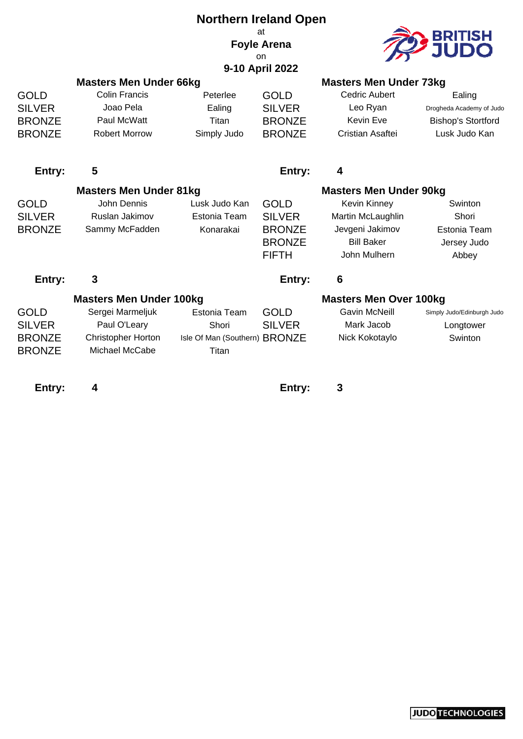# Northern Ireland Open

at

**Foyle Arena**

on

**9-10 April 2022**

### Masters Men Under 66kg

| | | |
|---|---|---|
| GOLD | Colin Francis | Peterlee |
| SILVER | Joao Pela | Ealing |
| BRONZE | Paul McWatt | Titan |
| BRONZE | Robert Morrow | Simply Judo |

**Entry:** 5

### Masters Men Under 73kg

| | | |
|---|---|---|
| GOLD | Cedric Aubert | Ealing |
| SILVER | Leo Ryan | Drogheda Academy of Judo |
| BRONZE | Kevin Eve | Bishop's Stortford |
| BRONZE | Cristian Asaftei | Lusk Judo Kan |

**Entry:** 4

### Masters Men Under 81kg

| | | |
|---|---|---|
| GOLD | John Dennis | Lusk Judo Kan |
| SILVER | Ruslan Jakimov | Estonia Team |
| BRONZE | Sammy McFadden | Konarakai |

**Entry:** 3

### Masters Men Under 90kg

| | | |
|---|---|---|
| GOLD | Kevin Kinney | Swinton |
| SILVER | Martin McLaughlin | Shori |
| BRONZE | Jevgeni Jakimov | Estonia Team |
| BRONZE | Bill Baker | Jersey Judo |
| FIFTH | John Mulhern | Abbey |

**Entry:** 6

### Masters Men Under 100kg

| | | |
|---|---|---|
| GOLD | Sergei Marmeljuk | Estonia Team |
| SILVER | Paul O'Leary | Shori |
| BRONZE | Christopher Horton | Isle Of Man (Southern) |
| BRONZE | Michael McCabe | Titan |

**Entry:** 4

### Masters Men Over 100kg

| | | |
|---|---|---|
| GOLD | Gavin McNeill | Simply Judo/Edinburgh Judo |
| SILVER | Mark Jacob | Longtower |
| BRONZE | Nick Kokotaylo | Swinton |

**Entry:** 3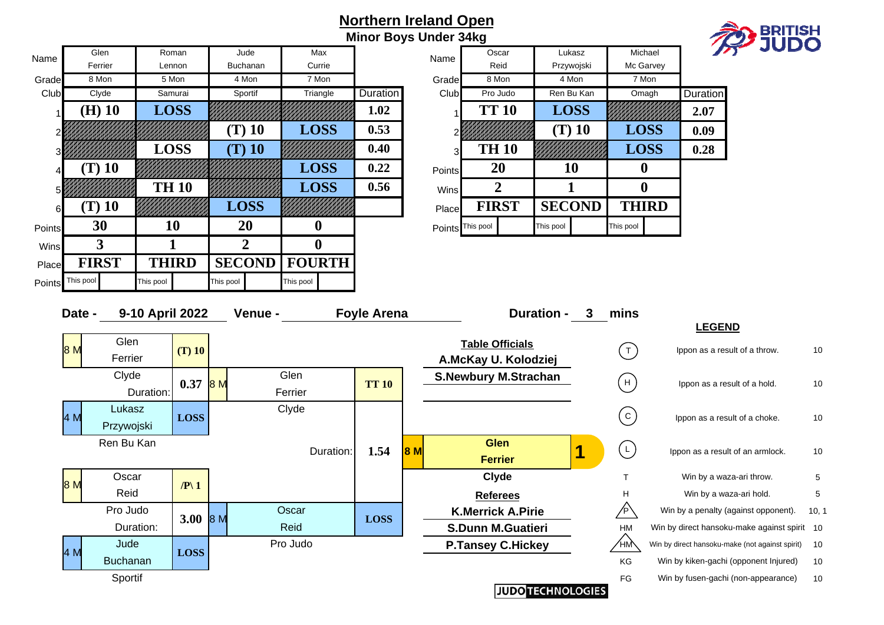# Northern Ireland Open

## Minor Boys Under 34kg

| | Glen Ferrier | Roman Lennon | Jude Buchanan | Max Currie | Duration |
|---|---|---|---|---|---|
| Grade | 8 Mon | 5 Mon | 4 Mon | 7 Mon | |
| Club | Clyde | Samurai | Sportif | Triangle | |
| 1 | (H) 10 | LOSS | | | 1.02 |
| 2 | | | (T) 10 | LOSS | 0.53 |
| 3 | | LOSS | (T) 10 | | 0.40 |
| 4 | (T) 10 | | | LOSS | 0.22 |
| 5 | | TH 10 | | LOSS | 0.56 |
| 6 | (T) 10 | | LOSS | | |
| Points | 30 | 10 | 20 | 0 | |
| Wins | 3 | 1 | 2 | 0 | |
| Place | FIRST | THIRD | SECOND | FOURTH | |
| Points | This pool | This pool | This pool | This pool | |

| | Oscar Reid | Lukasz Przywojski | Michael Mc Garvey | Duration |
|---|---|---|---|---|
| Grade | 8 Mon | 4 Mon | 7 Mon | |
| Club | Pro Judo | Ren Bu Kan | Omagh | |
| 1 | TT 10 | LOSS | | 2.07 |
| 2 | | (T) 10 | LOSS | 0.09 |
| 3 | TH 10 | | LOSS | 0.28 |
| Points | 20 | 10 | 0 | |
| Wins | 2 | 1 | 0 | |
| Place | FIRST | SECOND | THIRD | |
| Points | This pool | This pool | This pool | |

**Date -** 9-10 April 2022 **Venue -** Foyle Arena **Duration -** 3 mins

### Knockout

- Semi-final: 8 M Glen Ferrier (Clyde) (T) 10 vs 4 M Lukasz Przywojski (Ren Bu Kan) LOSS — Duration: 0.37
- Semi-final: 8 M Oscar Reid (Pro Judo) /P\ 1 vs 4 M Jude Buchanan (Sportif) LOSS — Duration: 3.00
- Final: 8 M Glen Ferrier (Clyde) TT 10 vs 8 M Oscar Reid (Pro Judo) LOSS — Duration: 1.54
- **1** — 8 M **Glen Ferrier**, **Clyde**

**Table Officials**

A.McKay U. Kolodziej

S.Newbury M.Strachan

**Referees**

K.Merrick A.Pirie

S.Dunn M.Guatieri

P.Tansey C.Hickey

### LEGEND

| Symbol | Description | Points |
|---|---|---|
| (T) | Ippon as a result of a throw. | 10 |
| (H) | Ippon as a result of a hold. | 10 |
| (C) | Ippon as a result of a choke. | 10 |
| (L) | Ippon as a result of an armlock. | 10 |
| T | Win by a waza-ari throw. | 5 |
| H | Win by a waza-ari hold. | 5 |
| /P\ | Win by a penalty (against opponent). | 10, 1 |
| HM | Win by direct hansoku-make against spirit | 10 |
| /HM\ | Win by direct hansoku-make (not against spirit) | 10 |
| KG | Win by kiken-gachi (opponent Injured) | 10 |
| FG | Win by fusen-gachi (non-appearance) | 10 |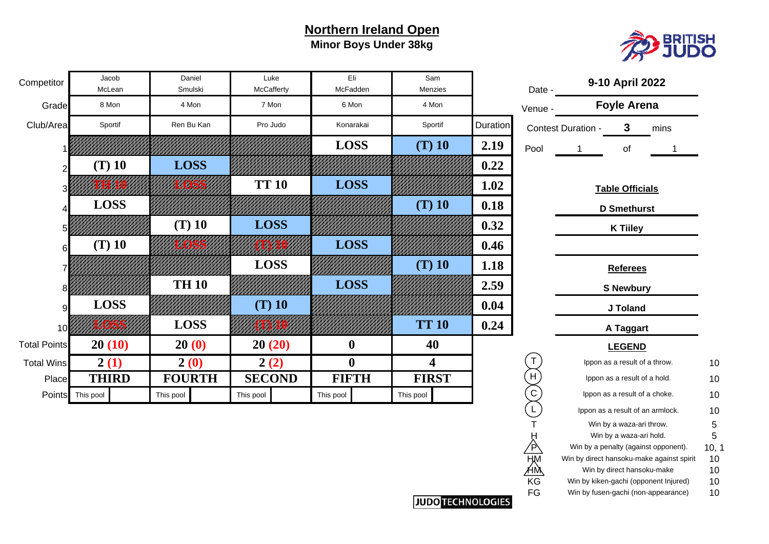# Northern Ireland Open

## Minor Boys Under 38kg

BRITISH JUDO

| Competitor | Jacob McLean | Daniel Smulski | Luke McCafferty | Eli McFadden | Sam Menzies | |
|---|---|---|---|---|---|---|
| Grade | 8 Mon | 4 Mon | 7 Mon | 6 Mon | 4 Mon | |
| Club/Area | Sportif | Ren Bu Kan | Pro Judo | Konarakai | Sportif | Duration |
| 1 | | | | LOSS | (T) 10 | 2.19 |
| 2 | (T) 10 | LOSS | | | | 0.22 |
| 3 | TH 10 | LOSS | TT 10 | LOSS | | 1.02 |
| 4 | LOSS | | | | (T) 10 | 0.18 |
| 5 | | (T) 10 | LOSS | | | 0.32 |
| 6 | (T) 10 | LOSS | (T) 10 | LOSS | | 0.46 |
| 7 | | | LOSS | | (T) 10 | 1.18 |
| 8 | | TH 10 | | LOSS | | 2.59 |
| 9 | LOSS | | (T) 10 | | | 0.04 |
| 10 | LOSS | LOSS | (T) 10 | | TT 10 | 0.24 |
| Total Points | 20 (10) | 20 (0) | 20 (20) | 0 | 40 | |
| Total Wins | 2 (1) | 2 (0) | 2 (2) | 0 | 4 | |
| Place | THIRD | FOURTH | SECOND | FIFTH | FIRST | |
| Points | This pool | This pool | This pool | This pool | This pool | |

Date - 9-10 April 2022

Venue - Foyle Arena

Contest Duration - 3 mins

Pool 1 of 1

**Table Officials**

D Smethurst

K Tiiley

**Referees**

S Newbury

J Toland

A Taggart

**LEGEND**

| Symbol | Description | Points |
|---|---|---|
| (T) | Ippon as a result of a throw. | 10 |
| (H) | Ippon as a result of a hold. | 10 |
| (C) | Ippon as a result of a choke. | 10 |
| (L) | Ippon as a result of an armlock. | 10 |
| T | Win by a waza-ari throw. | 5 |
| H | Win by a waza-ari hold. | 5 |
| P | Win by a penalty (against opponent). | 10, 1 |
| HM | Win by direct hansoku-make against spirit | 10 |
| HM | Win by direct hansoku-make | 10 |
| KG | Win by kiken-gachi (opponent Injured) | 10 |
| FG | Win by fusen-gachi (non-appearance) | 10 |

JUDO TECHNOLOGIES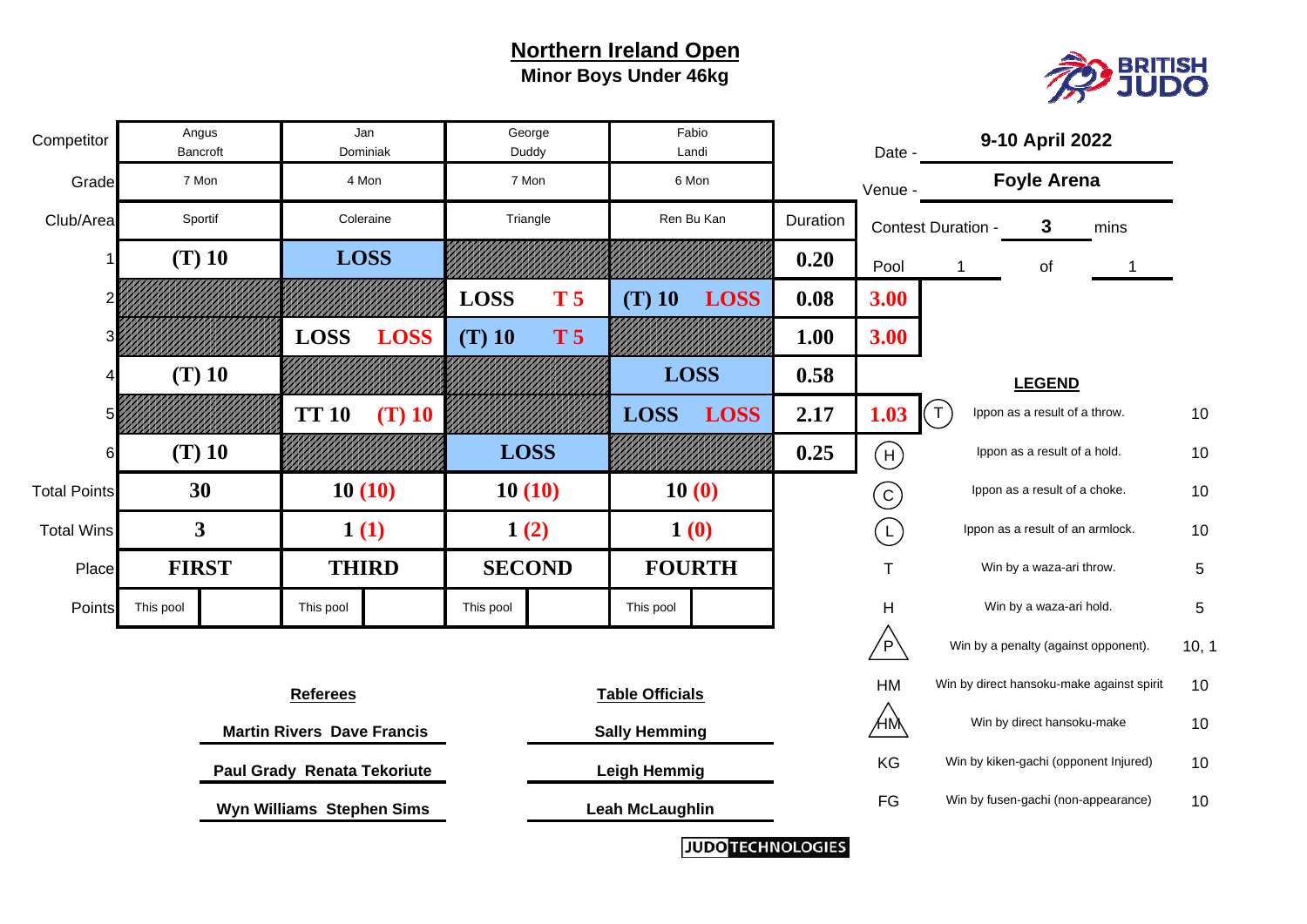# Northern Ireland Open

**Minor Boys Under 46kg**

| Competitor | Angus Bancroft | Jan Dominiak | George Duddy | Fabio Landi | | |
|---|---|---|---|---|---|---|
| Grade | 7 Mon | 4 Mon | 7 Mon | 6 Mon | | |
| Club/Area | Sportif | Coleraine | Triangle | Ren Bu Kan | Duration | |
| 1 | (T) 10 | LOSS | | | 0.20 | |
| 2 | | | LOSS T 5 | (T) 10 LOSS | 0.08 | 3.00 |
| 3 | | LOSS LOSS | (T) 10 T 5 | | 1.00 | 3.00 |
| 4 | (T) 10 | | | LOSS | 0.58 | |
| 5 | | TT 10 (T) 10 | | LOSS LOSS | 2.17 | 1.03 |
| 6 | (T) 10 | | LOSS | | 0.25 | |
| Total Points | 30 | 10 (10) | 10 (10) | 10 (0) | | |
| Total Wins | 3 | 1 (1) | 1 (2) | 1 (0) | | |
| Place | FIRST | THIRD | SECOND | FOURTH | | |
| Points | This pool | This pool | This pool | This pool | | |

Date - **9-10 April 2022**

Venue - **Foyle Arena**

Contest Duration - **3** mins

Pool 1 of 1

**LEGEND**

| Code | Description | Points |
|---|---|---|
| (T) | Ippon as a result of a throw. | 10 |
| (H) | Ippon as a result of a hold. | 10 |
| (C) | Ippon as a result of a choke. | 10 |
| (L) | Ippon as a result of an armlock. | 10 |
| T | Win by a waza-ari throw. | 5 |
| H | Win by a waza-ari hold. | 5 |
| P | Win by a penalty (against opponent). | 10, 1 |
| HM | Win by direct hansoku-make against spirit | 10 |
| HM | Win by direct hansoku-make | 10 |
| KG | Win by kiken-gachi (opponent Injured) | 10 |
| FG | Win by fusen-gachi (non-appearance) | 10 |

**Referees**

Martin Rivers Dave Francis

Paul Grady Renata Tekoriute

Wyn Williams Stephen Sims

**Table Officials**

Sally Hemming

Leigh Hemmig

Leah McLaughlin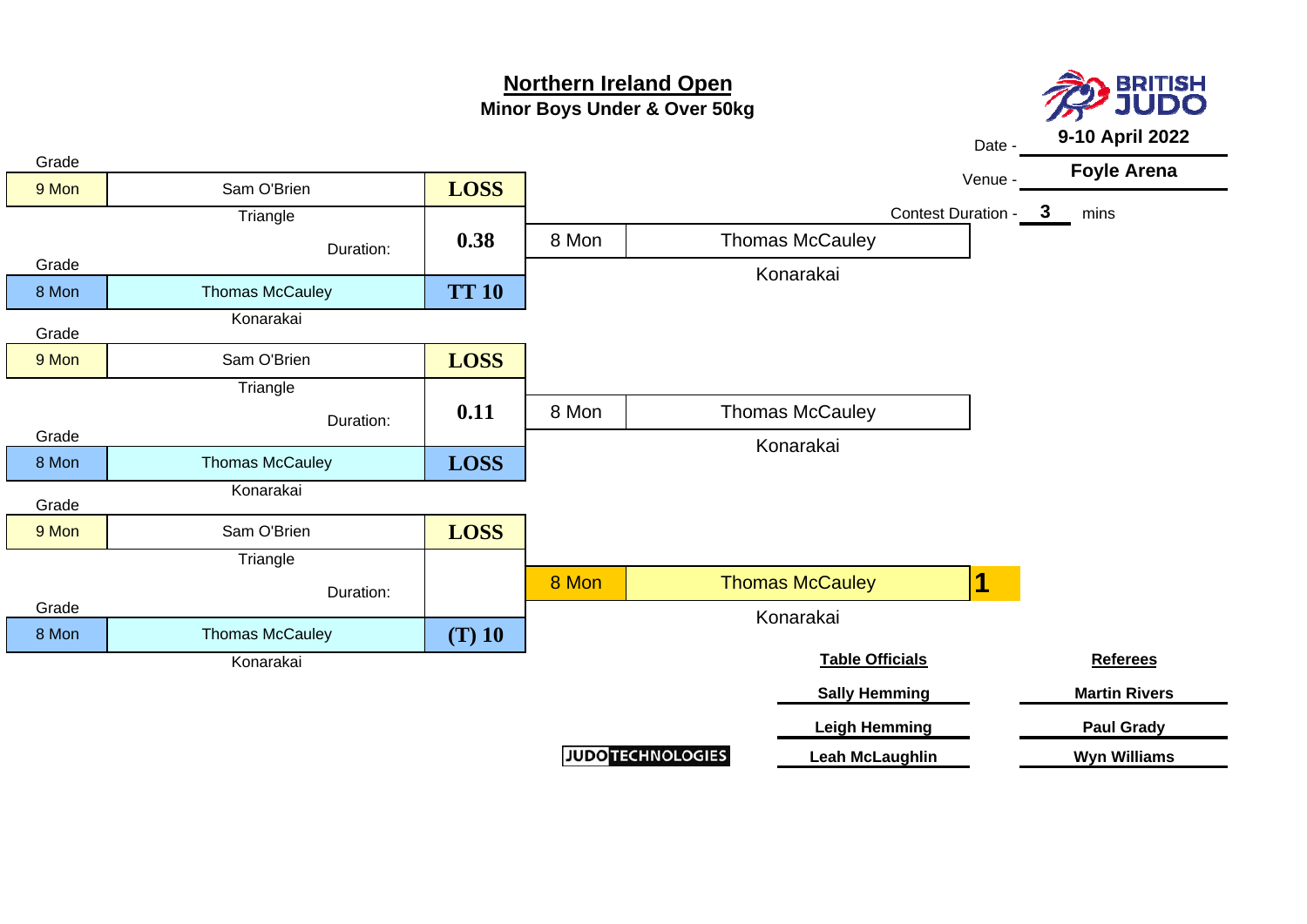# Northern Ireland Open

**Minor Boys Under & Over 50kg**

Date - **9-10 April 2022**

Venue - **Foyle Arena**

Contest Duration - **3** mins

BRITISH JUDO

| Grade | Name | Club | Result | Duration |
|---|---|---|---|---|
| 9 Mon | Sam O'Brien | Triangle | LOSS | 0.38 |
| 8 Mon | Thomas McCauley | Konarakai | TT 10 | |

Winner: 8 Mon Thomas McCauley, Konarakai

| Grade | Name | Club | Result | Duration |
|---|---|---|---|---|
| 9 Mon | Sam O'Brien | Triangle | LOSS | 0.11 |
| 8 Mon | Thomas McCauley | Konarakai | LOSS | |

Winner: 8 Mon Thomas McCauley, Konarakai

| Grade | Name | Club | Result | Duration |
|---|---|---|---|---|
| 9 Mon | Sam O'Brien | Triangle | LOSS | |
| 8 Mon | Thomas McCauley | Konarakai | (T) 10 | |

Winner: 8 Mon Thomas McCauley, Konarakai — **1**

| Table Officials | Referees |
|---|---|
| Sally Hemming | Martin Rivers |
| Leigh Hemming | Paul Grady |
| Leah McLaughlin | Wyn Williams |

JUDO TECHNOLOGIES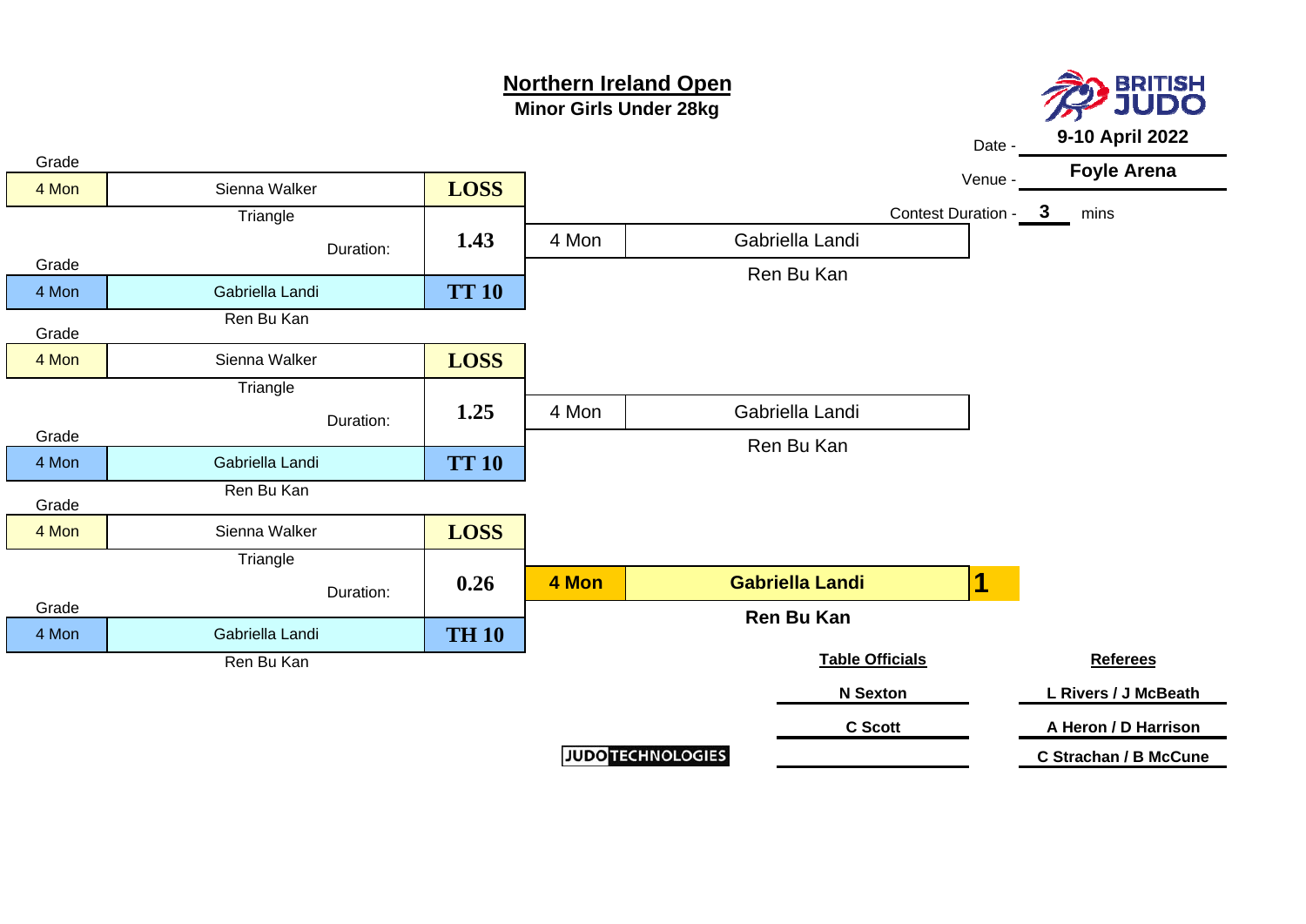# Northern Ireland Open

**Minor Girls Under 28kg**

BRITISH JUDO

Date - **9-10 April 2022**

Venue - **Foyle Arena**

Contest Duration - **3** mins

## Contest 1

| Grade | Name | Club | Result | Duration |
|---|---|---|---|---|
| 4 Mon | Sienna Walker | Triangle | LOSS | 1.43 |
| 4 Mon | Gabriella Landi | Ren Bu Kan | TT 10 | |

Winner: 4 Mon — Gabriella Landi — Ren Bu Kan

## Contest 2

| Grade | Name | Club | Result | Duration |
|---|---|---|---|---|
| 4 Mon | Sienna Walker | Triangle | LOSS | 1.25 |
| 4 Mon | Gabriella Landi | Ren Bu Kan | TT 10 | |

Winner: 4 Mon — Gabriella Landi — Ren Bu Kan

## Contest 3

| Grade | Name | Club | Result | Duration |
|---|---|---|---|---|
| 4 Mon | Sienna Walker | Triangle | LOSS | 0.26 |
| 4 Mon | Gabriella Landi | Ren Bu Kan | TH 10 | |

**1** — **4 Mon** — **Gabriella Landi** — **Ren Bu Kan**

| Table Officials | Referees |
|---|---|
| N Sexton | L Rivers / J McBeath |
| C Scott | A Heron / D Harrison |
| | C Strachan / B McCune |

JUDO TECHNOLOGIES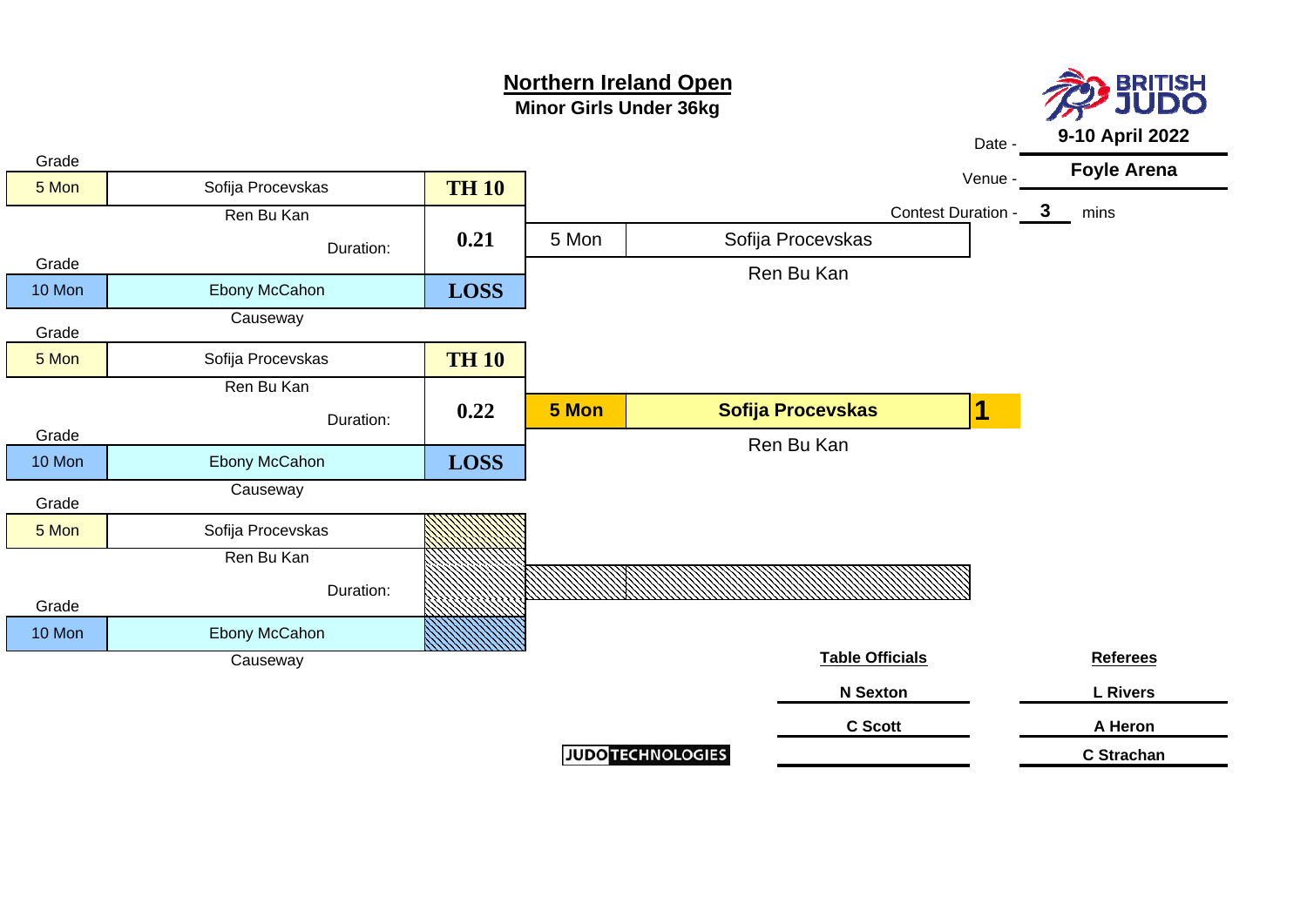# Northern Ireland Open

**Minor Girls Under 36kg**

Date - **9-10 April 2022**

Venue - **Foyle Arena**

Contest Duration - **3** mins

## Contest 1

| Grade | Name | Club | Result |
|---|---|---|---|
| 5 Mon | Sofija Procevskas | Ren Bu Kan | TH 10 |
| | | Duration: | 0.21 |
| 10 Mon | Ebony McCahon | Causeway | LOSS |

Winner: 5 Mon — Sofija Procevskas — Ren Bu Kan

## Contest 2

| Grade | Name | Club | Result |
|---|---|---|---|
| 5 Mon | Sofija Procevskas | Ren Bu Kan | TH 10 |
| | | Duration: | 0.22 |
| 10 Mon | Ebony McCahon | Causeway | LOSS |

Winner: **5 Mon — Sofija Procevskas — Ren Bu Kan — 1**

## Contest 3

| Grade | Name | Club | Result |
|---|---|---|---|
| 5 Mon | Sofija Procevskas | Ren Bu Kan | |
| | | Duration: | |
| 10 Mon | Ebony McCahon | Causeway | |

**Table Officials**

- N Sexton
- C Scott

**Referees**

- L Rivers
- A Heron
- C Strachan

JUDO TECHNOLOGIES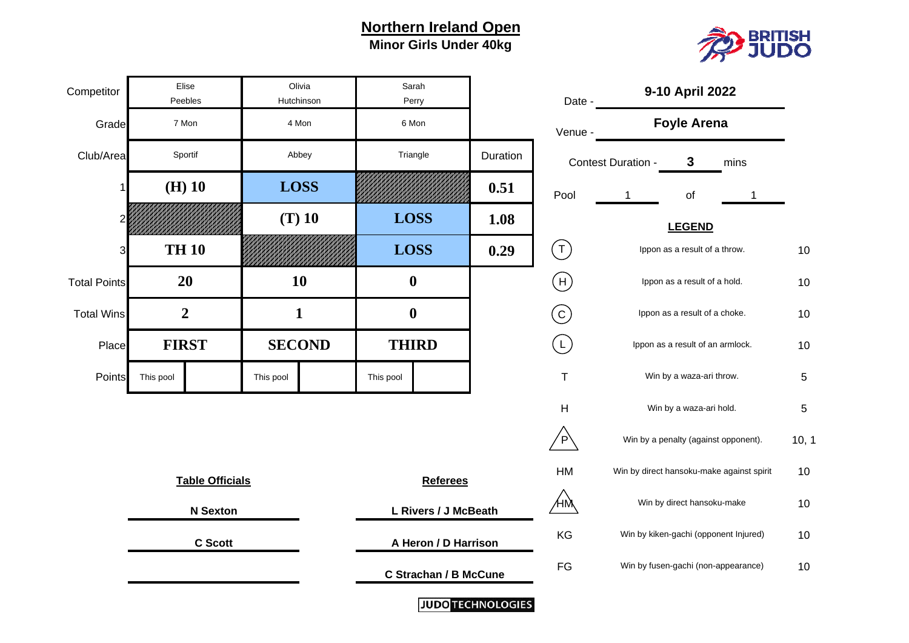# Northern Ireland Open

## Minor Girls Under 40kg

| Competitor | Elise Peebles | Olivia Hutchinson | Sarah Perry | |
|---|---|---|---|---|
| Grade | 7 Mon | 4 Mon | 6 Mon | |
| Club/Area | Sportif | Abbey | Triangle | Duration |
| 1 | (H) 10 | LOSS | | 0.51 |
| 2 | | (T) 10 | LOSS | 1.08 |
| 3 | TH 10 | | LOSS | 0.29 |
| Total Points | 20 | 10 | 0 | |
| Total Wins | 2 | 1 | 0 | |
| Place | FIRST | SECOND | THIRD | |
| Points | This pool | This pool | This pool | |

Date - 9-10 April 2022

Venue - Foyle Arena

Contest Duration - 3 mins

Pool 1 of 1

**LEGEND**

| Symbol | Description | Points |
|---|---|---|
| (T) | Ippon as a result of a throw. | 10 |
| (H) | Ippon as a result of a hold. | 10 |
| (C) | Ippon as a result of a choke. | 10 |
| (L) | Ippon as a result of an armlock. | 10 |
| T | Win by a waza-ari throw. | 5 |
| H | Win by a waza-ari hold. | 5 |
| P (triangle) | Win by a penalty (against opponent). | 10, 1 |
| HM | Win by direct hansoku-make against spirit | 10 |
| HM (triangle) | Win by direct hansoku-make | 10 |
| KG | Win by kiken-gachi (opponent Injured) | 10 |
| FG | Win by fusen-gachi (non-appearance) | 10 |

**Table Officials**

N Sexton

C Scott

**Referees**

L Rivers / J McBeath

A Heron / D Harrison

C Strachan / B McCune

JUDO TECHNOLOGIES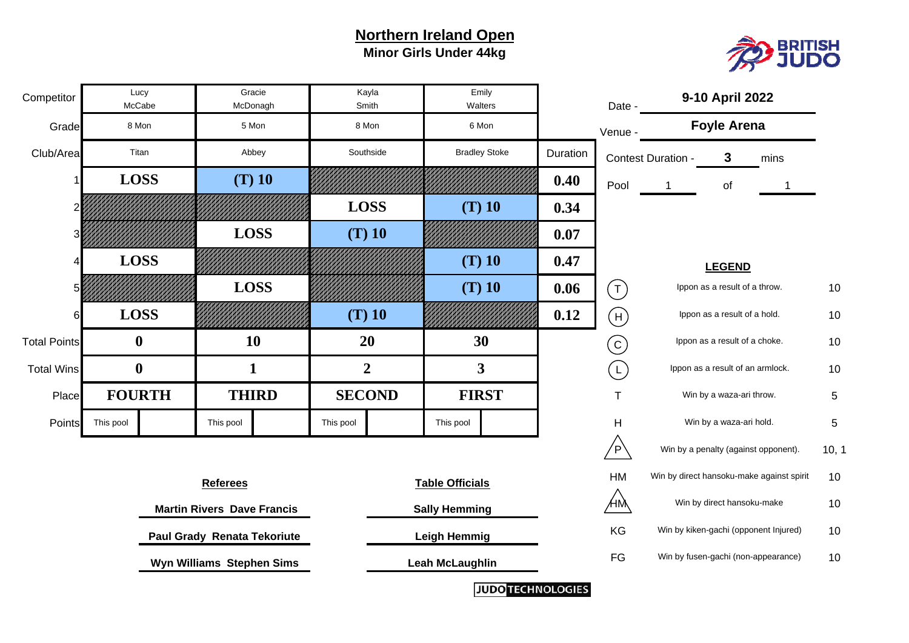# Northern Ireland Open

## Minor Girls Under 44kg

| Competitor | Lucy McCabe | Gracie McDonagh | Kayla Smith | Emily Walters | |
|---|---|---|---|---|---|
| Grade | 8 Mon | 5 Mon | 8 Mon | 6 Mon | |
| Club/Area | Titan | Abbey | Southside | Bradley Stoke | Duration |
| 1 | LOSS | (T) 10 | | | 0.40 |
| 2 | | | LOSS | (T) 10 | 0.34 |
| 3 | | LOSS | (T) 10 | | 0.07 |
| 4 | LOSS | | | (T) 10 | 0.47 |
| 5 | | LOSS | | (T) 10 | 0.06 |
| 6 | LOSS | | (T) 10 | | 0.12 |
| Total Points | 0 | 10 | 20 | 30 | |
| Total Wins | 0 | 1 | 2 | 3 | |
| Place | FOURTH | THIRD | SECOND | FIRST | |
| Points | This pool | This pool | This pool | This pool | |

Date - **9-10 April 2022**

Venue - **Foyle Arena**

Contest Duration - **3** mins

Pool 1 of 1

**LEGEND**

| Symbol | Description | Points |
|---|---|---|
| (T) | Ippon as a result of a throw. | 10 |
| (H) | Ippon as a result of a hold. | 10 |
| (C) | Ippon as a result of a choke. | 10 |
| (L) | Ippon as a result of an armlock. | 10 |
| T | Win by a waza-ari throw. | 5 |
| H | Win by a waza-ari hold. | 5 |
| P (triangle) | Win by a penalty (against opponent). | 10, 1 |
| HM | Win by direct hansoku-make against spirit | 10 |
| HM (triangle) | Win by direct hansoku-make | 10 |
| KG | Win by kiken-gachi (opponent Injured) | 10 |
| FG | Win by fusen-gachi (non-appearance) | 10 |

**Referees**

Martin Rivers Dave Francis

Paul Grady Renata Tekoriute

Wyn Williams Stephen Sims

**Table Officials**

Sally Hemming

Leigh Hemmig

Leah McLaughlin

JUDO TECHNOLOGIES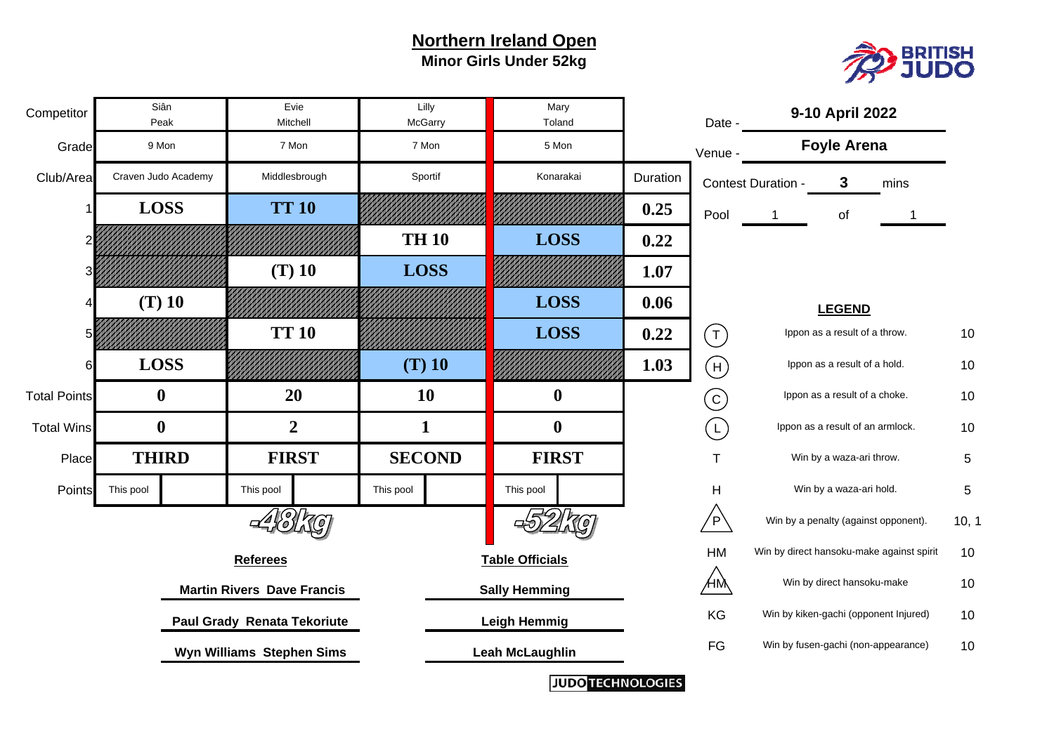# Northern Ireland Open

## Minor Girls Under 52kg

| Competitor | Siân Peak | Evie Mitchell | Lilly McGarry | Mary Toland | |
|---|---|---|---|---|---|
| Grade | 9 Mon | 7 Mon | 7 Mon | 5 Mon | |
| Club/Area | Craven Judo Academy | Middlesbrough | Sportif | Konarakai | Duration |
| 1 | LOSS | TT 10 | | | 0.25 |
| 2 | | | TH 10 | LOSS | 0.22 |
| 3 | | (T) 10 | LOSS | | 1.07 |
| 4 | (T) 10 | | | LOSS | 0.06 |
| 5 | | TT 10 | | LOSS | 0.22 |
| 6 | LOSS | | (T) 10 | | 1.03 |
| Total Points | 0 | 20 | 10 | 0 | |
| Total Wins | 0 | 2 | 1 | 0 | |
| Place | THIRD | FIRST | SECOND | FIRST | |
| Points | This pool | This pool | This pool | This pool | |
| | -48kg | | | -52kg | |

Date - **9-10 April 2022**

Venue - **Foyle Arena**

Contest Duration - **3** mins

Pool 1 of 1

**LEGEND**

| | | |
|---|---|---|
| (T) | Ippon as a result of a throw. | 10 |
| (H) | Ippon as a result of a hold. | 10 |
| (C) | Ippon as a result of a choke. | 10 |
| (L) | Ippon as a result of an armlock. | 10 |
| T | Win by a waza-ari throw. | 5 |
| H | Win by a waza-ari hold. | 5 |
| P | Win by a penalty (against opponent). | 10, 1 |
| HM | Win by direct hansoku-make against spirit | 10 |
| HM | Win by direct hansoku-make | 10 |
| KG | Win by kiken-gachi (opponent Injured) | 10 |
| FG | Win by fusen-gachi (non-appearance) | 10 |

**Referees**

**Martin Rivers Dave Francis**

**Paul Grady Renata Tekoriute**

**Wyn Williams Stephen Sims**

**Table Officials**

**Sally Hemming**

**Leigh Hemmig**

**Leah McLaughlin**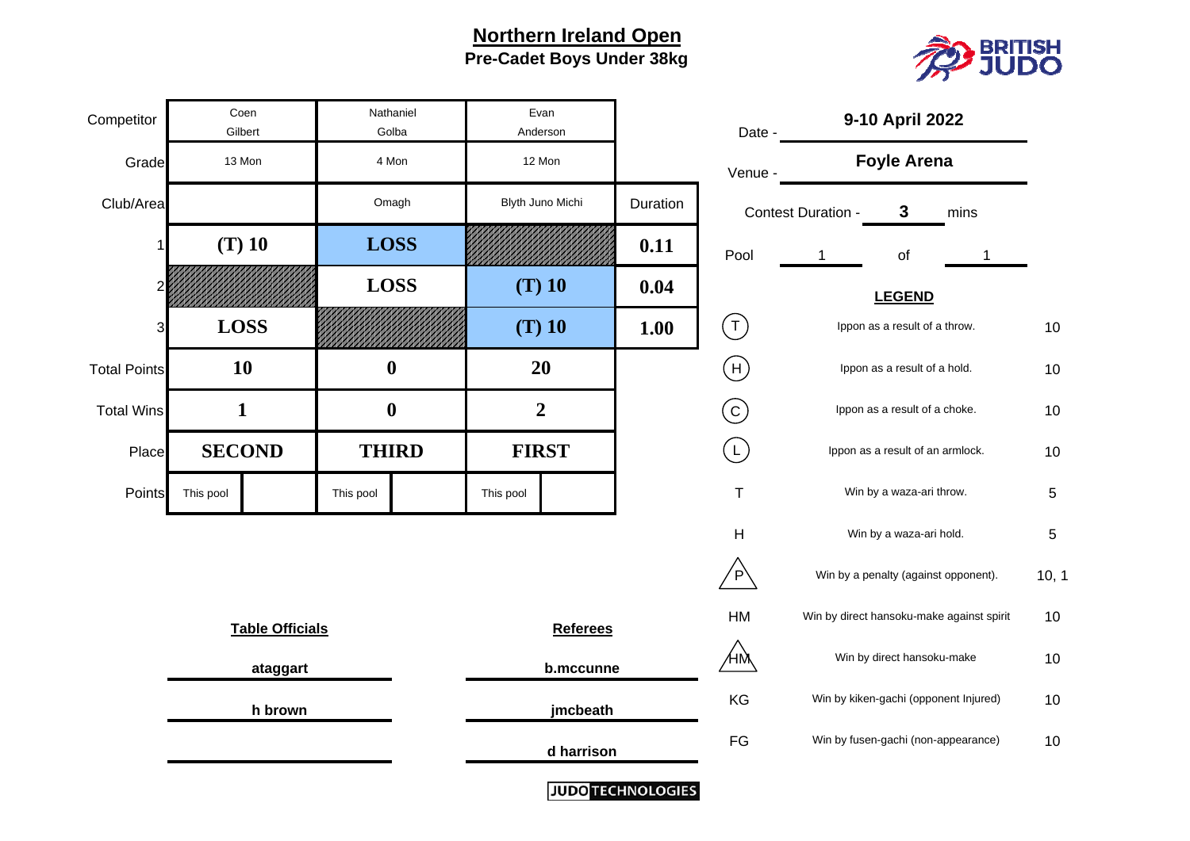## Northern Ireland Open

### Pre-Cadet Boys Under 38kg

| Competitor | Coen Gilbert | Nathaniel Golba | Evan Anderson | |
|---|---|---|---|---|
| Grade | 13 Mon | 4 Mon | 12 Mon | |
| Club/Area | | Omagh | Blyth Juno Michi | Duration |
| 1 | **(T) 10** | **LOSS** | | **0.11** |
| 2 | | **LOSS** | **(T) 10** | **0.04** |
| 3 | **LOSS** | | **(T) 10** | **1.00** |
| Total Points | **10** | **0** | **20** | |
| Total Wins | **1** | **0** | **2** | |
| Place | **SECOND** | **THIRD** | **FIRST** | |
| Points | This pool | This pool | This pool | |

Date - **9-10 April 2022**

Venue - **Foyle Arena**

Contest Duration - **3** mins

Pool 1 of 1

**LEGEND**

| Symbol | Description | Points |
|---|---|---|
| (T) | Ippon as a result of a throw. | 10 |
| (H) | Ippon as a result of a hold. | 10 |
| (C) | Ippon as a result of a choke. | 10 |
| (L) | Ippon as a result of an armlock. | 10 |
| T | Win by a waza-ari throw. | 5 |
| H | Win by a waza-ari hold. | 5 |
| P | Win by a penalty (against opponent). | 10, 1 |
| HM | Win by direct hansoku-make against spirit | 10 |
| HM | Win by direct hansoku-make | 10 |
| KG | Win by kiken-gachi (opponent Injured) | 10 |
| FG | Win by fusen-gachi (non-appearance) | 10 |

**Table Officials**

ataggart

h brown

**Referees**

b.mccunne

jmcbeath

d harrison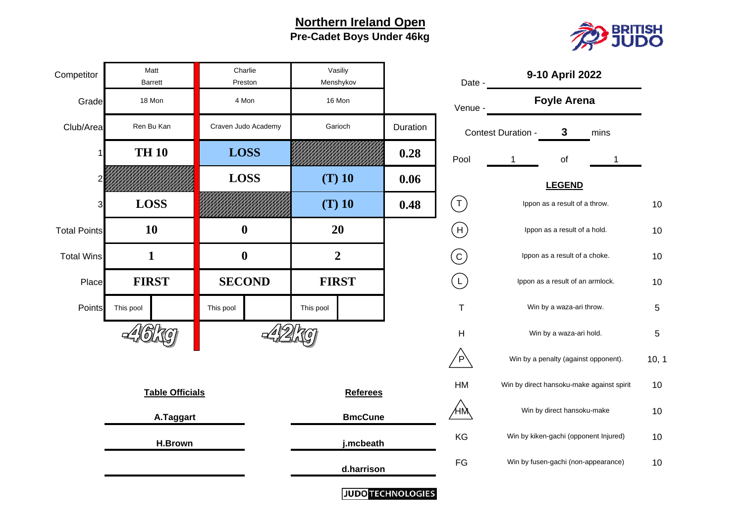# Northern Ireland Open

## Pre-Cadet Boys Under 46kg

BRITISH JUDO

| Competitor | Matt Barrett | Charlie Preston | Vasiliy Menshykov | |
|---|---|---|---|---|
| Grade | 18 Mon | 4 Mon | 16 Mon | |
| Club/Area | Ren Bu Kan | Craven Judo Academy | Garioch | Duration |
| 1 | TH 10 | LOSS | | 0.28 |
| 2 | | LOSS | (T) 10 | 0.06 |
| 3 | LOSS | | (T) 10 | 0.48 |
| Total Points | 10 | 0 | 20 | |
| Total Wins | 1 | 0 | 2 | |
| Place | FIRST | SECOND | FIRST | |
| Points | This pool | This pool | This pool | |

-46kg | -42kg

Date - **9-10 April 2022**

Venue - **Foyle Arena**

Contest Duration - **3** mins

Pool 1 of 1

**LEGEND**

| Symbol | Description | Points |
|---|---|---|
| (T) | Ippon as a result of a throw. | 10 |
| (H) | Ippon as a result of a hold. | 10 |
| (C) | Ippon as a result of a choke. | 10 |
| (L) | Ippon as a result of an armlock. | 10 |
| T | Win by a waza-ari throw. | 5 |
| H | Win by a waza-ari hold. | 5 |
| P | Win by a penalty (against opponent). | 10, 1 |
| HM | Win by direct hansoku-make against spirit | 10 |
| HM | Win by direct hansoku-make | 10 |
| KG | Win by kiken-gachi (opponent Injured) | 10 |
| FG | Win by fusen-gachi (non-appearance) | 10 |

| Table Officials | Referees |
|---|---|
| A.Taggart | BmcCune |
| H.Brown | j.mcbeath |
| | d.harrison |

JUDO TECHNOLOGIES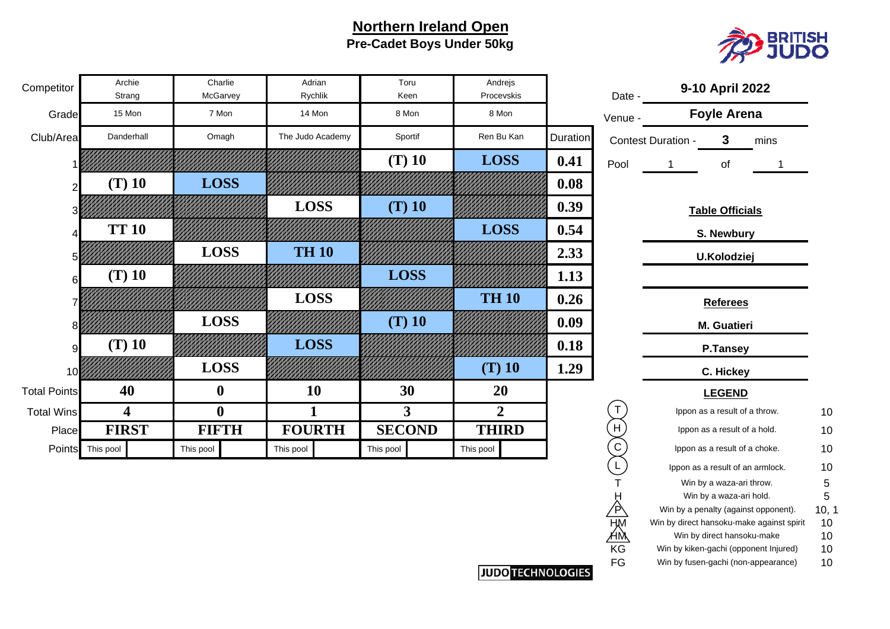# Northern Ireland Open

## Pre-Cadet Boys Under 50kg

| Competitor | Archie Strang | Charlie McGarvey | Adrian Rychlik | Toru Keen | Andrejs Procevskis | |
|---|---|---|---|---|---|---|
| Grade | 15 Mon | 7 Mon | 14 Mon | 8 Mon | 8 Mon | |
| Club/Area | Danderhall | Omagh | The Judo Academy | Sportif | Ren Bu Kan | Duration |
| 1 | | | | (T) 10 | LOSS | 0.41 |
| 2 | (T) 10 | LOSS | | | | 0.08 |
| 3 | | | LOSS | (T) 10 | | 0.39 |
| 4 | TT 10 | | | | LOSS | 0.54 |
| 5 | | LOSS | TH 10 | | | 2.33 |
| 6 | (T) 10 | | | LOSS | | 1.13 |
| 7 | | | LOSS | | TH 10 | 0.26 |
| 8 | | LOSS | | (T) 10 | | 0.09 |
| 9 | (T) 10 | | LOSS | | | 0.18 |
| 10 | | LOSS | | | (T) 10 | 1.29 |
| Total Points | 40 | 0 | 10 | 30 | 20 | |
| Total Wins | 4 | 0 | 1 | 3 | 2 | |
| Place | FIRST | FIFTH | FOURTH | SECOND | THIRD | |
| Points | This pool | This pool | This pool | This pool | This pool | |

Date - **9-10 April 2022**

Venue - **Foyle Arena**

Contest Duration - **3** mins

Pool 1 of 1

**Table Officials**

**S. Newbury**

**U.Kolodziej**

**Referees**

**M. Guatieri**

**P.Tansey**

**C. Hickey**

**LEGEND**

| Symbol | Description | Points |
|---|---|---|
| (T) | Ippon as a result of a throw. | 10 |
| (H) | Ippon as a result of a hold. | 10 |
| (C) | Ippon as a result of a choke. | 10 |
| (L) | Ippon as a result of an armlock. | 10 |
| T | Win by a waza-ari throw. | 5 |
| H | Win by a waza-ari hold. | 5 |
| P | Win by a penalty (against opponent). | 10, 1 |
| HM | Win by direct hansoku-make against spirit | 10 |
| HM | Win by direct hansoku-make | 10 |
| KG | Win by kiken-gachi (opponent Injured) | 10 |
| FG | Win by fusen-gachi (non-appearance) | 10 |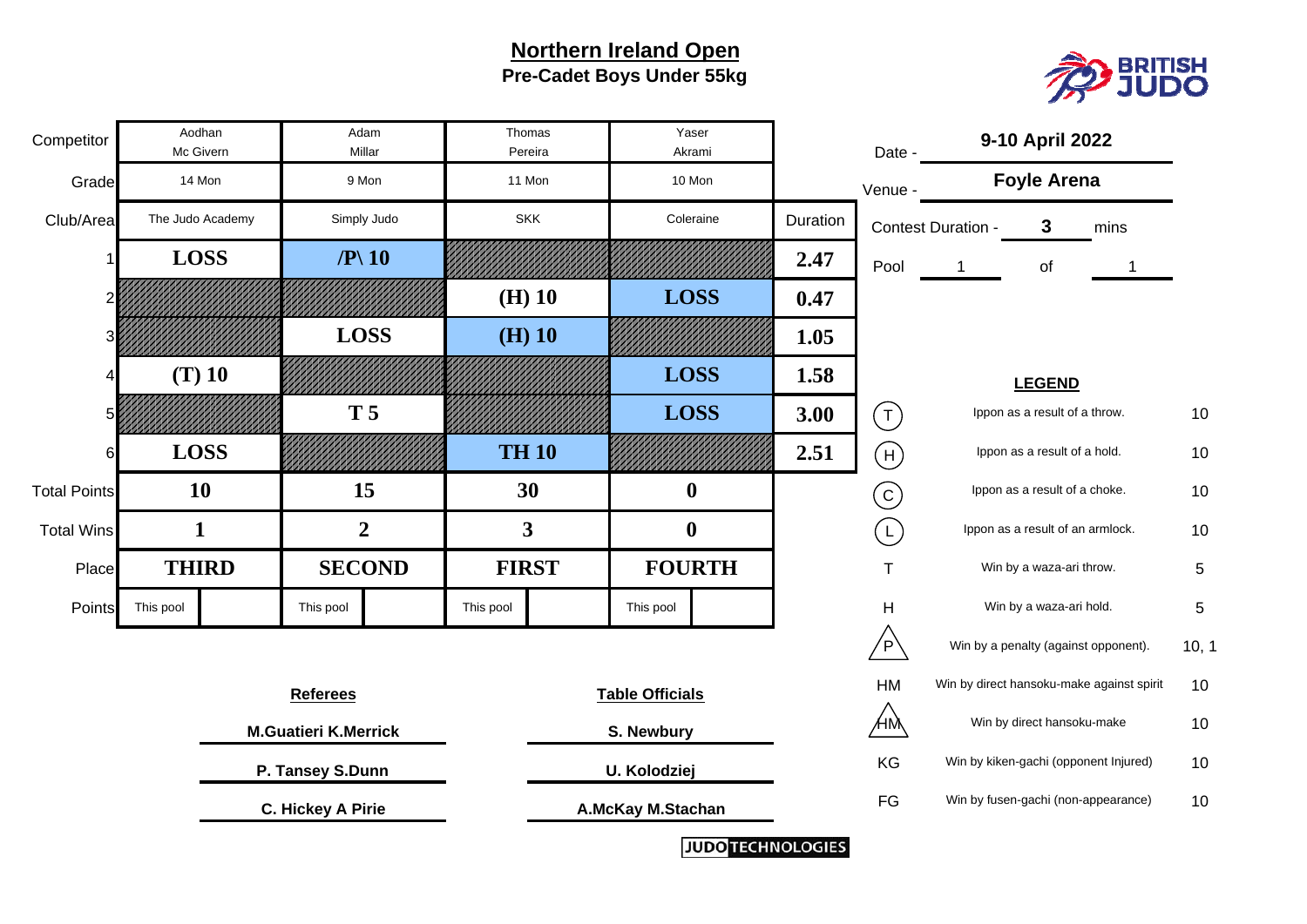# Northern Ireland Open

## Pre-Cadet Boys Under 55kg

| Competitor | Aodhan Mc Givern | Adam Millar | Thomas Pereira | Yaser Akrami | |
|---|---|---|---|---|---|
| Grade | 14 Mon | 9 Mon | 11 Mon | 10 Mon | |
| Club/Area | The Judo Academy | Simply Judo | SKK | Coleraine | Duration |
| 1 | LOSS | /P\ 10 | | | 2.47 |
| 2 | | | (H) 10 | LOSS | 0.47 |
| 3 | | LOSS | (H) 10 | | 1.05 |
| 4 | (T) 10 | | | LOSS | 1.58 |
| 5 | | T 5 | | LOSS | 3.00 |
| 6 | LOSS | | TH 10 | | 2.51 |
| Total Points | 10 | 15 | 30 | 0 | |
| Total Wins | 1 | 2 | 3 | 0 | |
| Place | THIRD | SECOND | FIRST | FOURTH | |
| Points | This pool | This pool | This pool | This pool | |

Date - 9-10 April 2022

Venue - Foyle Arena

Contest Duration - 3 mins

Pool 1 of 1

**LEGEND**

| Symbol | Description | Points |
|---|---|---|
| (T) | Ippon as a result of a throw. | 10 |
| (H) | Ippon as a result of a hold. | 10 |
| (C) | Ippon as a result of a choke. | 10 |
| (L) | Ippon as a result of an armlock. | 10 |
| T | Win by a waza-ari throw. | 5 |
| H | Win by a waza-ari hold. | 5 |
| /P\ | Win by a penalty (against opponent). | 10, 1 |
| HM | Win by direct hansoku-make against spirit | 10 |
| /HM\ | Win by direct hansoku-make | 10 |
| KG | Win by kiken-gachi (opponent Injured) | 10 |
| FG | Win by fusen-gachi (non-appearance) | 10 |

**Referees**

M.Guatieri K.Merrick

P. Tansey S.Dunn

C. Hickey A Pirie

**Table Officials**

S. Newbury

U. Kolodziej

A.McKay M.Stachan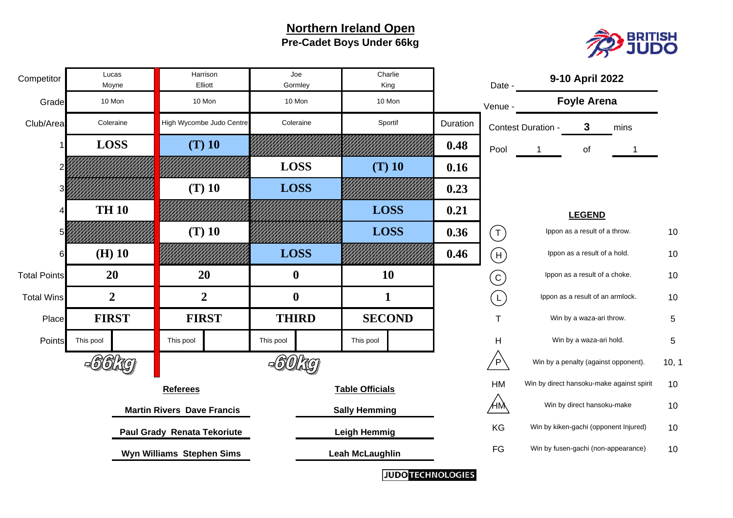# Northern Ireland Open

## Pre-Cadet Boys Under 66kg

| Competitor | Lucas Moyne | Harrison Elliott | Joe Gormley | Charlie King | Duration |
|---|---|---|---|---|---|
| Grade | 10 Mon | 10 Mon | 10 Mon | 10 Mon | |
| Club/Area | Coleraine | High Wycombe Judo Centre | Coleraine | Sportif | Duration |
| 1 | LOSS | (T) 10 | | | 0.48 |
| 2 | | | LOSS | (T) 10 | 0.16 |
| 3 | | (T) 10 | LOSS | | 0.23 |
| 4 | TH 10 | | | LOSS | 0.21 |
| 5 | | (T) 10 | | LOSS | 0.36 |
| 6 | (H) 10 | | LOSS | | 0.46 |
| Total Points | 20 | 20 | 0 | 10 | |
| Total Wins | 2 | 2 | 0 | 1 | |
| Place | FIRST | FIRST | THIRD | SECOND | |
| Points | This pool | This pool | This pool | This pool | |

-66kg | -60kg

Date - 9-10 April 2022

Venue - Foyle Arena

Contest Duration - 3 mins

Pool 1 of 1

### LEGEND

| Symbol | Description | Points |
|---|---|---|
| (T) | Ippon as a result of a throw. | 10 |
| (H) | Ippon as a result of a hold. | 10 |
| (C) | Ippon as a result of a choke. | 10 |
| (L) | Ippon as a result of an armlock. | 10 |
| T | Win by a waza-ari throw. | 5 |
| H | Win by a waza-ari hold. | 5 |
| P | Win by a penalty (against opponent). | 10, 1 |
| HM | Win by direct hansoku-make against spirit | 10 |
| HM | Win by direct hansoku-make | 10 |
| KG | Win by kiken-gachi (opponent Injured) | 10 |
| FG | Win by fusen-gachi (non-appearance) | 10 |

**Referees**

Martin Rivers Dave Francis

Paul Grady Renata Tekoriute

Wyn Williams Stephen Sims

**Table Officials**

Sally Hemming

Leigh Hemmig

Leah McLaughlin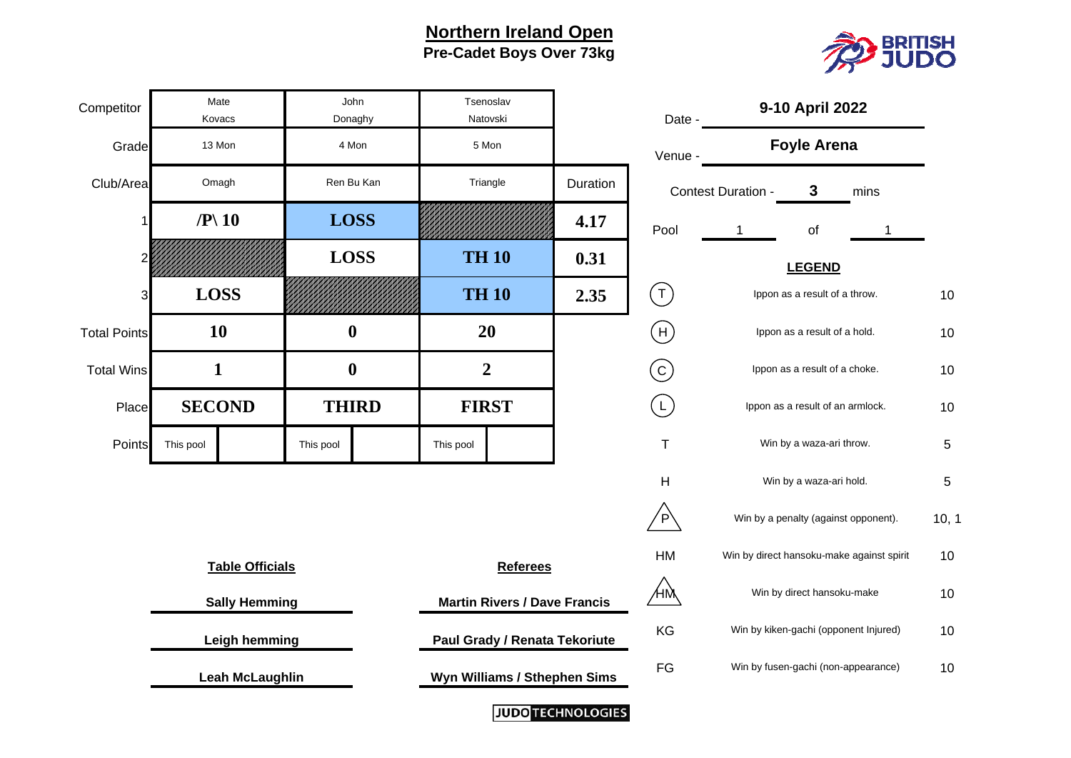# Northern Ireland Open

## Pre-Cadet Boys Over 73kg

| Competitor | Mate Kovacs | John Donaghy | Tsenoslav Natovski | |
|---|---|---|---|---|
| Grade | 13 Mon | 4 Mon | 5 Mon | |
| Club/Area | Omagh | Ren Bu Kan | Triangle | Duration |
| 1 | /P\ 10 | LOSS | | 4.17 |
| 2 | | LOSS | TH 10 | 0.31 |
| 3 | LOSS | | TH 10 | 2.35 |
| Total Points | 10 | 0 | 20 | |
| Total Wins | 1 | 0 | 2 | |
| Place | SECOND | THIRD | FIRST | |
| Points | This pool | This pool | This pool | |

Date - **9-10 April 2022**

Venue - **Foyle Arena**

Contest Duration - **3** mins

Pool 1 of 1

**LEGEND**

| Symbol | Description | Points |
|---|---|---|
| (T) | Ippon as a result of a throw. | 10 |
| (H) | Ippon as a result of a hold. | 10 |
| (C) | Ippon as a result of a choke. | 10 |
| (L) | Ippon as a result of an armlock. | 10 |
| T | Win by a waza-ari throw. | 5 |
| H | Win by a waza-ari hold. | 5 |
| /P\ | Win by a penalty (against opponent). | 10, 1 |
| HM | Win by direct hansoku-make against spirit | 10 |
| /HM\ | Win by direct hansoku-make | 10 |
| KG | Win by kiken-gachi (opponent Injured) | 10 |
| FG | Win by fusen-gachi (non-appearance) | 10 |

| Table Officials | Referees |
|---|---|
| Sally Hemming | Martin Rivers / Dave Francis |
| Leigh hemming | Paul Grady / Renata Tekoriute |
| Leah McLaughlin | Wyn Williams / Sthephen Sims |

JUDO TECHNOLOGIES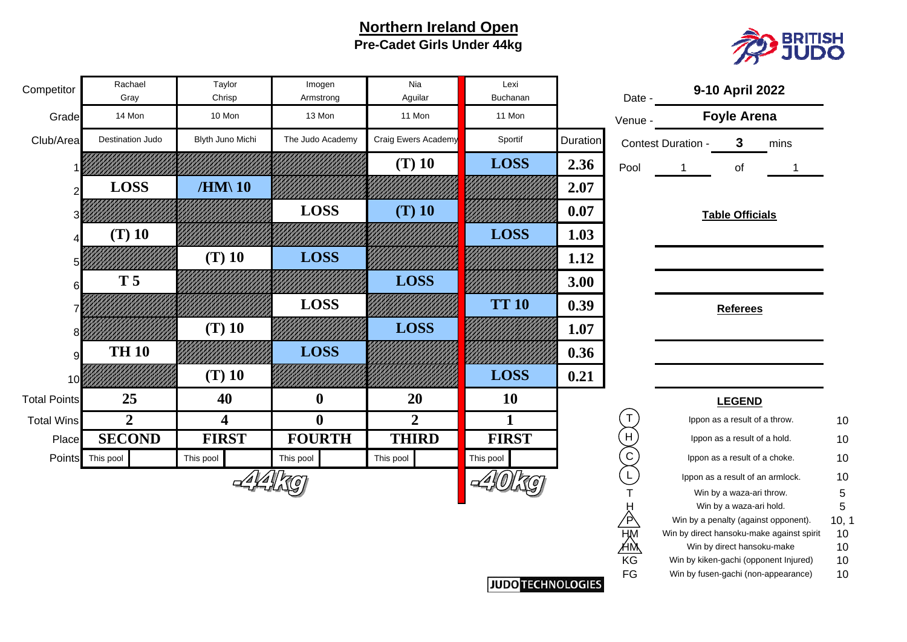# Northern Ireland Open

## Pre-Cadet Girls Under 44kg

BRITISH JUDO

| Competitor | Rachael Gray | Taylor Chrisp | Imogen Armstrong | Nia Aguilar | Lexi Buchanan | |
|---|---|---|---|---|---|---|
| Grade | 14 Mon | 10 Mon | 13 Mon | 11 Mon | 11 Mon | |
| Club/Area | Destination Judo | Blyth Juno Michi | The Judo Academy | Craig Ewers Academy | Sportif | Duration |
| 1 | | | | (T) 10 | LOSS | 2.36 |
| 2 | LOSS | /HM\ 10 | | | | 2.07 |
| 3 | | | LOSS | (T) 10 | | 0.07 |
| 4 | (T) 10 | | | | LOSS | 1.03 |
| 5 | | (T) 10 | LOSS | | | 1.12 |
| 6 | T 5 | | | LOSS | | 3.00 |
| 7 | | | LOSS | | TT 10 | 0.39 |
| 8 | | (T) 10 | | LOSS | | 1.07 |
| 9 | TH 10 | | LOSS | | | 0.36 |
| 10 | | (T) 10 | | | LOSS | 0.21 |
| Total Points | 25 | 40 | 0 | 20 | 10 | |
| Total Wins | 2 | 4 | 0 | 2 | 1 | |
| Place | SECOND | FIRST | FOURTH | THIRD | FIRST | |
| Points | This pool | This pool | This pool | This pool | This pool | |

-44kg

-40kg

Date - **9-10 April 2022**

Venue - **Foyle Arena**

Contest Duration - **3** mins

Pool 1 of 1

**Table Officials**

**Referees**

**LEGEND**

| | | |
|---|---|---|
| (T) | Ippon as a result of a throw. | 10 |
| (H) | Ippon as a result of a hold. | 10 |
| (C) | Ippon as a result of a choke. | 10 |
| (L) | Ippon as a result of an armlock. | 10 |
| T | Win by a waza-ari throw. | 5 |
| H | Win by a waza-ari hold. | 5 |
| /P\ | Win by a penalty (against opponent). | 10, 1 |
| HM | Win by direct hansoku-make against spirit | 10 |
| /HM\ | Win by direct hansoku-make | 10 |
| KG | Win by kiken-gachi (opponent Injured) | 10 |
| FG | Win by fusen-gachi (non-appearance) | 10 |

JUDO TECHNOLOGIES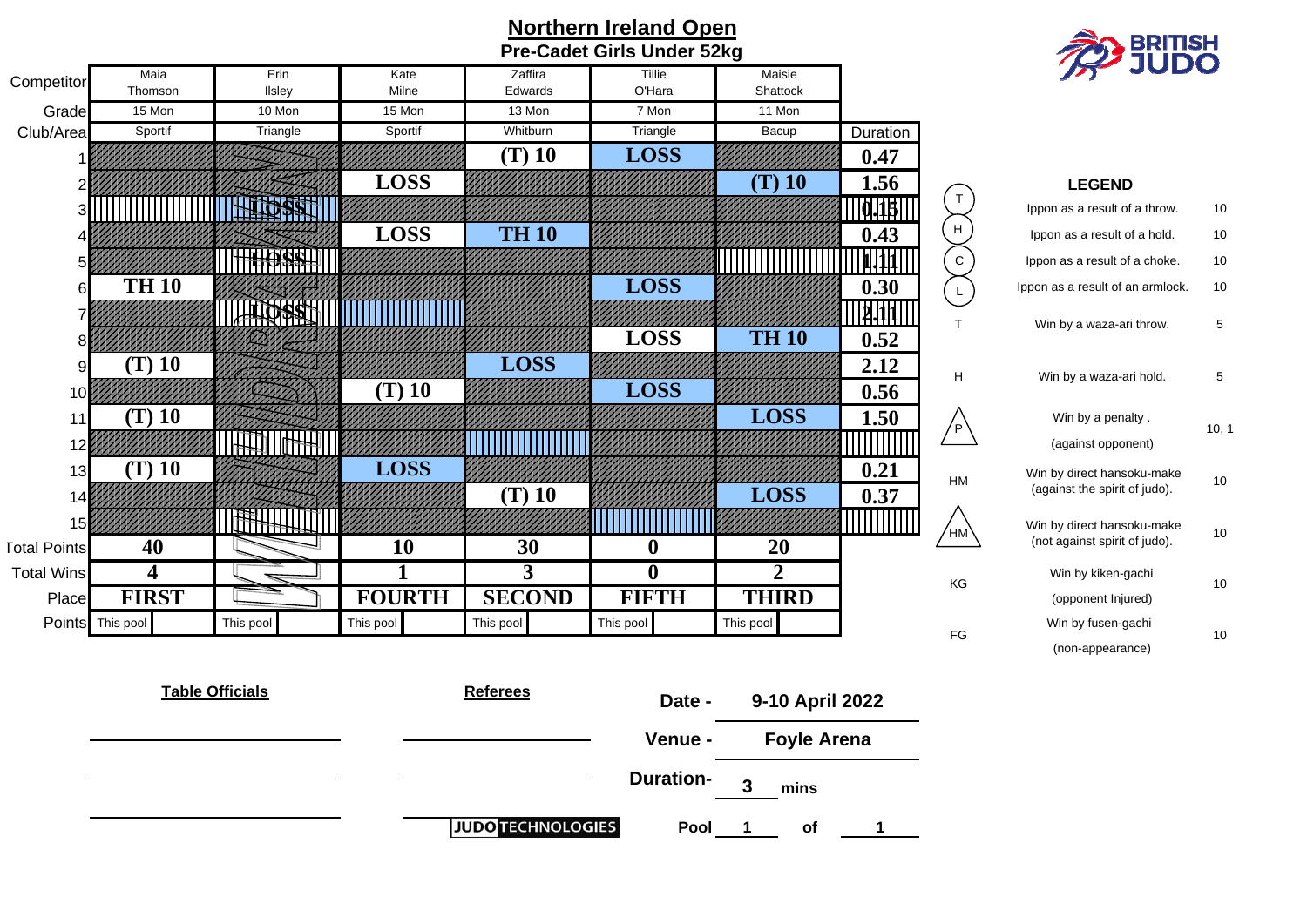# Northern Ireland Open

## Pre-Cadet Girls Under 52kg

| Competitor | Maia Thomson | Erin Ilsley | Kate Milne | Zaffira Edwards | Tillie O'Hara | Maisie Shattock | |
|---|---|---|---|---|---|---|---|
| Grade | 15 Mon | 10 Mon | 15 Mon | 13 Mon | 7 Mon | 11 Mon | |
| Club/Area | Sportif | Triangle | Sportif | Whitburn | Triangle | Bacup | Duration |
| 1 | | | | (T) 10 | LOSS | | 0.47 |
| 2 | | | LOSS | | | (T) 10 | 1.56 |
| 3 | | LOSS | | | | | 0.15 |
| 4 | | | LOSS | TH 10 | | | 0.43 |
| 5 | | LOSS | | | | | 1.11 |
| 6 | TH 10 | | | | LOSS | | 0.30 |
| 7 | | LOSS | | | | | 2.11 |
| 8 | | | | | LOSS | TH 10 | 0.52 |
| 9 | (T) 10 | | | LOSS | | | 2.12 |
| 10 | | | (T) 10 | | LOSS | | 0.56 |
| 11 | (T) 10 | | | | | LOSS | 1.50 |
| 12 | | | | | | | |
| 13 | (T) 10 | | LOSS | | | | 0.21 |
| 14 | | | | (T) 10 | | LOSS | 0.37 |
| 15 | | | | | | | |
| Total Points | 40 | WITHDRAWN | 10 | 30 | 0 | 20 | |
| Total Wins | 4 | | 1 | 3 | 0 | 2 | |
| Place | FIRST | | FOURTH | SECOND | FIFTH | THIRD | |
| Points | This pool | This pool | This pool | This pool | This pool | This pool | |

**LEGEND**

| Code | Description | Points |
|---|---|---|
| T | Ippon as a result of a throw. | 10 |
| H | Ippon as a result of a hold. | 10 |
| C | Ippon as a result of a choke. | 10 |
| L | Ippon as a result of an armlock. | 10 |
| T | Win by a waza-ari throw. | 5 |
| H | Win by a waza-ari hold. | 5 |
| P | Win by a penalty. (against opponent) | 10, 1 |
| HM | Win by direct hansoku-make (against the spirit of judo). | 10 |
| HM | Win by direct hansoku-make (not against spirit of judo). | 10 |
| KG | Win by kiken-gachi (opponent Injured) | 10 |
| FG | Win by fusen-gachi (non-appearance) | 10 |

**Table Officials**

**Referees**

Date - 9-10 April 2022

Venue - Foyle Arena

Duration- 3 mins

Pool 1 of 1

JUDO TECHNOLOGIES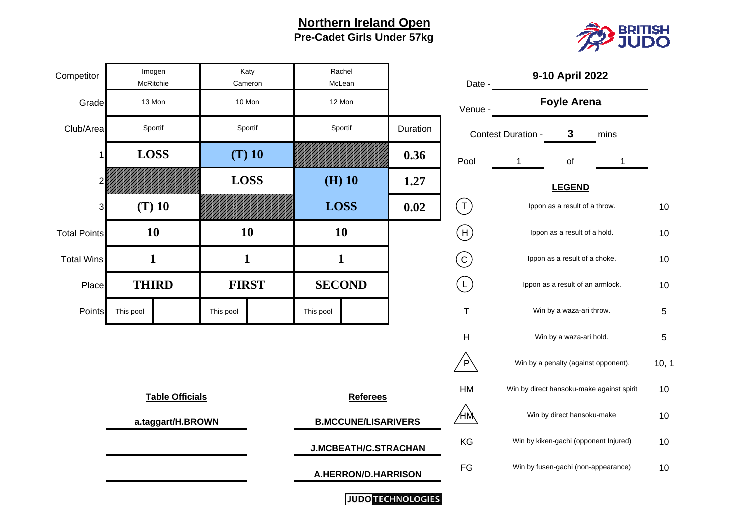# Northern Ireland Open

## Pre-Cadet Girls Under 57kg

| Competitor | Imogen McRitchie | Katy Cameron | Rachel McLean | |
|---|---|---|---|---|
| Grade | 13 Mon | 10 Mon | 12 Mon | |
| Club/Area | Sportif | Sportif | Sportif | Duration |
| 1 | LOSS | (T) 10 | | 0.36 |
| 2 | | LOSS | (H) 10 | 1.27 |
| 3 | (T) 10 | | LOSS | 0.02 |
| Total Points | 10 | 10 | 10 | |
| Total Wins | 1 | 1 | 1 | |
| Place | THIRD | FIRST | SECOND | |
| Points | This pool | This pool | This pool | |

Date - **9-10 April 2022**

Venue - **Foyle Arena**

Contest Duration - **3** mins

Pool 1 of 1

**LEGEND**

| Symbol | Description | Points |
|---|---|---|
| (T) | Ippon as a result of a throw. | 10 |
| (H) | Ippon as a result of a hold. | 10 |
| (C) | Ippon as a result of a choke. | 10 |
| (L) | Ippon as a result of an armlock. | 10 |
| T | Win by a waza-ari throw. | 5 |
| H | Win by a waza-ari hold. | 5 |
| P | Win by a penalty (against opponent). | 10, 1 |
| HM | Win by direct hansoku-make against spirit | 10 |
| HM | Win by direct hansoku-make | 10 |
| KG | Win by kiken-gachi (opponent Injured) | 10 |
| FG | Win by fusen-gachi (non-appearance) | 10 |

**Table Officials**

a.taggart/H.BROWN

**Referees**

B.MCCUNE/LISARIVERS

J.MCBEATH/C.STRACHAN

A.HERRON/D.HARRISON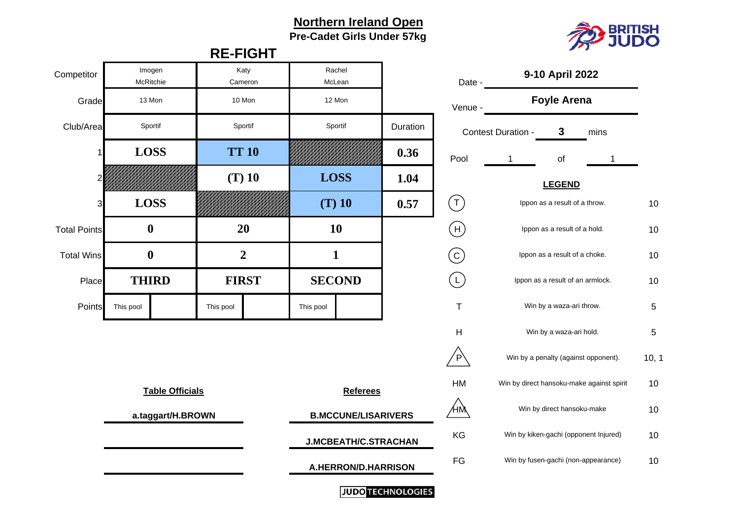# Northern Ireland Open

**Pre-Cadet Girls Under 57kg**

## RE-FIGHT

| Competitor | Imogen McRitchie | Katy Cameron | Rachel McLean | |
|---|---|---|---|---|
| Grade | 13 Mon | 10 Mon | 12 Mon | |
| Club/Area | Sportif | Sportif | Sportif | Duration |
| 1 | **LOSS** | **TT 10** | | **0.36** |
| 2 | | **(T) 10** | **LOSS** | **1.04** |
| 3 | **LOSS** | | **(T) 10** | **0.57** |
| Total Points | **0** | **20** | **10** | |
| Total Wins | **0** | **2** | **1** | |
| Place | **THIRD** | **FIRST** | **SECOND** | |
| Points | This pool | This pool | This pool | |

Date - **9-10 April 2022**

Venue - **Foyle Arena**

Contest Duration - **3** mins

Pool 1 of 1

**LEGEND**

| Symbol | Description | Points |
|---|---|---|
| (T) | Ippon as a result of a throw. | 10 |
| (H) | Ippon as a result of a hold. | 10 |
| (C) | Ippon as a result of a choke. | 10 |
| (L) | Ippon as a result of an armlock. | 10 |
| T | Win by a waza-ari throw. | 5 |
| H | Win by a waza-ari hold. | 5 |
| P | Win by a penalty (against opponent). | 10, 1 |
| HM | Win by direct hansoku-make against spirit | 10 |
| HM | Win by direct hansoku-make | 10 |
| KG | Win by kiken-gachi (opponent Injured) | 10 |
| FG | Win by fusen-gachi (non-appearance) | 10 |

**Table Officials**

**a.taggart/H.BROWN**

**Referees**

**B.MCCUNE/LISARIVERS**

**J.MCBEATH/C.STRACHAN**

**A.HERRON/D.HARRISON**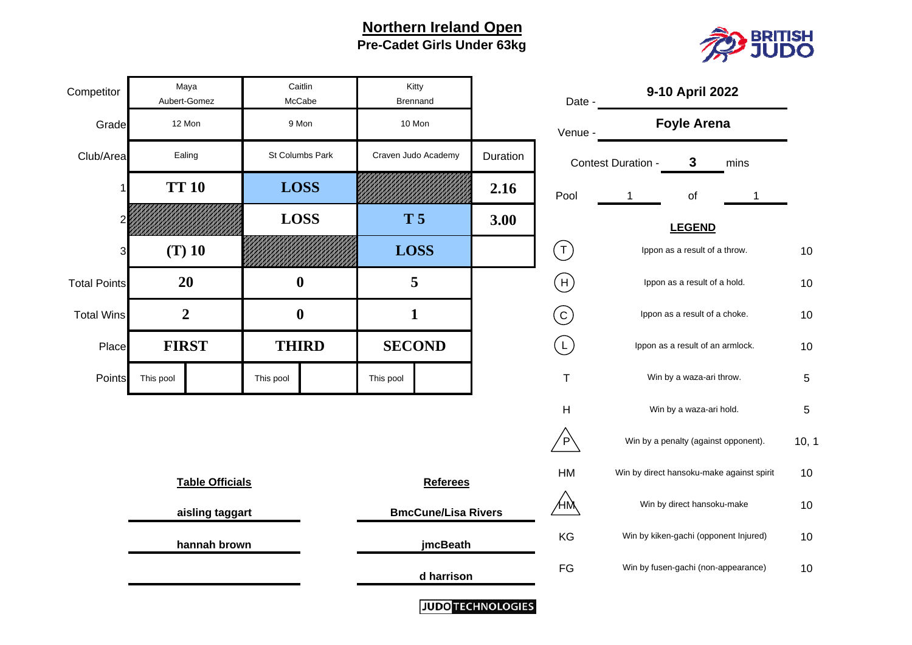## Northern Ireland Open

### Pre-Cadet Girls Under 63kg

| Competitor | Maya Aubert-Gomez | Caitlin McCabe | Kitty Brennand | |
|---|---|---|---|---|
| Grade | 12 Mon | 9 Mon | 10 Mon | |
| Club/Area | Ealing | St Columbs Park | Craven Judo Academy | Duration |
| 1 | **TT 10** | **LOSS** | | **2.16** |
| 2 | | **LOSS** | **T 5** | **3.00** |
| 3 | **(T) 10** | | **LOSS** | |
| Total Points | **20** | **0** | **5** | |
| Total Wins | **2** | **0** | **1** | |
| Place | **FIRST** | **THIRD** | **SECOND** | |
| Points | This pool | This pool | This pool | |

Date - **9-10 April 2022**

Venue - **Foyle Arena**

Contest Duration - **3** mins

Pool 1 of 1

**LEGEND**

| Symbol | Description | Points |
|---|---|---|
| (T) | Ippon as a result of a throw. | 10 |
| (H) | Ippon as a result of a hold. | 10 |
| (C) | Ippon as a result of a choke. | 10 |
| (L) | Ippon as a result of an armlock. | 10 |
| T | Win by a waza-ari throw. | 5 |
| H | Win by a waza-ari hold. | 5 |
| P (triangle) | Win by a penalty (against opponent). | 10, 1 |
| HM | Win by direct hansoku-make against spirit | 10 |
| HM (triangle) | Win by direct hansoku-make | 10 |
| KG | Win by kiken-gachi (opponent Injured) | 10 |
| FG | Win by fusen-gachi (non-appearance) | 10 |

**Table Officials**

aisling taggart

hannah brown

**Referees**

BmcCune/Lisa Rivers

jmcBeath

d harrison

JUDO TECHNOLOGIES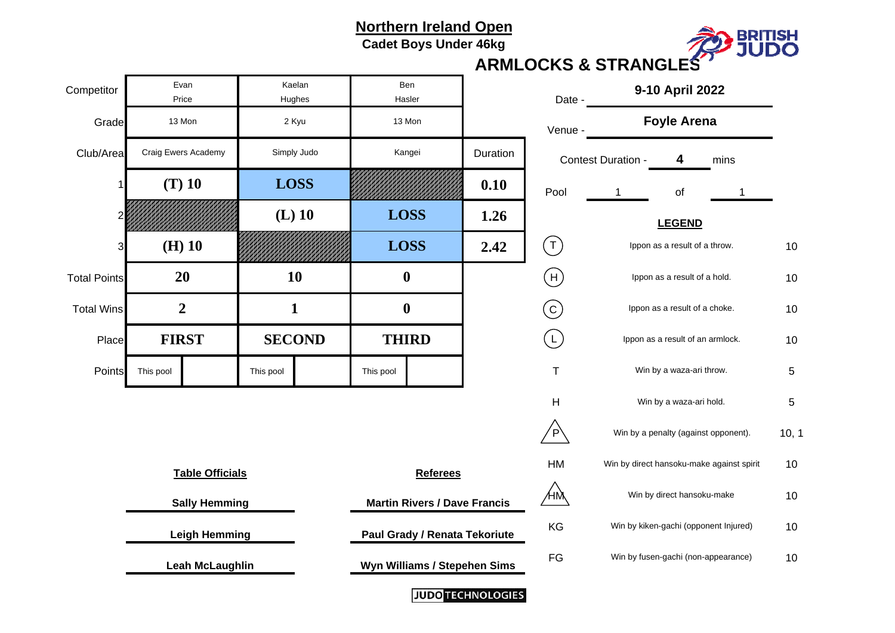# Northern Ireland Open

**Cadet Boys Under 46kg**

## ARMLOCKS & STRANGLES

| Competitor | Evan Price | Kaelan Hughes | Ben Hasler | |
|---|---|---|---|---|
| Grade | 13 Mon | 2 Kyu | 13 Mon | |
| Club/Area | Craig Ewers Academy | Simply Judo | Kangei | Duration |
| 1 | **(T) 10** | **LOSS** | | **0.10** |
| 2 | | **(L) 10** | **LOSS** | **1.26** |
| 3 | **(H) 10** | | **LOSS** | **2.42** |
| Total Points | **20** | **10** | **0** | |
| Total Wins | **2** | **1** | **0** | |
| Place | **FIRST** | **SECOND** | **THIRD** | |
| Points | This pool | This pool | This pool | |

Date - **9-10 April 2022**

Venue - **Foyle Arena**

Contest Duration - **4** mins

Pool 1 of 1

**LEGEND**

| Symbol | Description | Points |
|---|---|---|
| (T) | Ippon as a result of a throw. | 10 |
| (H) | Ippon as a result of a hold. | 10 |
| (C) | Ippon as a result of a choke. | 10 |
| (L) | Ippon as a result of an armlock. | 10 |
| T | Win by a waza-ari throw. | 5 |
| H | Win by a waza-ari hold. | 5 |
| P | Win by a penalty (against opponent). | 10, 1 |
| HM | Win by direct hansoku-make against spirit | 10 |
| HM | Win by direct hansoku-make | 10 |
| KG | Win by kiken-gachi (opponent Injured) | 10 |
| FG | Win by fusen-gachi (non-appearance) | 10 |

| Table Officials | Referees |
|---|---|
| Sally Hemming | Martin Rivers / Dave Francis |
| Leigh Hemming | Paul Grady / Renata Tekoriute |
| Leah McLaughlin | Wyn Williams / Stepehen Sims |

JUDO TECHNOLOGIES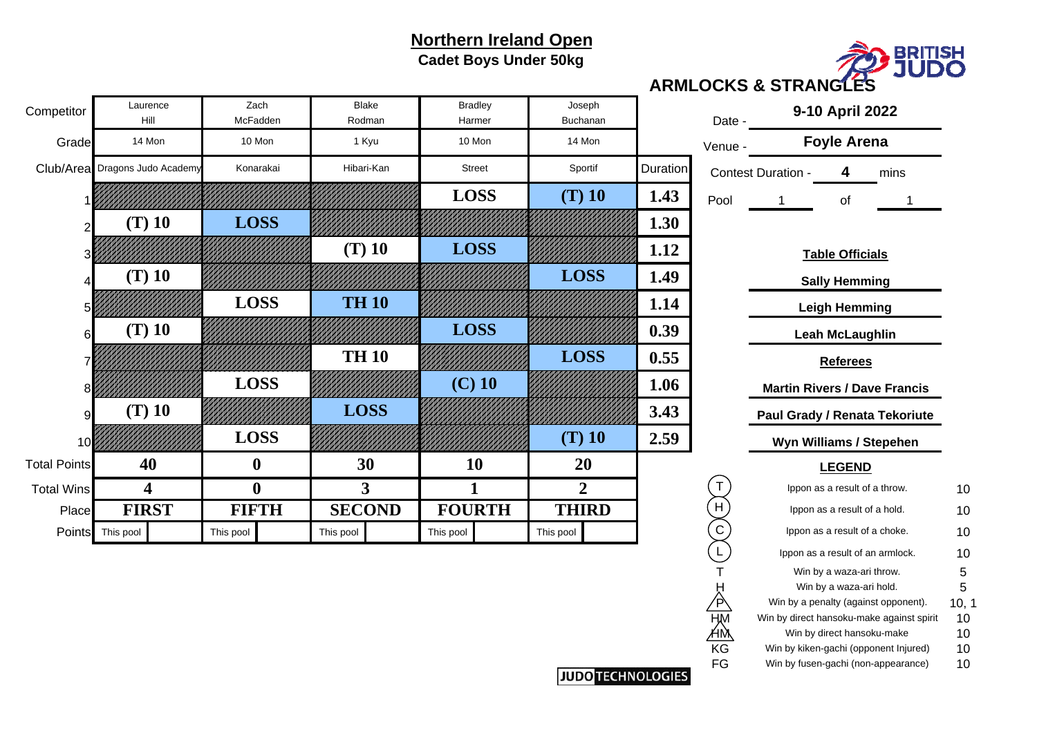# Northern Ireland Open

**Cadet Boys Under 50kg**

**ARMLOCKS & STRANGLES**

| Competitor | Laurence Hill | Zach McFadden | Blake Rodman | Bradley Harmer | Joseph Buchanan | Duration |
|---|---|---|---|---|---|---|
| Grade | 14 Mon | 10 Mon | 1 Kyu | 10 Mon | 14 Mon | |
| Club/Area | Dragons Judo Academy | Konarakai | Hibari-Kan | Street | Sportif | |
| 1 | | | | LOSS | (T) 10 | 1.43 |
| 2 | (T) 10 | LOSS | | | | 1.30 |
| 3 | | | (T) 10 | LOSS | | 1.12 |
| 4 | (T) 10 | | | | LOSS | 1.49 |
| 5 | | LOSS | TH 10 | | | 1.14 |
| 6 | (T) 10 | | | LOSS | | 0.39 |
| 7 | | | TH 10 | | LOSS | 0.55 |
| 8 | | LOSS | | (C) 10 | | 1.06 |
| 9 | (T) 10 | | LOSS | | | 3.43 |
| 10 | | LOSS | | | (T) 10 | 2.59 |
| Total Points | 40 | 0 | 30 | 10 | 20 | |
| Total Wins | 4 | 0 | 3 | 1 | 2 | |
| Place | FIRST | FIFTH | SECOND | FOURTH | THIRD | |
| Points | This pool | This pool | This pool | This pool | This pool | |

Date - **9-10 April 2022**

Venue - **Foyle Arena**

Contest Duration - **4** mins

Pool 1 of 1

**Table Officials**

**Sally Hemming**

**Leigh Hemming**

**Leah McLaughlin**

**Referees**

**Martin Rivers / Dave Francis**

**Paul Grady / Renata Tekoriute**

**Wyn Williams / Stepehen**

**LEGEND**

| Symbol | Description | Points |
|---|---|---|
| (T) | Ippon as a result of a throw. | 10 |
| (H) | Ippon as a result of a hold. | 10 |
| (C) | Ippon as a result of a choke. | 10 |
| (L) | Ippon as a result of an armlock. | 10 |
| T | Win by a waza-ari throw. | 5 |
| H | Win by a waza-ari hold. | 5 |
| P | Win by a penalty (against opponent). | 10, 1 |
| HM | Win by direct hansoku-make against spirit | 10 |
| HM | Win by direct hansoku-make | 10 |
| KG | Win by kiken-gachi (opponent Injured) | 10 |
| FG | Win by fusen-gachi (non-appearance) | 10 |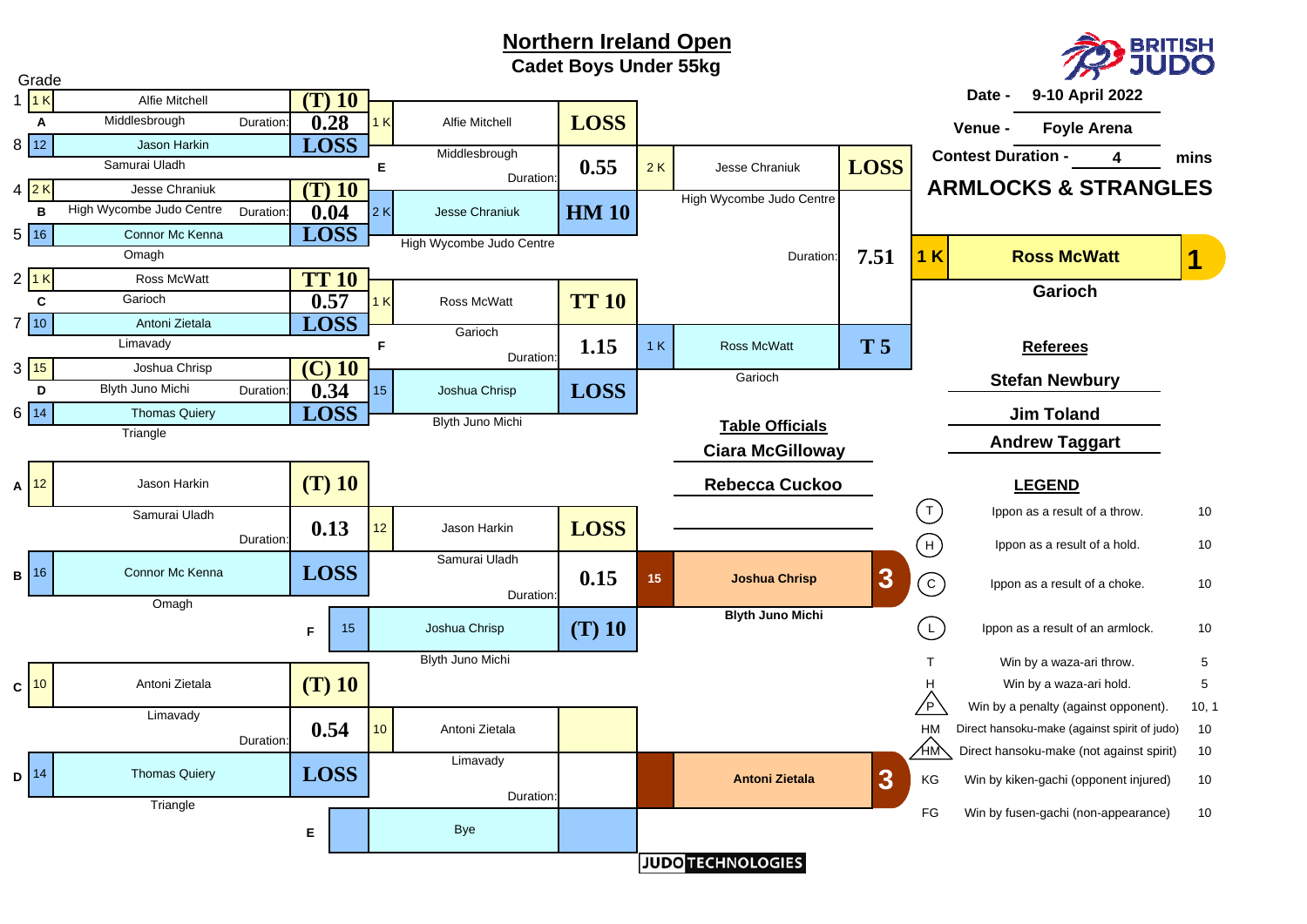# Northern Ireland Open

## Cadet Boys Under 55kg

**Date -** 9-10 April 2022

**Venue -** Foyle Arena

**Contest Duration -** 4 mins

**ARMLOCKS & STRANGLES**

### Main Draw

| Seed | Grade | Pool | Competitor | Club | Score | Duration |
|---|---|---|---|---|---|---|
| 1 | 1 K | A | Alfie Mitchell | Middlesbrough | (T) 10 | 0.28 |
| 8 | 12 | A | Jason Harkin | Samurai Uladh | LOSS | |
| 4 | 2 K | B | Jesse Chraniuk | High Wycombe Judo Centre | (T) 10 | 0.04 |
| 5 | 16 | B | Connor Mc Kenna | Omagh | LOSS | |
| 2 | 1 K | C | Ross McWatt | Garioch | TT 10 | 0.57 |
| 7 | 10 | C | Antoni Zietala | Limavady | LOSS | |
| 3 | 15 | D | Joshua Chrisp | Blyth Juno Michi | (C) 10 | 0.34 |
| 6 | 14 | D | Thomas Quiery | Triangle | LOSS | |

**Semi-finals**

| Contest | Grade | Competitor | Club | Score | Duration |
|---|---|---|---|---|---|
| E | 1 K | Alfie Mitchell | Middlesbrough | LOSS | 0.55 |
| E | 2 K | Jesse Chraniuk | High Wycombe Judo Centre | HM 10 | |
| F | 1 K | Ross McWatt | Garioch | TT 10 | 1.15 |
| F | 15 | Joshua Chrisp | Blyth Juno Michi | LOSS | |

**Final**

| Grade | Competitor | Club | Score | Duration |
|---|---|---|---|---|
| 2 K | Jesse Chraniuk | High Wycombe Judo Centre | LOSS | 7.51 |
| 1 K | Ross McWatt | Garioch | T 5 | |

**1st: 1 K Ross McWatt – Garioch**

### Repechage

| Contest | Grade | Competitor | Club | Score | Duration |
|---|---|---|---|---|---|
| A | 12 | Jason Harkin | Samurai Uladh | (T) 10 | 0.13 |
| B | 16 | Connor Mc Kenna | Omagh | LOSS | |
| C | 10 | Antoni Zietala | Limavady | (T) 10 | 0.54 |
| D | 14 | Thomas Quiery | Triangle | LOSS | |

| Contest | Grade | Competitor | Club | Score | Duration |
|---|---|---|---|---|---|
| | 12 | Jason Harkin | Samurai Uladh | LOSS | 0.15 |
| F | 15 | Joshua Chrisp | Blyth Juno Michi | (T) 10 | |
| | 10 | Antoni Zietala | Limavady | | |
| E | | Bye | | | |

**3rd: 15 Joshua Chrisp – Blyth Juno Michi**

**3rd: Antoni Zietala**

### Referees

- Stefan Newbury
- Jim Toland
- Andrew Taggart

### Table Officials

- Ciara McGilloway
- Rebecca Cuckoo

### LEGEND

| Symbol | Description | Score |
|---|---|---|
| (T) | Ippon as a result of a throw. | 10 |
| (H) | Ippon as a result of a hold. | 10 |
| (C) | Ippon as a result of a choke. | 10 |
| (L) | Ippon as a result of an armlock. | 10 |
| T | Win by a waza-ari throw. | 5 |
| H | Win by a waza-ari hold. | 5 |
| P | Win by a penalty (against opponent). | 10, 1 |
| HM | Direct hansoku-make (against spirit of judo) | 10 |
| HM | Direct hansoku-make (not against spirit) | 10 |
| KG | Win by kiken-gachi (opponent injured) | 10 |
| FG | Win by fusen-gachi (non-appearance) | 10 |

JUDO TECHNOLOGIES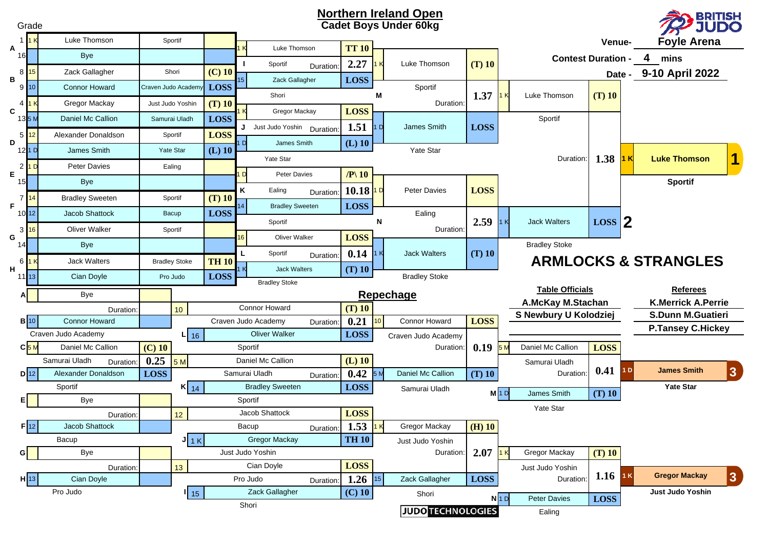# Northern Ireland Open

## Cadet Boys Under 60kg

BRITISH JUDO

Venue- **Foyle Arena**

Contest Duration - **4 mins**

Date - **9-10 April 2022**

Grade

### Main Draw – Round 1

| Pool | Seed | Grade | Name | Club | Score |
|---|---|---|---|---|---|
| A | 1 | 1 K | Luke Thomson | Sportif | |
| | 16 | | Bye | | |
| B | 8 | 15 | Zack Gallagher | Shori | (C) 10 |
| | 9 | 10 | Connor Howard | Craven Judo Academy | LOSS |
| C | 4 | 1 K | Gregor Mackay | Just Judo Yoshin | (T) 10 |
| | 13 | 5 M | Daniel Mc Callion | Samurai Uladh | LOSS |
| D | 5 | 12 | Alexander Donaldson | Sportif | LOSS |
| | 12 | 1 D | James Smith | Yate Star | (L) 10 |
| E | 2 | 1 D | Peter Davies | Ealing | |
| | 15 | | Bye | | |
| F | 7 | 14 | Bradley Sweeten | Sportif | (T) 10 |
| | 10 | 12 | Jacob Shattock | Bacup | LOSS |
| G | 3 | 16 | Oliver Walker | Sportif | |
| | 14 | | Bye | | |
| H | 6 | 1 K | Jack Walters | Bradley Stoke | TH 10 |
| | 11 | 13 | Cian Doyle | Pro Judo | LOSS |

### Main Draw – Round 2

| Contest | Grade | Name | Club | Score | Duration |
|---|---|---|---|---|---|
| I | 1 K | Luke Thomson | Sportif | TT 10 | 2.27 |
| | 15 | Zack Gallagher | Shori | LOSS | |
| J | 1 K | Gregor Mackay | Just Judo Yoshin | LOSS | 1.51 |
| | 1 D | James Smith | Yate Star | (L) 10 | |
| K | 1 D | Peter Davies | Ealing | /P\ 10 | 10.18 |
| | 14 | Bradley Sweeten | Sportif | LOSS | |
| L | 16 | Oliver Walker | Sportif | LOSS | 0.14 |
| | 1 K | Jack Walters | Bradley Stoke | (T) 10 | |

### Main Draw – Semi-finals

| Contest | Grade | Name | Club | Score | Duration |
|---|---|---|---|---|---|
| M | 1 K | Luke Thomson | Sportif | (T) 10 | 1.37 |
| | 1 D | James Smith | Yate Star | LOSS | |
| N | 1 D | Peter Davies | Ealing | LOSS | 2.59 |
| | 1 K | Jack Walters | Bradley Stoke | (T) 10 | |

### Final

| Grade | Name | Club | Score | Duration |
|---|---|---|---|---|
| 1 K | Luke Thomson | Sportif | (T) 10 | 1.38 |
| 1 K | Jack Walters | Bradley Stoke | LOSS | |

### Results

| Place | Grade | Name | Club |
|---|---|---|---|
| 1 | 1 K | Luke Thomson | Sportif |
| 2 | 1 K | Jack Walters | Bradley Stoke |
| 3 | 1 D | James Smith | Yate Star |
| 3 | 1 K | Gregor Mackay | Just Judo Yoshin |

## ARMLOCKS & STRANGLES

## Repechage

### Repechage – Round 1

| Pool | Grade | Name | Club | Score | Duration |
|---|---|---|---|---|---|
| A | | Bye | | | |
| B | 10 | Connor Howard | Craven Judo Academy | | |
| C | 5 M | Daniel Mc Callion | Samurai Uladh | (C) 10 | 0.25 |
| D | 12 | Alexander Donaldson | Sportif | LOSS | |
| E | | Bye | | | |
| F | 12 | Jacob Shattock | Bacup | | |
| G | | Bye | | | |
| H | 13 | Cian Doyle | Pro Judo | | |

### Repechage – Round 2

| Contest | Grade | Name | Club | Score | Duration |
|---|---|---|---|---|---|
| | 10 | Connor Howard | Craven Judo Academy | (T) 10 | 0.21 |
| L | 16 | Oliver Walker | Sportif | LOSS | |
| | 5 M | Daniel Mc Callion | Samurai Uladh | (L) 10 | 0.42 |
| K | 14 | Bradley Sweeten | Sportif | LOSS | |
| | 12 | Jacob Shattock | Bacup | LOSS | 1.53 |
| J | 1 K | Gregor Mackay | Just Judo Yoshin | TH 10 | |
| | 13 | Cian Doyle | Pro Judo | LOSS | 1.26 |
| I | 15 | Zack Gallagher | Shori | (C) 10 | |

### Repechage – Round 3

| Grade | Name | Club | Score | Duration |
|---|---|---|---|---|
| 10 | Connor Howard | Craven Judo Academy | LOSS | 0.19 |
| 5 M | Daniel Mc Callion | Samurai Uladh | (T) 10 | |
| 1 K | Gregor Mackay | Just Judo Yoshin | (H) 10 | 2.07 |
| 15 | Zack Gallagher | Shori | LOSS | |

### Bronze Contests

| Contest | Grade | Name | Club | Score | Duration |
|---|---|---|---|---|---|
| | 5 M | Daniel Mc Callion | Samurai Uladh | LOSS | 0.41 |
| M | 1 D | James Smith | Yate Star | (T) 10 | |
| | 1 K | Gregor Mackay | Just Judo Yoshin | (T) 10 | 1.16 |
| N | 1 D | Peter Davies | Ealing | LOSS | |

### Table Officials

A.McKay M.Stachan

S Newbury U Kolodziej

### Referees

K.Merrick A.Perrie

S.Dunn M.Guatieri

P.Tansey C.Hickey

JUDO TECHNOLOGIES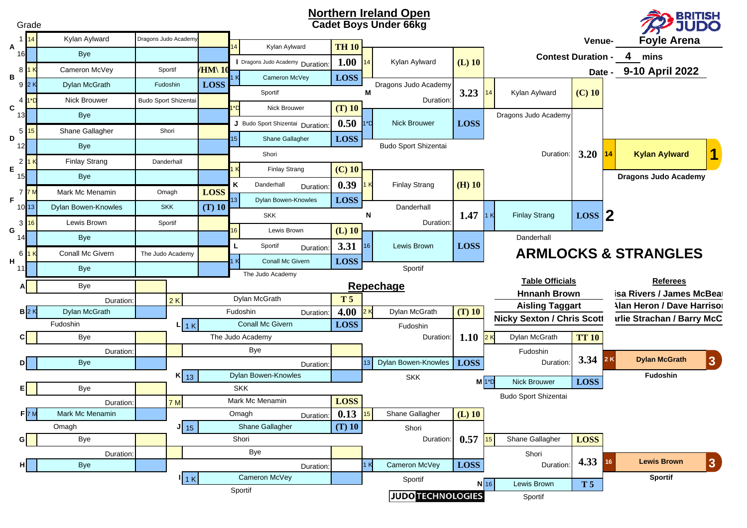# Northern Ireland Open

## Cadet Boys Under 66kg

BRITISH JUDO

Venue- Foyle Arena

Contest Duration - 4 mins

Date - 9-10 April 2022

Grade

### First Round

| Pool | Seed | Grade | Name | Club | Result |
|---|---|---|---|---|---|
| A | 1 | 14 | Kylan Aylward | Dragons Judo Academy | |
| | 16 | | Bye | | |
| B | 8 | 1 K | Cameron McVey | Sportif | HM\ 10 |
| | 9 | 2 K | Dylan McGrath | Fudoshin | LOSS |
| C | 4 | 1*D | Nick Brouwer | Budo Sport Shizentai | |
| | 13 | | Bye | | |
| D | 5 | 15 | Shane Gallagher | Shori | |
| | 12 | | Bye | | |
| E | 2 | 1 K | Finlay Strang | Danderhall | |
| | 15 | | Bye | | |
| F | 7 | 7 M | Mark Mc Menamin | Omagh | LOSS |
| | 10 | 13 | Dylan Bowen-Knowles | SKK | (T) 10 |
| G | 3 | 16 | Lewis Brown | Sportif | |
| | 14 | | Bye | | |
| H | 6 | 1 K | Conall Mc Givern | The Judo Academy | |
| | 11 | | Bye | | |

### Second Round

| Contest | Grade | Name | Club | Result | Duration |
|---|---|---|---|---|---|
| I | 14 | Kylan Aylward | Dragons Judo Academy | TH 10 | 1.00 |
| | 1 K | Cameron McVey | Sportif | LOSS | |
| J | 1*D | Nick Brouwer | Budo Sport Shizentai | (T) 10 | 0.50 |
| | 15 | Shane Gallagher | Shori | LOSS | |
| K | 1 K | Finlay Strang | Danderhall | (C) 10 | 0.39 |
| | 13 | Dylan Bowen-Knowles | SKK | LOSS | |
| L | 16 | Lewis Brown | Sportif | (L) 10 | 3.31 |
| | 1 K | Conall Mc Givern | The Judo Academy | LOSS | |

### Semi-Finals

| Contest | Grade | Name | Club | Result | Duration |
|---|---|---|---|---|---|
| M | 14 | Kylan Aylward | Dragons Judo Academy | (L) 10 | 3.23 |
| | 1*D | Nick Brouwer | Budo Sport Shizentai | LOSS | |
| N | 1 K | Finlay Strang | Danderhall | (H) 10 | 1.47 |
| | 16 | Lewis Brown | Sportif | LOSS | |

### Final

| Grade | Name | Club | Result | Duration |
|---|---|---|---|---|
| 14 | Kylan Aylward | Dragons Judo Academy | (C) 10 | 3.20 |
| 1 K | Finlay Strang | Danderhall | LOSS | |

**1** 14 Kylan Aylward — Dragons Judo Academy

**2** Finlay Strang — Danderhall

## ARMLOCKS & STRANGLES

## Repechage

### Repechage First Round

| Pool | Grade | Name | Club | Result | Duration |
|---|---|---|---|---|---|
| A | | Bye | | | |
| B | 2 K | Dylan McGrath | Fudoshin | | |
| C | | Bye | | | |
| D | | Bye | | | |
| E | | Bye | | | |
| F | 7 M | Mark Mc Menamin | Omagh | | |
| G | | Bye | | | |
| H | | Bye | | | |

### Repechage Second Round

| Contest | Grade | Name | Club | Result | Duration |
|---|---|---|---|---|---|
| L | 2 K | Dylan McGrath | Fudoshin | T 5 | 4.00 |
| | 1 K | Conall Mc Givern | The Judo Academy | LOSS | |
| K | | Bye | | | |
| | 13 | Dylan Bowen-Knowles | SKK | | |
| J | 7 M | Mark Mc Menamin | Omagh | LOSS | 0.13 |
| | 15 | Shane Gallagher | Shori | (T) 10 | |
| I | | Bye | | | |
| | 1 K | Cameron McVey | Sportif | | |

### Repechage Third Round

| Grade | Name | Club | Result | Duration |
|---|---|---|---|---|
| 2 K | Dylan McGrath | Fudoshin | (T) 10 | 1.10 |
| 13 | Dylan Bowen-Knowles | SKK | LOSS | |
| 15 | Shane Gallagher | Shori | (L) 10 | 0.57 |
| 1 K | Cameron McVey | Sportif | LOSS | |

### Bronze Medal Contests

| Contest | Grade | Name | Club | Result | Duration |
|---|---|---|---|---|---|
| | 2 K | Dylan McGrath | Fudoshin | TT 10 | 3.34 |
| M | 1*D | Nick Brouwer | Budo Sport Shizentai | LOSS | |
| | 15 | Shane Gallagher | Shori | LOSS | 4.33 |
| N | 16 | Lewis Brown | Sportif | T 5 | |

**3** 2 K Dylan McGrath — Fudoshin

**3** 16 Lewis Brown — Sportif

### Table Officials

Hnnanh Brown

Aisling Taggart

Nicky Sexton / Chris Scott

### Referees

isa Rivers / James McBeat

Alan Heron / Dave Harrison

arlie Strachan / Barry McC

JUDO TECHNOLOGIES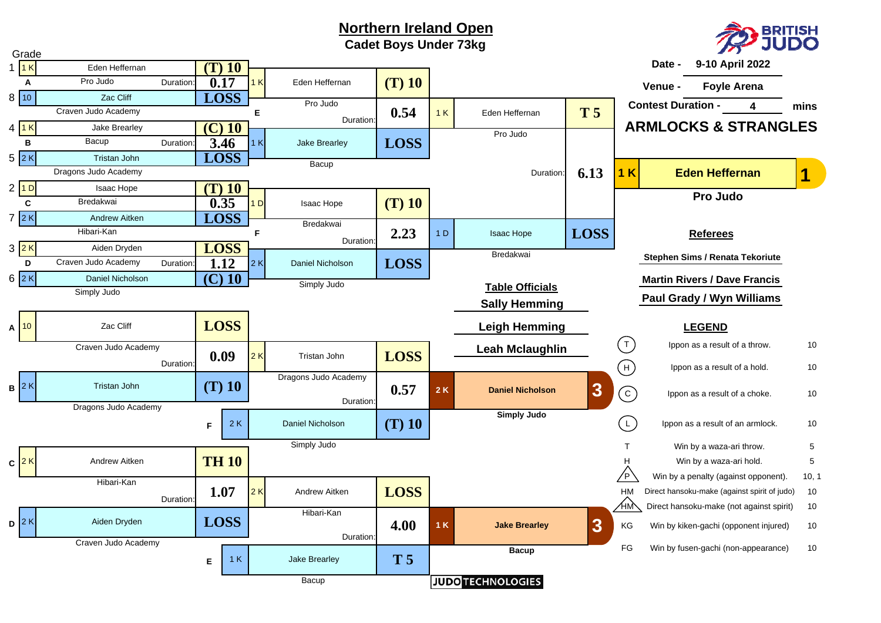# Northern Ireland Open

## Cadet Boys Under 73kg

**Date -** 9-10 April 2022

**Venue -** Foyle Arena

**Contest Duration -** 4 mins

**ARMLOCKS & STRANGLES**

### Main Draw

**Round 1**

| Seed | Grade | Player | Club | Score | Duration |
|---|---|---|---|---|---|
| 1 | 1 K | Eden Heffernan | Pro Judo | (T) 10 | |
| 8 | 10 | Zac Cliff | Craven Judo Academy | LOSS | |
| A | | | | | 0.17 |
| 4 | 1 K | Jake Brearley | Bacup | (C) 10 | |
| 5 | 2 K | Tristan John | Dragons Judo Academy | LOSS | |
| B | | | | | 3.46 |
| 2 | 1 D | Isaac Hope | Bredakwai | (T) 10 | |
| 7 | 2 K | Andrew Aitken | Hibari-Kan | LOSS | |
| C | | | | | 0.35 |
| 3 | 2 K | Aiden Dryden | Craven Judo Academy | LOSS | |
| 6 | 2 K | Daniel Nicholson | Simply Judo | (C) 10 | |
| D | | | | | 1.12 |

**Semi-finals**

| Contest | Grade | Player | Club | Score | Duration |
|---|---|---|---|---|---|
| E | 1 K | Eden Heffernan | Pro Judo | (T) 10 | 0.54 |
| E | 1 K | Jake Brearley | Bacup | LOSS | |
| F | 1 D | Isaac Hope | Bredakwai | (T) 10 | 2.23 |
| F | 2 K | Daniel Nicholson | Simply Judo | LOSS | |

**Final**

| Grade | Player | Club | Score | Duration |
|---|---|---|---|---|
| 1 K | Eden Heffernan | Pro Judo | T 5 | 6.13 |
| 1 D | Isaac Hope | Bredakwai | LOSS | |

**Winner:** 1 K Eden Heffernan – Pro Judo – **1**

### Repechage

| Contest | Grade | Player | Club | Score | Duration |
|---|---|---|---|---|---|
| A | 10 | Zac Cliff | Craven Judo Academy | LOSS | 0.09 |
| B | 2 K | Tristan John | Dragons Judo Academy | (T) 10 | |
| C | 2 K | Andrew Aitken | Hibari-Kan | TH 10 | 1.07 |
| D | 2 K | Aiden Dryden | Craven Judo Academy | LOSS | |

| Contest | Grade | Player | Club | Score | Duration |
|---|---|---|---|---|---|
| | 2 K | Tristan John | Dragons Judo Academy | LOSS | 0.57 |
| F | 2 K | Daniel Nicholson | Simply Judo | (T) 10 | |
| | 2 K | Andrew Aitken | Hibari-Kan | LOSS | 4.00 |
| E | 1 K | Jake Brearley | Bacup | T 5 | |

**Bronze medals:**

- 2 K Daniel Nicholson – Simply Judo – **3**
- 1 K Jake Brearley – Bacup – **3**

### Referees

- Stephen Sims / Renata Tekoriute
- Martin Rivers / Dave Francis
- Paul Grady / Wyn Williams

### Table Officials

- Sally Hemming
- Leigh Hemming
- Leah Mclaughlin

### LEGEND

| Code | Description | Score |
|---|---|---|
| (T) | Ippon as a result of a throw. | 10 |
| (H) | Ippon as a result of a hold. | 10 |
| (C) | Ippon as a result of a choke. | 10 |
| (L) | Ippon as a result of an armlock. | 10 |
| T | Win by a waza-ari throw. | 5 |
| H | Win by a waza-ari hold. | 5 |
| P | Win by a penalty (against opponent). | 10, 1 |
| HM | Direct hansoku-make (against spirit of judo) | 10 |
| HM | Direct hansoku-make (not against spirit) | 10 |
| KG | Win by kiken-gachi (opponent injured) | 10 |
| FG | Win by fusen-gachi (non-appearance) | 10 |

JUDO TECHNOLOGIES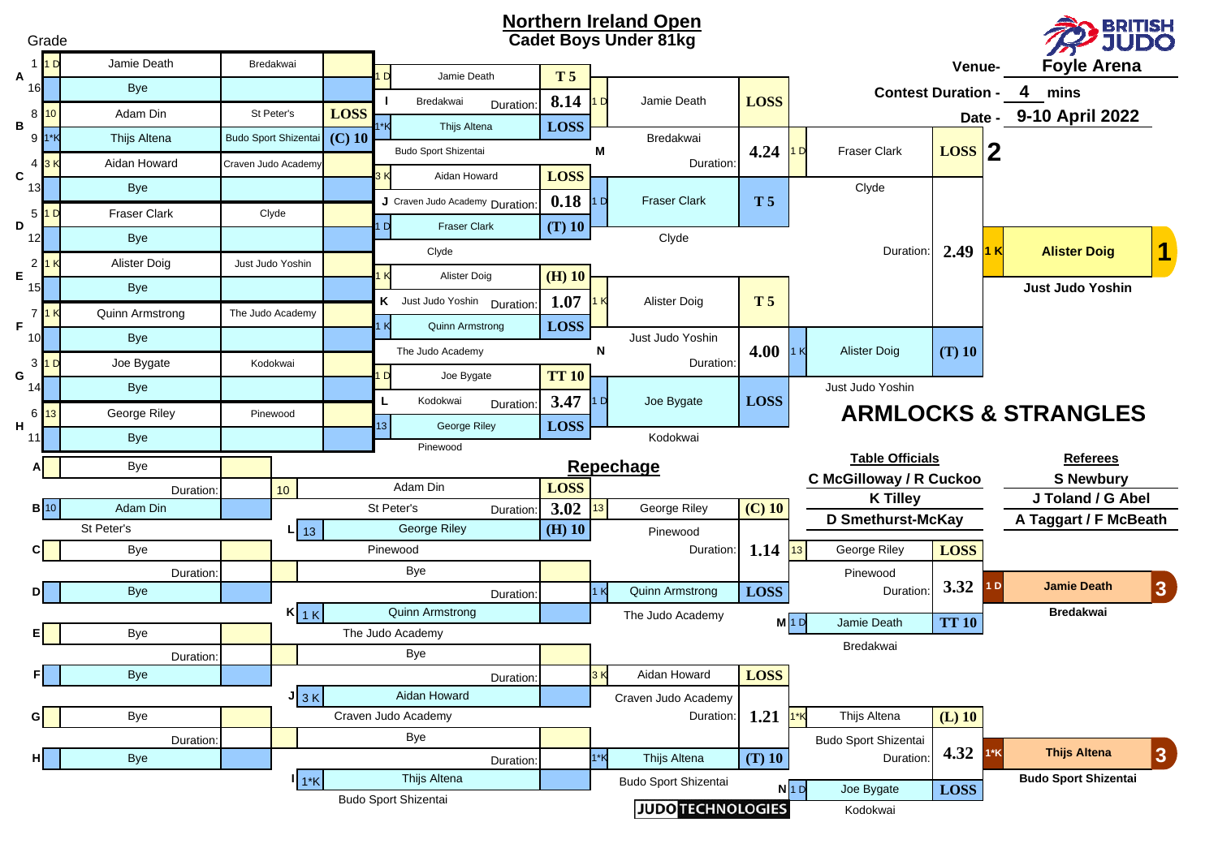# Northern Ireland Open

## Cadet Boys Under 81kg

Venue- **Foyle Arena**

Contest Duration - **4 mins**

Date - **9-10 April 2022**

## Main Draw

Grade

| Pool | Seed | Grade | Name | Club | Result |
|---|---|---|---|---|---|
| A | 1 | 1 D | Jamie Death | Bredakwai | |
| | 16 | | Bye | | |
| B | 8 | 10 | Adam Din | St Peter's | LOSS |
| | 9 | 1*K | Thijs Altena | Budo Sport Shizentai | (C) 10 |
| C | 4 | 3 K | Aidan Howard | Craven Judo Academy | |
| | 13 | | Bye | | |
| D | 5 | 1 D | Fraser Clark | Clyde | |
| | 12 | | Bye | | |
| E | 2 | 1 K | Alister Doig | Just Judo Yoshin | |
| | 15 | | Bye | | |
| F | 7 | 1 K | Quinn Armstrong | The Judo Academy | |
| | 10 | | Bye | | |
| G | 3 | 1 D | Joe Bygate | Kodokwai | |
| | 14 | | Bye | | |
| H | 6 | 13 | George Riley | Pinewood | |
| | 11 | | Bye | | |

### Round 2

| Contest | Grade | Name | Club | Result | Duration |
|---|---|---|---|---|---|
| I | 1 D | Jamie Death | Bredakwai | T 5 | 8.14 |
| | 1*K | Thijs Altena | Budo Sport Shizentai | LOSS | |
| J | 3 K | Aidan Howard | Craven Judo Academy | LOSS | 0.18 |
| | 1 D | Fraser Clark | Clyde | (T) 10 | |
| K | 1 K | Alister Doig | Just Judo Yoshin | (H) 10 | 1.07 |
| | 1 K | Quinn Armstrong | The Judo Academy | LOSS | |
| L | 1 D | Joe Bygate | Kodokwai | TT 10 | 3.47 |
| | 13 | George Riley | Pinewood | LOSS | |

### Semi-finals

| Contest | Grade | Name | Club | Result | Duration |
|---|---|---|---|---|---|
| M | 1 D | Jamie Death | Bredakwai | LOSS | 4.24 |
| | 1 D | Fraser Clark | Clyde | T 5 | |
| N | 1 K | Alister Doig | Just Judo Yoshin | T 5 | 4.00 |
| | 1 D | Joe Bygate | Kodokwai | LOSS | |

### Final

| Grade | Name | Club | Result | Duration |
|---|---|---|---|---|
| 1 D | Fraser Clark | Clyde | LOSS 2 | 2.49 |
| 1 K | Alister Doig | Just Judo Yoshin | (T) 10 | |

**1** 1 K **Alister Doig** — Just Judo Yoshin

## ARMLOCKS & STRANGLES

## Repechage

| Pool | Grade | Name | Club | Duration |
|---|---|---|---|---|
| A | | Bye | | |
| B | 10 | Adam Din | St Peter's | |
| C | | Bye | | |
| D | | Bye | | |
| E | | Bye | | |
| F | | Bye | | |
| G | | Bye | | |
| H | | Bye | | |

| Contest | Grade | Name | Club | Result | Duration |
|---|---|---|---|---|---|
| L | 10 | Adam Din | St Peter's | LOSS | 3.02 |
| | 13 | George Riley | Pinewood | (H) 10 | |
| K | | Bye | | | |
| | 1 K | Quinn Armstrong | The Judo Academy | | |
| J | | Bye | | | |
| | 3 K | Aidan Howard | Craven Judo Academy | | |
| I | | Bye | | | |
| | 1*K | Thijs Altena | Budo Sport Shizentai | | |

| Grade | Name | Club | Result | Duration |
|---|---|---|---|---|
| 13 | George Riley | Pinewood | (C) 10 | 1.14 |
| 1 K | Quinn Armstrong | The Judo Academy | LOSS | |
| 3 K | Aidan Howard | Craven Judo Academy | LOSS | 1.21 |
| 1*K | Thijs Altena | Budo Sport Shizentai | (T) 10 | |

### Bronze Medal Contests

| Contest | Grade | Name | Club | Result | Duration |
|---|---|---|---|---|---|
| | 13 | George Riley | Pinewood | LOSS | 3.32 |
| M | 1 D | Jamie Death | Bredakwai | TT 10 | |
| | 1*K | Thijs Altena | Budo Sport Shizentai | (L) 10 | 4.32 |
| N | 1 D | Joe Bygate | Kodokwai | LOSS | |

**3** 1 D **Jamie Death** — Bredakwai

**3** 1*K **Thijs Altena** — Budo Sport Shizentai

| Table Officials | Referees |
|---|---|
| C McGilloway / R Cuckoo | S Newbury |
| K Tilley | J Toland / G Abel |
| D Smethurst-McKay | A Taggart / F McBeath |

JUDO TECHNOLOGIES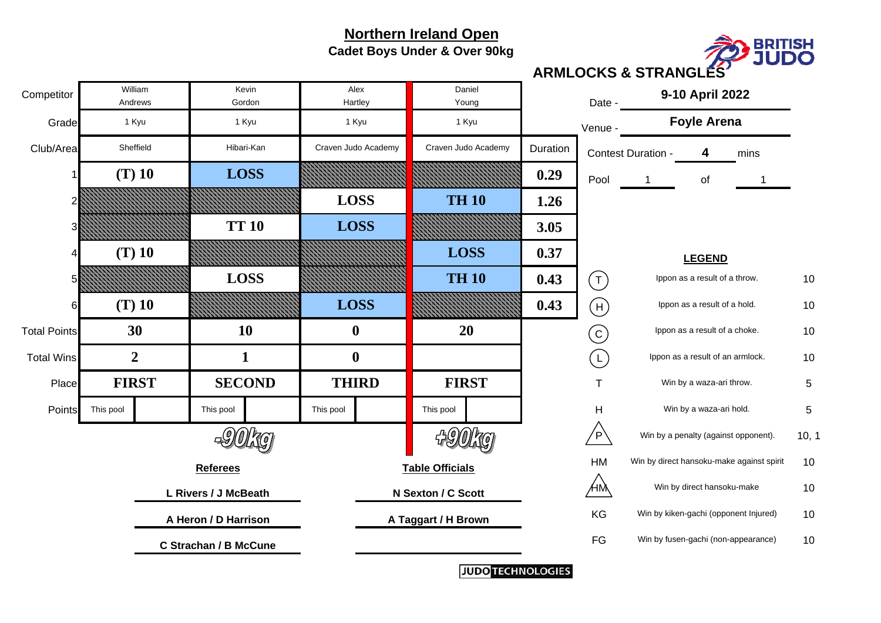## Northern Ireland Open

**Cadet Boys Under & Over 90kg**

**ARMLOCKS & STRANGLES**

| Competitor | William Andrews | Kevin Gordon | Alex Hartley | Daniel Young | |
|---|---|---|---|---|---|
| Grade | 1 Kyu | 1 Kyu | 1 Kyu | 1 Kyu | |
| Club/Area | Sheffield | Hibari-Kan | Craven Judo Academy | Craven Judo Academy | Duration |
| 1 | (T) 10 | LOSS | | | 0.29 |
| 2 | | | LOSS | TH 10 | 1.26 |
| 3 | | TT 10 | LOSS | | 3.05 |
| 4 | (T) 10 | | | LOSS | 0.37 |
| 5 | | LOSS | | TH 10 | 0.43 |
| 6 | (T) 10 | | LOSS | | 0.43 |
| Total Points | 30 | 10 | 0 | 20 | |
| Total Wins | 2 | 1 | 0 | | |
| Place | FIRST | SECOND | THIRD | FIRST | |
| Points | This pool | This pool | This pool | This pool | |
| | -90kg | | | +90kg | |

Date - 9-10 April 2022

Venue - Foyle Arena

Contest Duration - 4 mins

Pool 1 of 1

**LEGEND**

| Symbol | Description | Points |
|---|---|---|
| (T) | Ippon as a result of a throw. | 10 |
| (H) | Ippon as a result of a hold. | 10 |
| (C) | Ippon as a result of a choke. | 10 |
| (L) | Ippon as a result of an armlock. | 10 |
| T | Win by a waza-ari throw. | 5 |
| H | Win by a waza-ari hold. | 5 |
| P | Win by a penalty (against opponent). | 10, 1 |
| HM | Win by direct hansoku-make against spirit | 10 |
| HM | Win by direct hansoku-make | 10 |
| KG | Win by kiken-gachi (opponent Injured) | 10 |
| FG | Win by fusen-gachi (non-appearance) | 10 |

**Referees**

L Rivers / J McBeath

A Heron / D Harrison

C Strachan / B McCune

**Table Officials**

N Sexton / C Scott

A Taggart / H Brown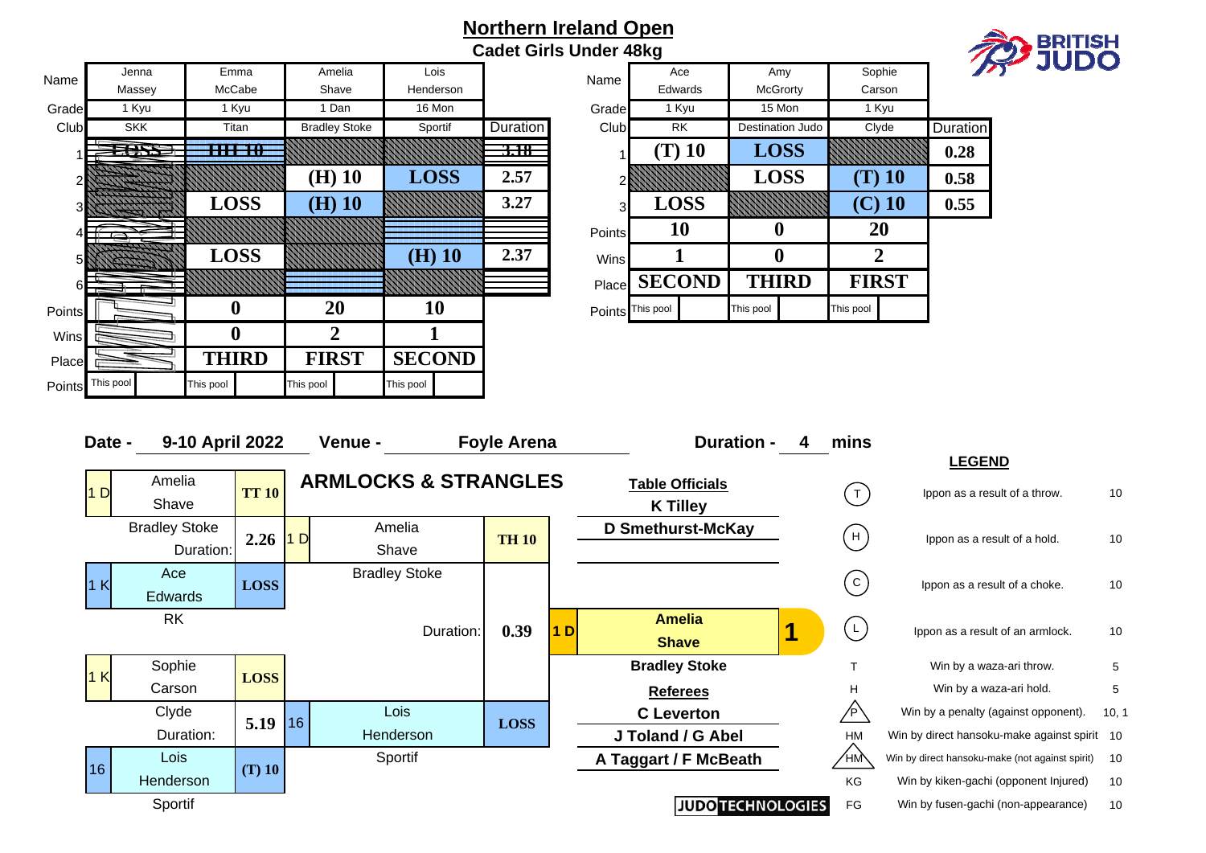# Northern Ireland Open

## Cadet Girls Under 48kg

BRITISH JUDO

| Name | Jenna Massey | Emma McCabe | Amelia Shave | Lois Henderson | |
|---|---|---|---|---|---|
| Grade | 1 Kyu | 1 Kyu | 1 Dan | 16 Mon | |
| Club | SKK | Titan | Bradley Stoke | Sportif | Duration |
| 1 | ~~LOSS~~ | ~~HH 10~~ | | | ~~3.18~~ |
| 2 | | | (H) 10 | LOSS | 2.57 |
| 3 | | LOSS | (H) 10 | | 3.27 |
| 4 | | | | | |
| 5 | | LOSS | | (H) 10 | 2.37 |
| 6 | | | | | |
| Points | WITHDRAWN | 0 | 20 | 10 | |
| Wins | | 0 | 2 | 1 | |
| Place | | THIRD | FIRST | SECOND | |
| Points | This pool | This pool | This pool | This pool | |

| Name | Ace Edwards | Amy McGrorty | Sophie Carson | |
|---|---|---|---|---|
| Grade | 1 Kyu | 15 Mon | 1 Kyu | |
| Club | RK | Destination Judo | Clyde | Duration |
| 1 | (T) 10 | LOSS | | 0.28 |
| 2 | | LOSS | (T) 10 | 0.58 |
| 3 | LOSS | | (C) 10 | 0.55 |
| Points | 10 | 0 | 20 | |
| Wins | 1 | 0 | 2 | |
| Place | SECOND | THIRD | FIRST | |
| Points | This pool | This pool | This pool | |

**Date -** 9-10 April 2022 **Venue -** Foyle Arena **Duration -** 4 mins

### ARMLOCKS & STRANGLES

| Competitor | Score | Competitor | Score | Winner |
|---|---|---|---|---|
| 1 D Amelia Shave, Bradley Stoke | TT 10 | | | |
| Duration: | 2.26 | 1 D Amelia Shave, Bradley Stoke | TH 10 | |
| 1 K Ace Edwards, RK | LOSS | | | |
| | | Duration: | 0.39 | 1 D Amelia Shave, Bradley Stoke — **1** |
| 1 K Sophie Carson, Clyde | LOSS | | | |
| Duration: | 5.19 | 16 Lois Henderson, Sportif | LOSS | |
| 16 Lois Henderson, Sportif | (T) 10 | | | |

**Table Officials**
- K Tilley
- D Smethurst-McKay

**Referees**
- C Leverton
- J Toland / G Abel
- A Taggart / F McBeath

**LEGEND**

| Symbol | Meaning | Points |
|---|---|---|
| (T) | Ippon as a result of a throw. | 10 |
| (H) | Ippon as a result of a hold. | 10 |
| (C) | Ippon as a result of a choke. | 10 |
| (L) | Ippon as a result of an armlock. | 10 |
| T | Win by a waza-ari throw. | 5 |
| H | Win by a waza-ari hold. | 5 |
| P | Win by a penalty (against opponent). | 10, 1 |
| HM | Win by direct hansoku-make against spirit | 10 |
| HM | Win by direct hansoku-make (not against spirit) | 10 |
| KG | Win by kiken-gachi (opponent Injured) | 10 |
| FG | Win by fusen-gachi (non-appearance) | 10 |

JUDO TECHNOLOGIES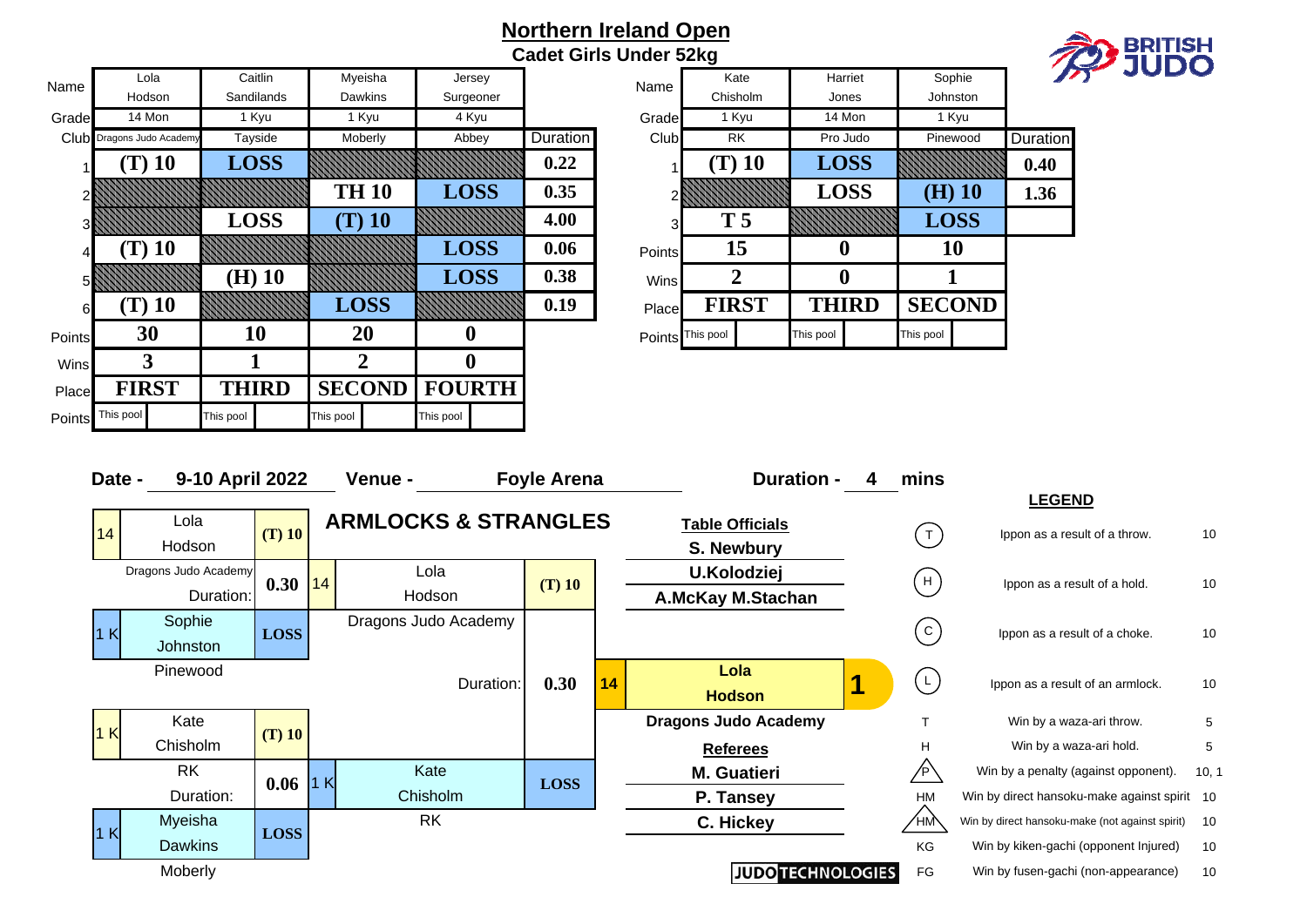# Northern Ireland Open

## Cadet Girls Under 52kg

**Pool 1**

| Name | Lola Hodson | Caitlin Sandilands | Myeisha Dawkins | Jersey Surgeoner | Duration |
|---|---|---|---|---|---|
| Grade | 14 Mon | 1 Kyu | 1 Kyu | 4 Kyu | |
| Club | Dragons Judo Academy | Tayside | Moberly | Abbey | |
| 1 | (T) 10 | LOSS | | | 0.22 |
| 2 | | | TH 10 | LOSS | 0.35 |
| 3 | | LOSS | (T) 10 | | 4.00 |
| 4 | (T) 10 | | | LOSS | 0.06 |
| 5 | | (H) 10 | | LOSS | 0.38 |
| 6 | (T) 10 | | LOSS | | 0.19 |
| Points | 30 | 10 | 20 | 0 | |
| Wins | 3 | 1 | 2 | 0 | |
| Place | FIRST | THIRD | SECOND | FOURTH | |
| Points | This pool | This pool | This pool | This pool | |

**Pool 2**

| Name | Kate Chisholm | Harriet Jones | Sophie Johnston | Duration |
|---|---|---|---|---|
| Grade | 1 Kyu | 14 Mon | 1 Kyu | |
| Club | RK | Pro Judo | Pinewood | |
| 1 | (T) 10 | LOSS | | 0.40 |
| 2 | | LOSS | (H) 10 | 1.36 |
| 3 | T 5 | | LOSS | |
| Points | 15 | 0 | 10 | |
| Wins | 2 | 0 | 1 | |
| Place | FIRST | THIRD | SECOND | |
| Points | This pool | This pool | This pool | |

**Date -** 9-10 April 2022 **Venue -** Foyle Arena **Duration -** 4 mins

### ARMLOCKS & STRANGLES

**Semi-final 1**

| Grade | Name / Club | Score |
|---|---|---|
| 14 | Lola Hodson (Dragons Judo Academy) | (T) 10 |
| 1 K | Sophie Johnston (Pinewood) | LOSS |

Duration: 0.30

**Semi-final 2**

| Grade | Name / Club | Score |
|---|---|---|
| 1 K | Kate Chisholm (RK) | (T) 10 |
| 1 K | Myeisha Dawkins (Moberly) | LOSS |

Duration: 0.06

**Final**

| Grade | Name / Club | Score |
|---|---|---|
| 14 | Lola Hodson (Dragons Judo Academy) | (T) 10 |
| 1 K | Kate Chisholm (RK) | LOSS |

Duration: 0.30

**Winner: 1 — 14 Lola Hodson, Dragons Judo Academy**

**Table Officials**
S. Newbury
U.Kolodziej
A.McKay M.Stachan

**Referees**
M. Guatieri
P. Tansey
C. Hickey

### LEGEND

| Symbol | Description | Points |
|---|---|---|
| (T) | Ippon as a result of a throw. | 10 |
| (H) | Ippon as a result of a hold. | 10 |
| (C) | Ippon as a result of a choke. | 10 |
| (L) | Ippon as a result of an armlock. | 10 |
| T | Win by a waza-ari throw. | 5 |
| H | Win by a waza-ari hold. | 5 |
| P | Win by a penalty (against opponent). | 10, 1 |
| HM | Win by direct hansoku-make against spirit | 10 |
| HM | Win by direct hansoku-make (not against spirit) | 10 |
| KG | Win by kiken-gachi (opponent Injured) | 10 |
| FG | Win by fusen-gachi (non-appearance) | 10 |

JUDO TECHNOLOGIES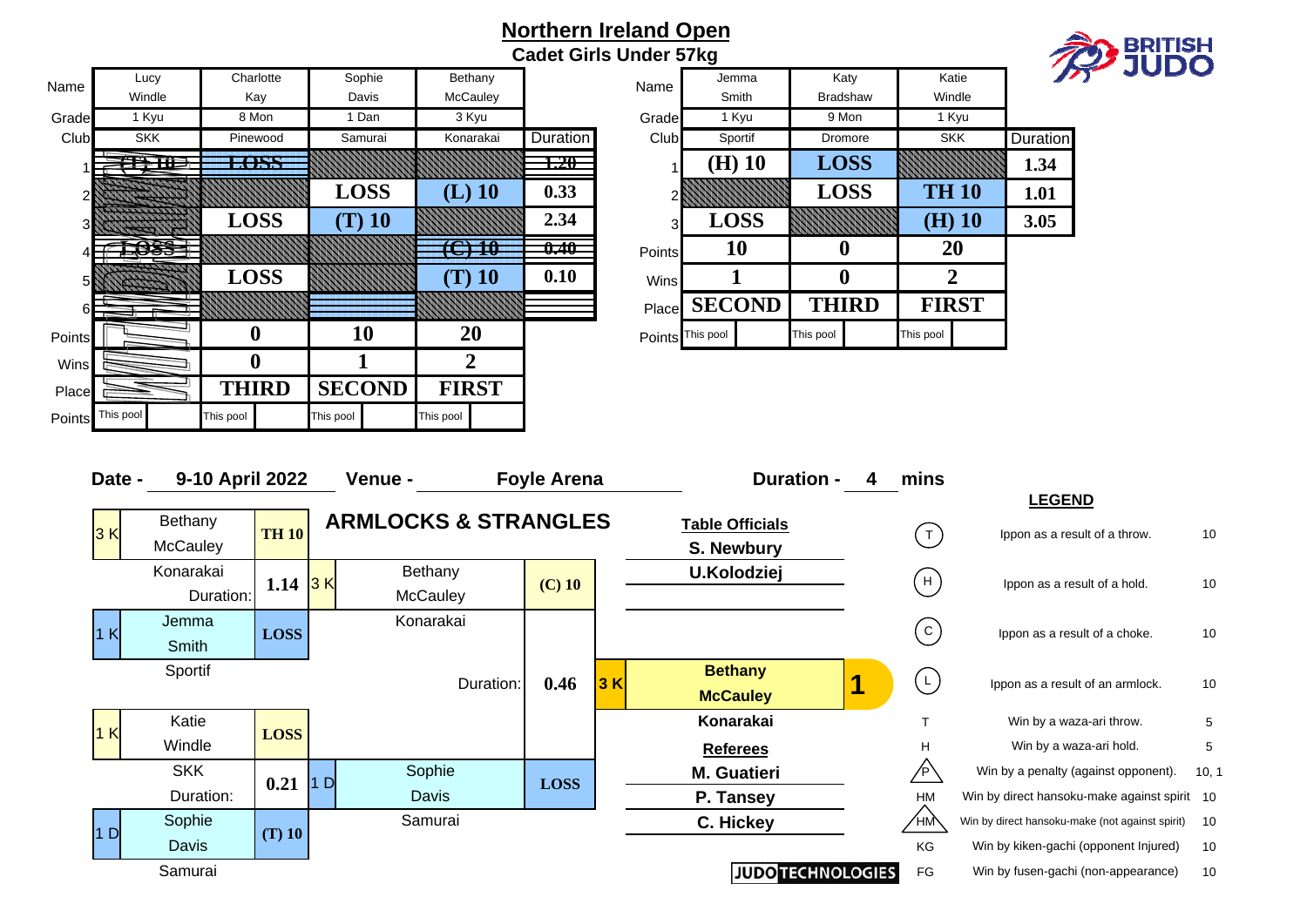# Northern Ireland Open

## Cadet Girls Under 57kg

BRITISH JUDO

| | Lucy Windle | Charlotte Kay | Sophie Davis | Bethany McCauley | Duration |
|---|---|---|---|---|---|
| Grade | 1 Kyu | 8 Mon | 1 Dan | 3 Kyu | |
| Club | SKK | Pinewood | Samurai | Konarakai | |
| 1 | (T) 10 | LOSS | | | 1.20 |
| 2 | | | LOSS | (L) 10 | 0.33 |
| 3 | | LOSS | (T) 10 | | 2.34 |
| 4 | LOSS | | | (C) 10 | 0.40 |
| 5 | | LOSS | | (T) 10 | 0.10 |
| 6 | | | | | |
| Points | | 0 | 10 | 20 | |
| Wins | | 0 | 1 | 2 | |
| Place | | THIRD | SECOND | FIRST | |
| Points | This pool | This pool | This pool | This pool | |

| | Jemma Smith | Katy Bradshaw | Katie Windle | Duration |
|---|---|---|---|---|
| Grade | 1 Kyu | 9 Mon | 1 Kyu | |
| Club | Sportif | Dromore | SKK | |
| 1 | (H) 10 | LOSS | | 1.34 |
| 2 | | LOSS | TH 10 | 1.01 |
| 3 | LOSS | | (H) 10 | 3.05 |
| Points | 10 | 0 | 20 | |
| Wins | 1 | 0 | 2 | |
| Place | SECOND | THIRD | FIRST | |
| Points | This pool | This pool | This pool | |

**Date -** 9-10 April 2022 **Venue -** Foyle Arena **Duration -** 4 mins

### ARMLOCKS & STRANGLES

**Semi-finals and Final:**

| Semi-final | Score | Duration |
|---|---|---|
| 3 K Bethany McCauley (Konarakai) | TH 10 | 1.14 |
| 1 K Jemma Smith (Sportif) | LOSS | |
| 1 K Katie Windle (SKK) | LOSS | 0.21 |
| 1 D Sophie Davis (Samurai) | (T) 10 | |

| Final | Score | Duration |
|---|---|---|
| 3 K Bethany McCauley (Konarakai) | (C) 10 | 0.46 |
| 1 D Sophie Davis (Samurai) | LOSS | |

**Winner:** 1 — 3 K Bethany McCauley, Konarakai

**Table Officials**
- S. Newbury
- U.Kolodziej

**Referees**
- M. Guatieri
- P. Tansey
- C. Hickey

JUDO TECHNOLOGIES

### LEGEND

| Symbol | Description | Points |
|---|---|---|
| (T) | Ippon as a result of a throw. | 10 |
| (H) | Ippon as a result of a hold. | 10 |
| (C) | Ippon as a result of a choke. | 10 |
| (L) | Ippon as a result of an armlock. | 10 |
| T | Win by a waza-ari throw. | 5 |
| H | Win by a waza-ari hold. | 5 |
| P | Win by a penalty (against opponent). | 10, 1 |
| HM | Win by direct hansoku-make against spirit | 10 |
| HM | Win by direct hansoku-make (not against spirit) | 10 |
| KG | Win by kiken-gachi (opponent Injured) | 10 |
| FG | Win by fusen-gachi (non-appearance) | 10 |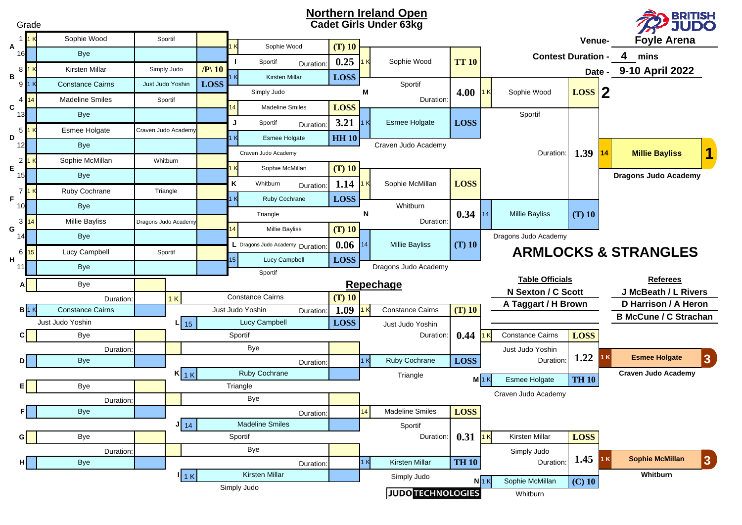# Northern Ireland Open
## Cadet Girls Under 63kg

BRITISH JUDO

Venue- **Foyle Arena**
Contest Duration - **4 mins**
Date - **9-10 April 2022**

Grade

### Main Draw – Round 1

| Pool | Seed | Grade | Name | Club | Score |
|---|---|---|---|---|---|
| A | 1 | 1 K | Sophie Wood | Sportif | |
| | 16 | | Bye | | |
| B | 8 | 1 K | Kirsten Millar | Simply Judo | /P\ 10 |
| | 9 | 1 K | Constance Cairns | Just Judo Yoshin | LOSS |
| C | 4 | 14 | Madeline Smiles | Sportif | |
| | 13 | | Bye | | |
| D | 5 | 1 K | Esmee Holgate | Craven Judo Academy | |
| | 12 | | Bye | | |
| E | 2 | 1 K | Sophie McMillan | Whitburn | |
| | 15 | | Bye | | |
| F | 7 | 1 K | Ruby Cochrane | Triangle | |
| | 10 | | Bye | | |
| G | 3 | 14 | Millie Bayliss | Dragons Judo Academy | |
| | 14 | | Bye | | |
| H | 6 | 15 | Lucy Campbell | Sportif | |
| | 11 | | Bye | | |

### Main Draw – Round 2

| Contest | Grade | Name | Club | Score | Duration |
|---|---|---|---|---|---|
| I | 1 K | Sophie Wood | Sportif | (T) 10 | 0.25 |
| | 1 K | Kirsten Millar | Simply Judo | LOSS | |
| J | 14 | Madeline Smiles | Sportif | LOSS | 3.21 |
| | 1 K | Esmee Holgate | Craven Judo Academy | HH 10 | |
| K | 1 K | Sophie McMillan | Whitburn | (T) 10 | 1.14 |
| | 1 K | Ruby Cochrane | Triangle | LOSS | |
| L | 14 | Millie Bayliss | Dragons Judo Academy | (T) 10 | 0.06 |
| | 15 | Lucy Campbell | Sportif | LOSS | |

### Main Draw – Semi-finals

| Contest | Grade | Name | Club | Score | Duration |
|---|---|---|---|---|---|
| M | 1 K | Sophie Wood | Sportif | TT 10 | 4.00 |
| | 1 K | Esmee Holgate | Craven Judo Academy | LOSS | |
| N | 1 K | Sophie McMillan | Whitburn | LOSS | 0.34 |
| | 14 | Millie Bayliss | Dragons Judo Academy | (T) 10 | |

### Final

| Grade | Name | Club | Score | Duration |
|---|---|---|---|---|
| 1 K | Sophie Wood | Sportif | LOSS | 1.39 |
| 14 | Millie Bayliss | Dragons Judo Academy | (T) 10 | |

**1** – 14 **Millie Bayliss** – Dragons Judo Academy
**2** – Sophie Wood – Sportif

## ARMLOCKS & STRANGLES

## Repechage

| Pool | Grade | Name | Club |
|---|---|---|---|
| A | | Bye | |
| B | 1 K | Constance Cairns | Just Judo Yoshin |
| C | | Bye | |
| D | | Bye | |
| E | | Bye | |
| F | | Bye | |
| G | | Bye | |
| H | | Bye | |

| Contest | Grade | Name | Club | Score | Duration |
|---|---|---|---|---|---|
| | 1 K | Constance Cairns | Just Judo Yoshin | (T) 10 | 1.09 |
| L | 15 | Lucy Campbell | Sportif | LOSS | |
| | | Bye | | | |
| K | 1 K | Ruby Cochrane | Triangle | | |
| | | Bye | | | |
| J | 14 | Madeline Smiles | Sportif | | |
| | | Bye | | | |
| I | 1 K | Kirsten Millar | Simply Judo | | |

| Contest | Grade | Name | Club | Score | Duration |
|---|---|---|---|---|---|
| | 1 K | Constance Cairns | Just Judo Yoshin | (T) 10 | 0.44 |
| | 1 K | Ruby Cochrane | Triangle | LOSS | |
| | 14 | Madeline Smiles | Sportif | LOSS | 0.31 |
| | 1 K | Kirsten Millar | Simply Judo | TH 10 | |

### Bronze Medal Contests

| Contest | Grade | Name | Club | Score | Duration |
|---|---|---|---|---|---|
| | 1 K | Constance Cairns | Just Judo Yoshin | LOSS | 1.22 |
| M | 1 K | Esmee Holgate | Craven Judo Academy | TH 10 | |
| | 1 K | Kirsten Millar | Simply Judo | LOSS | 1.45 |
| N | 1 K | Sophie McMillan | Whitburn | (C) 10 | |

**3** – 1 K **Esmee Holgate** – Craven Judo Academy
**3** – 1 K **Sophie McMillan** – Whitburn

**Table Officials**
N Sexton / C Scott
A Taggart / H Brown

**Referees**
J McBeath / L Rivers
D Harrison / A Heron
B McCune / C Strachan

JUDO TECHNOLOGIES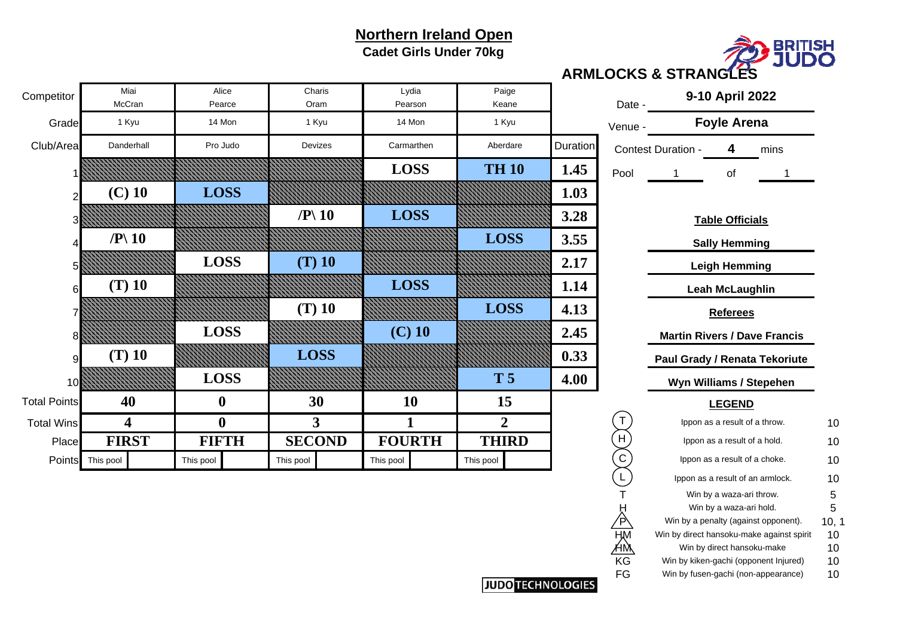# Northern Ireland Open

## Cadet Girls Under 70kg

**ARMLOCKS & STRANGLES**

| Competitor | Miai McCran | Alice Pearce | Charis Oram | Lydia Pearson | Paige Keane | |
|---|---|---|---|---|---|---|
| Grade | 1 Kyu | 14 Mon | 1 Kyu | 14 Mon | 1 Kyu | |
| Club/Area | Danderhall | Pro Judo | Devizes | Carmarthen | Aberdare | Duration |
| 1 | | | | LOSS | TH 10 | 1.45 |
| 2 | (C) 10 | LOSS | | | | 1.03 |
| 3 | | | /P\ 10 | LOSS | | 3.28 |
| 4 | /P\ 10 | | | | LOSS | 3.55 |
| 5 | | LOSS | (T) 10 | | | 2.17 |
| 6 | (T) 10 | | | LOSS | | 1.14 |
| 7 | | | (T) 10 | | LOSS | 4.13 |
| 8 | | LOSS | | (C) 10 | | 2.45 |
| 9 | (T) 10 | | LOSS | | | 0.33 |
| 10 | | LOSS | | | T 5 | 4.00 |
| Total Points | 40 | 0 | 30 | 10 | 15 | |
| Total Wins | 4 | 0 | 3 | 1 | 2 | |
| Place | FIRST | FIFTH | SECOND | FOURTH | THIRD | |
| Points | This pool | This pool | This pool | This pool | This pool | |

Date - **9-10 April 2022**

Venue - **Foyle Arena**

Contest Duration - **4** mins

Pool 1 of 1

**Table Officials**

**Sally Hemming**

**Leigh Hemming**

**Leah McLaughlin**

**Referees**

**Martin Rivers / Dave Francis**

**Paul Grady / Renata Tekoriute**

**Wyn Williams / Stepehen**

**LEGEND**

| Symbol | Description | Points |
|---|---|---|
| (T) | Ippon as a result of a throw. | 10 |
| (H) | Ippon as a result of a hold. | 10 |
| (C) | Ippon as a result of a choke. | 10 |
| (L) | Ippon as a result of an armlock. | 10 |
| T | Win by a waza-ari throw. | 5 |
| H | Win by a waza-ari hold. | 5 |
| /P\ | Win by a penalty (against opponent). | 10, 1 |
| HM | Win by direct hansoku-make against spirit | 10 |
| /HM\ | Win by direct hansoku-make | 10 |
| KG | Win by kiken-gachi (opponent Injured) | 10 |
| FG | Win by fusen-gachi (non-appearance) | 10 |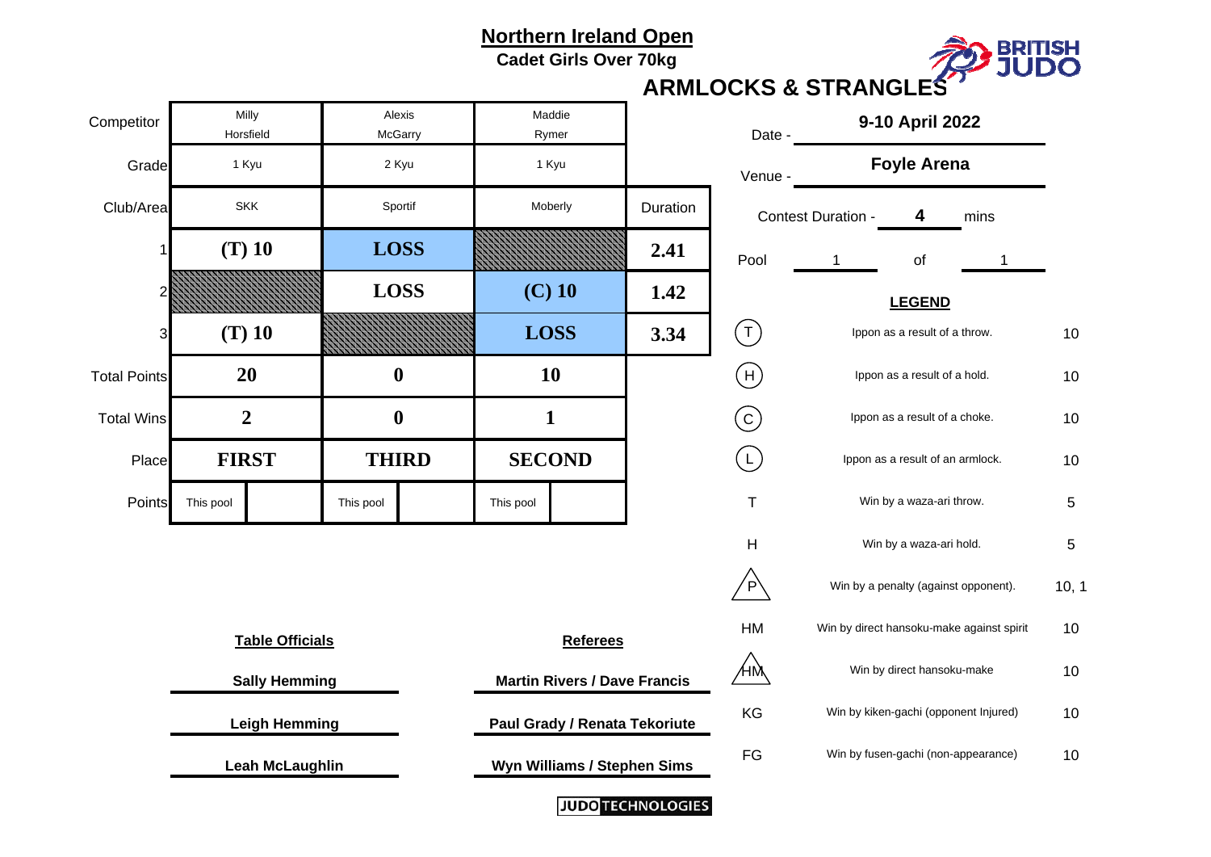# Northern Ireland Open

**Cadet Girls Over 70kg**

**ARMLOCKS & STRANGLES**

| Competitor | Milly Horsfield | Alexis McGarry | Maddie Rymer | |
|---|---|---|---|---|
| Grade | 1 Kyu | 2 Kyu | 1 Kyu | |
| Club/Area | SKK | Sportif | Moberly | Duration |
| 1 | **(T) 10** | **LOSS** | | **2.41** |
| 2 | | **LOSS** | **(C) 10** | **1.42** |
| 3 | **(T) 10** | | **LOSS** | **3.34** |
| Total Points | **20** | **0** | **10** | |
| Total Wins | **2** | **0** | **1** | |
| Place | **FIRST** | **THIRD** | **SECOND** | |
| Points | This pool | This pool | This pool | |

Date - **9-10 April 2022**

Venue - **Foyle Arena**

Contest Duration - **4** mins

Pool 1 of 1

**LEGEND**

| Symbol | Description | Points |
|---|---|---|
| (T) | Ippon as a result of a throw. | 10 |
| (H) | Ippon as a result of a hold. | 10 |
| (C) | Ippon as a result of a choke. | 10 |
| (L) | Ippon as a result of an armlock. | 10 |
| T | Win by a waza-ari throw. | 5 |
| H | Win by a waza-ari hold. | 5 |
| P | Win by a penalty (against opponent). | 10, 1 |
| HM | Win by direct hansoku-make against spirit | 10 |
| HM | Win by direct hansoku-make | 10 |
| KG | Win by kiken-gachi (opponent Injured) | 10 |
| FG | Win by fusen-gachi (non-appearance) | 10 |

| Table Officials | Referees |
|---|---|
| **Sally Hemming** | **Martin Rivers / Dave Francis** |
| **Leigh Hemming** | **Paul Grady / Renata Tekoriute** |
| **Leah McLaughlin** | **Wyn Williams / Stephen Sims** |

JUDO TECHNOLOGIES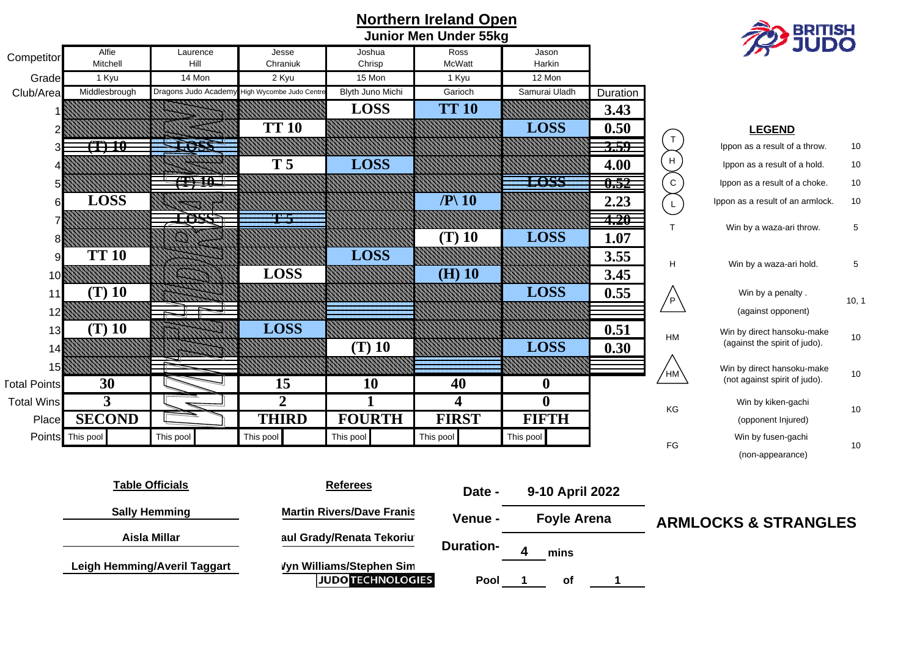# Northern Ireland Open

## Junior Men Under 55kg

BRITISH JUDO

| Competitor | Alfie Mitchell | Laurence Hill | Jesse Chraniuk | Joshua Chrisp | Ross McWatt | Jason Harkin | |
|---|---|---|---|---|---|---|---|
| Grade | 1 Kyu | 14 Mon | 2 Kyu | 15 Mon | 1 Kyu | 12 Mon | |
| Club/Area | Middlesbrough | Dragons Judo Academy | High Wycombe Judo Centre | Blyth Juno Michi | Garioch | Samurai Uladh | Duration |
| 1 | | | | LOSS | TT 10 | | 3.43 |
| 2 | | | TT 10 | | | LOSS | 0.50 |
| 3 | ~~(T) 10~~ | ~~LOSS~~ | | | | | ~~3.59~~ |
| 4 | | | T 5 | LOSS | | | 4.00 |
| 5 | | ~~(T) 10~~ | | | | ~~LOSS~~ | ~~0.52~~ |
| 6 | LOSS | | | | /P\ 10 | | 2.23 |
| 7 | | ~~LOSS~~ | ~~T 5~~ | | | | ~~4.20~~ |
| 8 | | | | | (T) 10 | LOSS | 1.07 |
| 9 | TT 10 | | | LOSS | | | 3.55 |
| 10 | | | LOSS | | (H) 10 | | 3.45 |
| 11 | (T) 10 | | | | | LOSS | 0.55 |
| 12 | | | | | | | |
| 13 | (T) 10 | | LOSS | | | | 0.51 |
| 14 | | | | (T) 10 | | LOSS | 0.30 |
| 15 | | | | | | | |
| Total Points | 30 | WITHDRAWN | 15 | 10 | 40 | 0 | |
| Total Wins | 3 | | 2 | 1 | 4 | 0 | |
| Place | SECOND | | THIRD | FOURTH | FIRST | FIFTH | |
| Points | This pool | This pool | This pool | This pool | This pool | This pool | |

### LEGEND

| Symbol | Description | Points |
|---|---|---|
| (T) | Ippon as a result of a throw. | 10 |
| (H) | Ippon as a result of a hold. | 10 |
| (C) | Ippon as a result of a choke. | 10 |
| (L) | Ippon as a result of an armlock. | 10 |
| T | Win by a waza-ari throw. | 5 |
| H | Win by a waza-ari hold. | 5 |
| /P\ | Win by a penalty . (against opponent) | 10, 1 |
| HM | Win by direct hansoku-make (against the spirit of judo). | 10 |
| /HM\ | Win by direct hansoku-make (not against spirit of judo). | 10 |
| KG | Win by kiken-gachi (opponent Injured) | 10 |
| FG | Win by fusen-gachi (non-appearance) | 10 |

**Table Officials**

Sally Hemming

Aisla Millar

Leigh Hemming/Averil Taggart

**Referees**

Martin Rivers/Dave Franis

aul Grady/Renata Tekoriu

Vyn Williams/Stephen Sim

JUDO TECHNOLOGIES

**Date -** 9-10 April 2022

**Venue -** Foyle Arena

**Duration-** 4 mins

**Pool** 1 of 1

**ARMLOCKS & STRANGLES**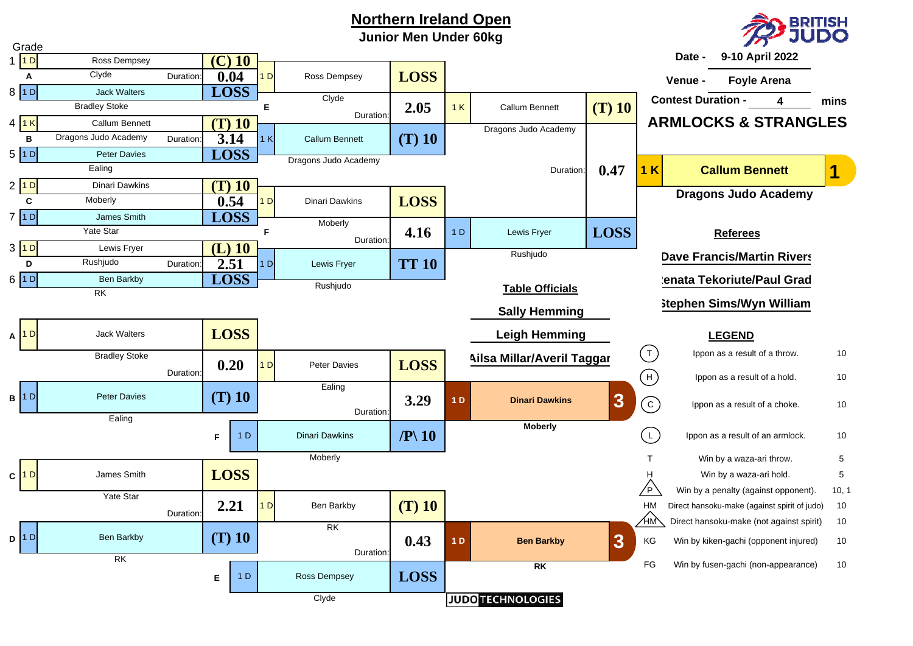# Northern Ireland Open

## Junior Men Under 60kg

**Date -** 9-10 April 2022

**Venue -** Foyle Arena

**Contest Duration -** 4 mins

**ARMLOCKS & STRANGLES**

### Main Draw

**Round 1**

| Pool | Seed | Grade | Player | Club | Score | Duration |
|---|---|---|---|---|---|---|
| A | 1 | 1 D | Ross Dempsey | Clyde | (C) 10 | 0.04 |
| | 8 | 1 D | Jack Walters | Bradley Stoke | LOSS | |
| B | 4 | 1 K | Callum Bennett | Dragons Judo Academy | (T) 10 | 3.14 |
| | 5 | 1 D | Peter Davies | Ealing | LOSS | |
| C | 2 | 1 D | Dinari Dawkins | Moberly | (T) 10 | 0.54 |
| | 7 | 1 D | James Smith | Yate Star | LOSS | |
| D | 3 | 1 D | Lewis Fryer | Rushjudo | (L) 10 | 2.51 |
| | 6 | 1 D | Ben Barkby | RK | LOSS | |

**Semi-finals**

| Contest | Grade | Player | Club | Score | Duration |
|---|---|---|---|---|---|
| E | 1 D | Ross Dempsey | Clyde | LOSS | 2.05 |
| | 1 K | Callum Bennett | Dragons Judo Academy | (T) 10 | |
| F | 1 D | Dinari Dawkins | Moberly | LOSS | 4.16 |
| | 1 D | Lewis Fryer | Rushjudo | TT 10 | |

**Final**

| Grade | Player | Club | Score | Duration |
|---|---|---|---|---|
| 1 K | Callum Bennett | Dragons Judo Academy | (T) 10 | 0.47 |
| 1 D | Lewis Fryer | Rushjudo | LOSS | |

**1** — 1 K **Callum Bennett**, **Dragons Judo Academy**

### Repechage

| Pool | Grade | Player | Club | Score | Duration |
|---|---|---|---|---|---|
| A | 1 D | Jack Walters | Bradley Stoke | LOSS | 0.20 |
| B | 1 D | Peter Davies | Ealing | (T) 10 | |
| C | 1 D | James Smith | Yate Star | LOSS | 2.21 |
| D | 1 D | Ben Barkby | RK | (T) 10 | |

**Bronze contests**

| Contest | Grade | Player | Club | Score | Duration |
|---|---|---|---|---|---|
| | 1 D | Peter Davies | Ealing | LOSS | 3.29 |
| F | 1 D | Dinari Dawkins | Moberly | /P\ 10 | |
| | 1 D | Ben Barkby | RK | (T) 10 | 0.43 |
| E | 1 D | Ross Dempsey | Clyde | LOSS | |

**3** — 1 D **Dinari Dawkins**, **Moberly**

**3** — 1 D **Ben Barkby**, **RK**

### Referees

Dave Francis/Martin Rivers

Renata Tekoriute/Paul Grad

Stephen Sims/Wyn William

### Table Officials

Sally Hemming

Leigh Hemming

Ailsa Millar/Averil Taggar

### LEGEND

| Symbol | Description | Score |
|---|---|---|
| (T) | Ippon as a result of a throw. | 10 |
| (H) | Ippon as a result of a hold. | 10 |
| (C) | Ippon as a result of a choke. | 10 |
| (L) | Ippon as a result of an armlock. | 10 |
| T | Win by a waza-ari throw. | 5 |
| H | Win by a waza-ari hold. | 5 |
| /P\ | Win by a penalty (against opponent). | 10, 1 |
| HM | Direct hansoku-make (against spirit of judo) | 10 |
| /HM\ | Direct hansoku-make (not against spirit) | 10 |
| KG | Win by kiken-gachi (opponent injured) | 10 |
| FG | Win by fusen-gachi (non-appearance) | 10 |

JUDO TECHNOLOGIES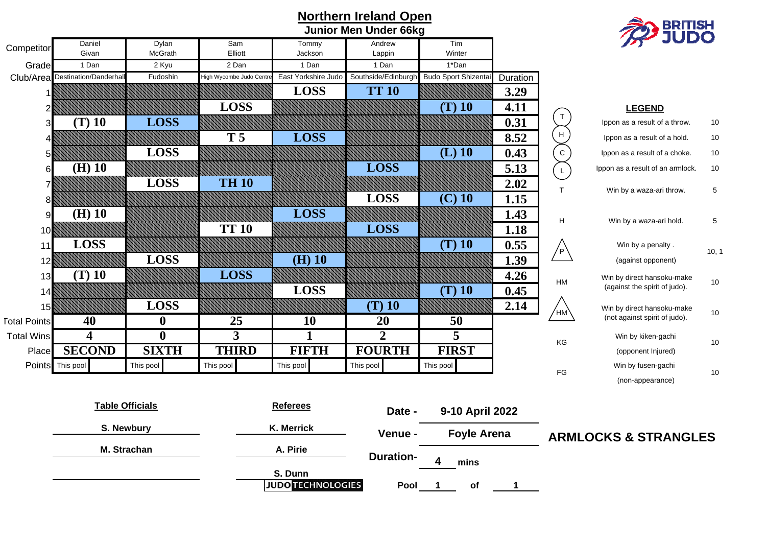# Northern Ireland Open

## Junior Men Under 66kg

BRITISH JUDO

| Competitor | Daniel Givan | Dylan McGrath | Sam Elliott | Tommy Jackson | Andrew Lappin | Tim Winter | |
|---|---|---|---|---|---|---|---|
| Grade | 1 Dan | 2 Kyu | 2 Dan | 1 Dan | 1 Dan | 1*Dan | |
| Club/Area | Destination/Danderhall | Fudoshin | High Wycombe Judo Centre | East Yorkshire Judo | Southside/Edinburgh | Budo Sport Shizentai | Duration |
| 1 | | | | LOSS | TT 10 | | 3.29 |
| 2 | | | LOSS | | | (T) 10 | 4.11 |
| 3 | (T) 10 | LOSS | | | | | 0.31 |
| 4 | | | T 5 | LOSS | | | 8.52 |
| 5 | | LOSS | | | | (L) 10 | 0.43 |
| 6 | (H) 10 | | | | LOSS | | 5.13 |
| 7 | | LOSS | TH 10 | | | | 2.02 |
| 8 | | | | | LOSS | (C) 10 | 1.15 |
| 9 | (H) 10 | | | LOSS | | | 1.43 |
| 10 | | | TT 10 | | LOSS | | 1.18 |
| 11 | LOSS | | | | | (T) 10 | 0.55 |
| 12 | | LOSS | | (H) 10 | | | 1.39 |
| 13 | (T) 10 | | LOSS | | | | 4.26 |
| 14 | | | | LOSS | | (T) 10 | 0.45 |
| 15 | | LOSS | | | (T) 10 | | 2.14 |
| Total Points | 40 | 0 | 25 | 10 | 20 | 50 | |
| Total Wins | 4 | 0 | 3 | 1 | 2 | 5 | |
| Place | SECOND | SIXTH | THIRD | FIFTH | FOURTH | FIRST | |
| Points | This pool | This pool | This pool | This pool | This pool | This pool | |

### LEGEND

| Symbol | Description | Points |
|---|---|---|
| T (circled) | Ippon as a result of a throw. | 10 |
| H (circled) | Ippon as a result of a hold. | 10 |
| C (circled) | Ippon as a result of a choke. | 10 |
| L (circled) | Ippon as a result of an armlock. | 10 |
| T | Win by a waza-ari throw. | 5 |
| H | Win by a waza-ari hold. | 5 |
| P (triangle) | Win by a penalty . (against opponent) | 10, 1 |
| HM | Win by direct hansoku-make (against the spirit of judo). | 10 |
| HM (triangle) | Win by direct hansoku-make (not against spirit of judo). | 10 |
| KG | Win by kiken-gachi (opponent Injured) | 10 |
| FG | Win by fusen-gachi (non-appearance) | 10 |

**Table Officials**

S. Newbury

M. Strachan

**Referees**

K. Merrick

A. Pirie

S. Dunn

JUDO TECHNOLOGIES

**Date -** 9-10 April 2022

**Venue -** Foyle Arena

**Duration-** 4 mins

**Pool** 1 of 1

**ARMLOCKS & STRANGLES**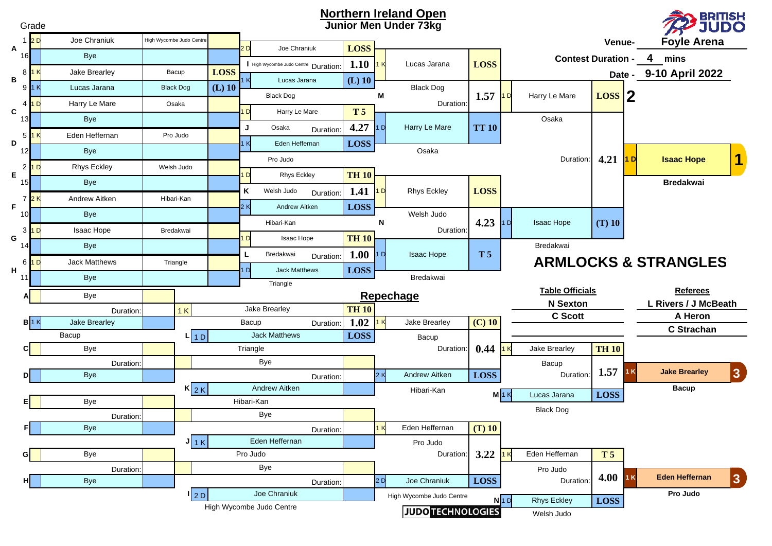# Northern Ireland Open

## Junior Men Under 73kg

BRITISH JUDO

Venue- **Foyle Arena**

Contest Duration - **4** mins

Date - **9-10 April 2022**

### Pool Draw

| Pool | Grade | Seed | Name | Club | Result |
|---|---|---|---|---|---|
| A | 2 D | 1 | Joe Chraniuk | High Wycombe Judo Centre | |
| A | | 16 | Bye | | |
| B | 1 K | 8 | Jake Brearley | Bacup | LOSS |
| B | 1 K | 9 | Lucas Jarana | Black Dog | (L) 10 |
| C | 1 D | 4 | Harry Le Mare | Osaka | |
| C | | 13 | Bye | | |
| D | 1 K | 5 | Eden Heffernan | Pro Judo | |
| D | | 12 | Bye | | |
| E | 1 D | 2 | Rhys Eckley | Welsh Judo | |
| E | | 15 | Bye | | |
| F | 2 K | 7 | Andrew Aitken | Hibari-Kan | |
| F | | 10 | Bye | | |
| G | 1 D | 3 | Isaac Hope | Bredakwai | |
| G | | 14 | Bye | | |
| H | 1 D | 6 | Jack Matthews | Triangle | |
| H | | 11 | Bye | | |

### Round 2

| Contest | Grade | Name | Club | Result | Duration |
|---|---|---|---|---|---|
| I | 2 D | Joe Chraniuk | High Wycombe Judo Centre | LOSS | 1.10 |
| I | 1 K | Lucas Jarana | Black Dog | (L) 10 | |
| J | 1 D | Harry Le Mare | Osaka | T 5 | 4.27 |
| J | 1 K | Eden Heffernan | Pro Judo | LOSS | |
| K | 1 D | Rhys Eckley | Welsh Judo | TH 10 | 1.41 |
| K | 2 K | Andrew Aitken | Hibari-Kan | LOSS | |
| L | 1 D | Isaac Hope | Bredakwai | TH 10 | 1.00 |
| L | 1 D | Jack Matthews | Triangle | LOSS | |

### Semi-finals

| Contest | Grade | Name | Club | Result | Duration |
|---|---|---|---|---|---|
| M | 1 K | Lucas Jarana | Black Dog | LOSS | 1.57 |
| M | 1 D | Harry Le Mare | Osaka | TT 10 | |
| N | 1 D | Rhys Eckley | Welsh Judo | LOSS | 4.23 |
| N | 1 D | Isaac Hope | Bredakwai | T 5 | |

### Final

| Grade | Name | Club | Result | Duration |
|---|---|---|---|---|
| 1 D | Harry Le Mare | Osaka | LOSS | 4.21 |
| 1 D | Isaac Hope | Bredakwai | (T) 10 | |

**1 — 1 D Isaac Hope, Bredakwai**

**2 — Harry Le Mare**

# ARMLOCKS & STRANGLES

## Repechage

| Pool | Grade | Name | Club | Result |
|---|---|---|---|---|
| A | | Bye | | |
| B | 1 K | Jake Brearley | Bacup | |
| C | | Bye | | |
| D | | Bye | | |
| E | | Bye | | |
| F | | Bye | | |
| G | | Bye | | |
| H | | Bye | | |

| Contest | Grade | Name | Club | Result | Duration |
|---|---|---|---|---|---|
| 1 K | | Jake Brearley | Bacup | TH 10 | 1.02 |
| L | 1 D | Jack Matthews | Triangle | LOSS | |
| | | Bye | | | |
| K | 2 K | Andrew Aitken | Hibari-Kan | | |
| | | Bye | | | |
| J | 1 K | Eden Heffernan | Pro Judo | | |
| | | Bye | | | |
| I | 2 D | Joe Chraniuk | High Wycombe Judo Centre | | |

| Grade | Name | Club | Result | Duration |
|---|---|---|---|---|
| 1 K | Jake Brearley | Bacup | (C) 10 | 0.44 |
| 2 K | Andrew Aitken | Hibari-Kan | LOSS | |
| 1 K | Eden Heffernan | Pro Judo | (T) 10 | 3.22 |
| 2 D | Joe Chraniuk | High Wycombe Judo Centre | LOSS | |

### Bronze Contests

| Contest | Grade | Name | Club | Result | Duration |
|---|---|---|---|---|---|
| | 1 K | Jake Brearley | Bacup | TH 10 | 1.57 |
| M | 1 K | Lucas Jarana | Black Dog | LOSS | |
| | 1 K | Eden Heffernan | Pro Judo | T 5 | 4.00 |
| N | 1 D | Rhys Eckley | Welsh Judo | LOSS | |

**3 — 1 K Jake Brearley, Bacup**

**3 — 1 K Eden Heffernan, Pro Judo**

**Table Officials**

N Sexton

C Scott

**Referees**

L Rivers / J McBeath

A Heron

C Strachan

JUDO TECHNOLOGIES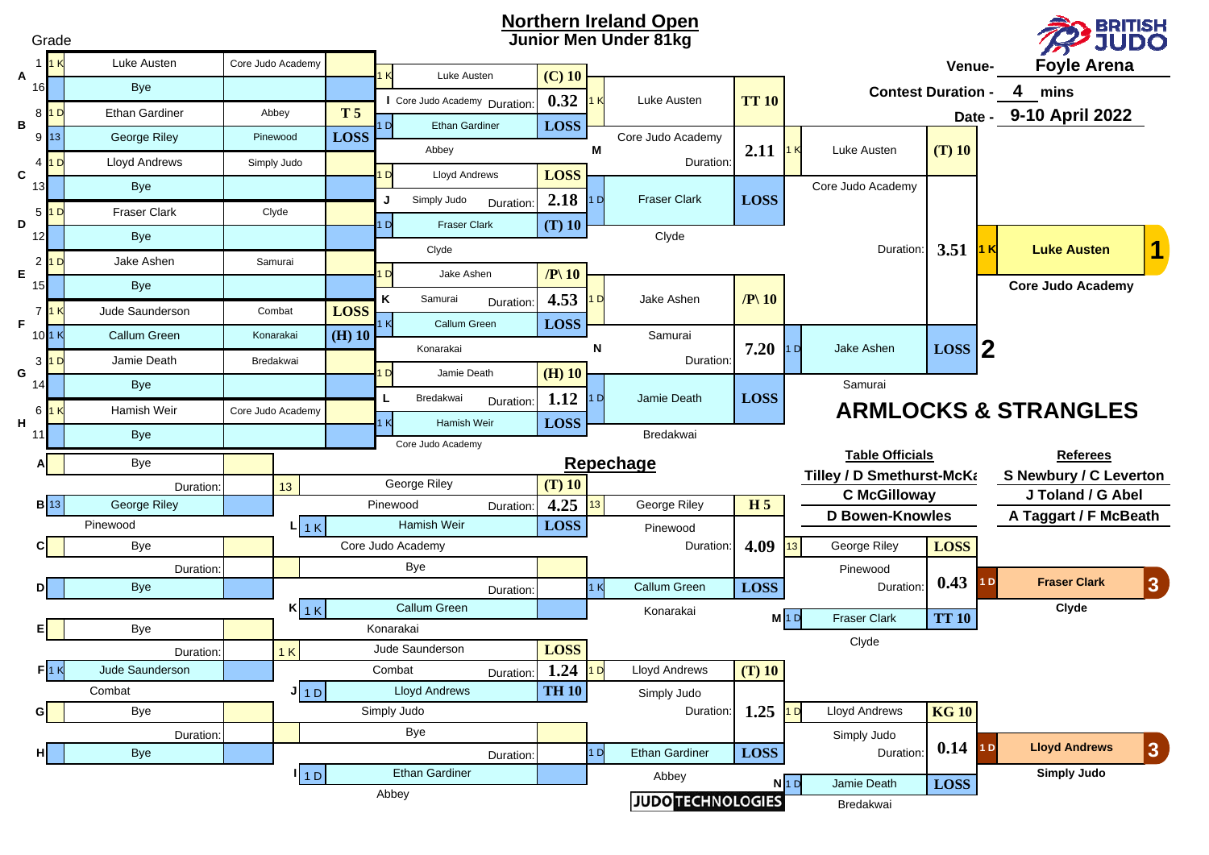# Northern Ireland Open

## Junior Men Under 81kg

BRITISH JUDO

Venue- **Foyle Arena**

Contest Duration - **4** mins

Date - **9-10 April 2022**

### Main Draw

| Pool | Grade | Seed | Name | Club | Score |
|---|---|---|---|---|---|
| A | 1 K | 1 | Luke Austen | Core Judo Academy | |
| A | | 16 | Bye | | |
| B | 1 D | 8 | Ethan Gardiner | Abbey | T 5 |
| B | 13 | 9 | George Riley | Pinewood | LOSS |
| C | 1 D | 4 | Lloyd Andrews | Simply Judo | |
| C | | 13 | Bye | | |
| D | 1 D | 5 | Fraser Clark | Clyde | |
| D | | 12 | Bye | | |
| E | 1 D | 2 | Jake Ashen | Samurai | |
| E | | 15 | Bye | | |
| F | 1 K | 7 | Jude Saunderson | Combat | LOSS |
| F | 1 K | 10 | Callum Green | Konarakai | (H) 10 |
| G | 1 D | 3 | Jamie Death | Bredakwai | |
| G | | 14 | Bye | | |
| H | 1 K | 6 | Hamish Weir | Core Judo Academy | |
| H | | 11 | Bye | | |

### Second Round

| Contest | Grade | Name | Club | Score | Duration |
|---|---|---|---|---|---|
| I | 1 K | Luke Austen | Core Judo Academy | (C) 10 | 0.32 |
| I | 1 D | Ethan Gardiner | Abbey | LOSS | |
| J | 1 D | Lloyd Andrews | Simply Judo | LOSS | 2.18 |
| J | 1 D | Fraser Clark | Clyde | (T) 10 | |
| K | 1 D | Jake Ashen | Samurai | /P\ 10 | 4.53 |
| K | 1 K | Callum Green | Konarakai | LOSS | |
| L | 1 D | Jamie Death | Bredakwai | (H) 10 | 1.12 |
| L | 1 K | Hamish Weir | Core Judo Academy | LOSS | |

### Semi-Finals

| Contest | Grade | Name | Club | Score | Duration |
|---|---|---|---|---|---|
| M | 1 K | Luke Austen | Core Judo Academy | TT 10 | 2.11 |
| M | 1 D | Fraser Clark | Clyde | LOSS | |
| N | 1 D | Jake Ashen | Samurai | /P\ 10 | 7.20 |
| N | 1 D | Jamie Death | Bredakwai | LOSS | |

### Final

| Grade | Name | Club | Score | Duration |
|---|---|---|---|---|
| 1 K | Luke Austen | Core Judo Academy | (T) 10 | 3.51 |
| 1 D | Jake Ashen | Samurai | LOSS | |

**1** — 1 K **Luke Austen**, Core Judo Academy

**2** — Jake Ashen, Samurai

## ARMLOCKS & STRANGLES

### Repechage

| Pool | Grade | Name | Club |
|---|---|---|---|
| A | | Bye | |
| B | 13 | George Riley | Pinewood |
| C | | Bye | |
| D | | Bye | |
| E | | Bye | |
| F | 1 K | Jude Saunderson | Combat |
| G | | Bye | |
| H | | Bye | |

| Contest | Grade | Name | Club | Score | Duration |
|---|---|---|---|---|---|
| L | 13 | George Riley | Pinewood | (T) 10 | 4.25 |
| L | 1 K | Hamish Weir | Core Judo Academy | LOSS | |
| K | | Bye | | | |
| K | 1 K | Callum Green | Konarakai | | |
| J | 1 K | Jude Saunderson | Combat | LOSS | 1.24 |
| J | 1 D | Lloyd Andrews | Simply Judo | TH 10 | |
| I | | Bye | | | |
| I | 1 D | Ethan Gardiner | Abbey | | |

| Contest | Grade | Name | Club | Score | Duration |
|---|---|---|---|---|---|
| | 13 | George Riley | Pinewood | H 5 | 4.09 |
| | 1 K | Callum Green | Konarakai | LOSS | |
| | 1 D | Lloyd Andrews | Simply Judo | (T) 10 | 1.25 |
| | 1 D | Ethan Gardiner | Abbey | LOSS | |

### Bronze Contests

| Contest | Grade | Name | Club | Score | Duration |
|---|---|---|---|---|---|
| | 13 | George Riley | Pinewood | LOSS | 0.43 |
| M | 1 D | Fraser Clark | Clyde | TT 10 | |
| | 1 D | Lloyd Andrews | Simply Judo | KG 10 | 0.14 |
| N | 1 D | Jamie Death | Bredakwai | LOSS | |

**3** — 1 D **Fraser Clark**, Clyde

**3** — 1 D **Lloyd Andrews**, Simply Judo

### Table Officials

Tilley / D Smethurst-McKa
C McGilloway
D Bowen-Knowles

### Referees

S Newbury / C Leverton
J Toland / G Abel
A Taggart / F McBeath

JUDO TECHNOLOGIES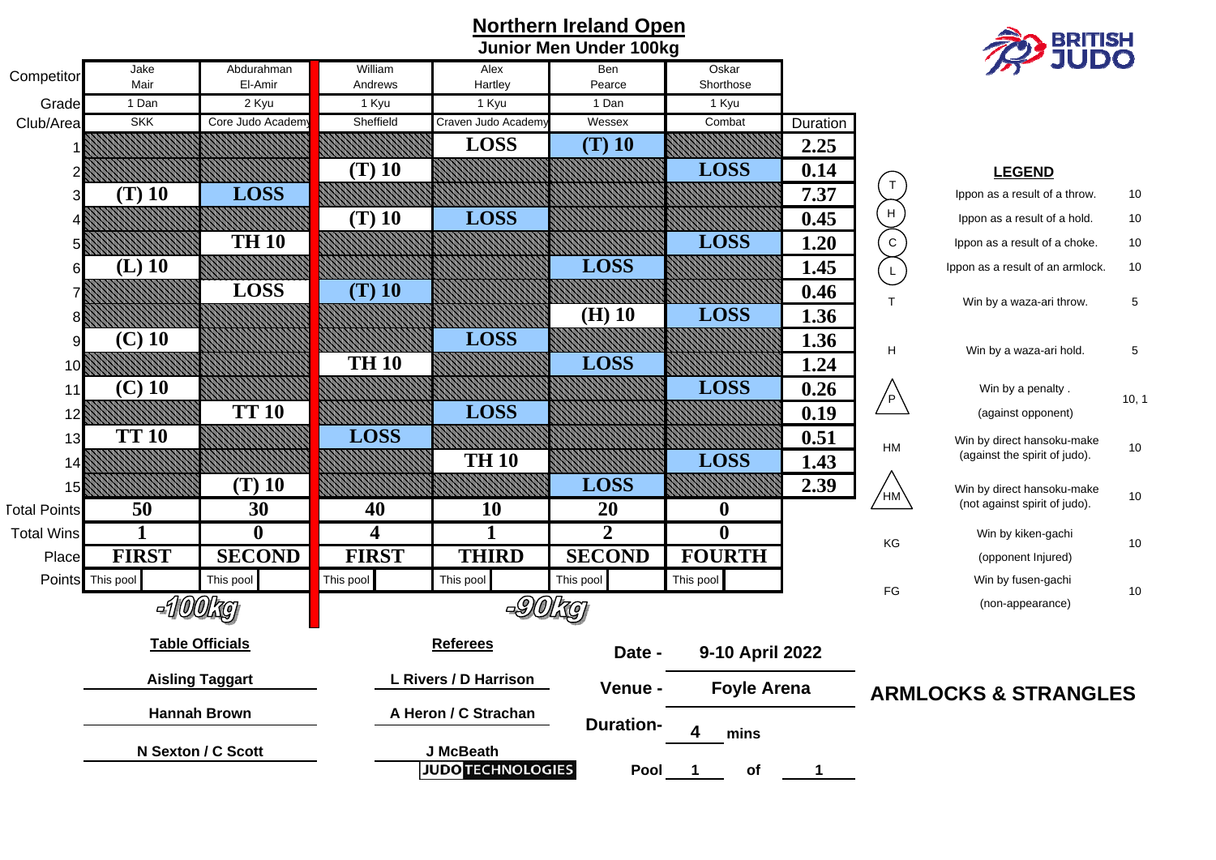# Northern Ireland Open

## Junior Men Under 100kg

BRITISH JUDO

| Competitor | Jake Mair | Abdurahman El-Amir | William Andrews | Alex Hartley | Ben Pearce | Oskar Shorthose | |
|---|---|---|---|---|---|---|---|
| Grade | 1 Dan | 2 Kyu | 1 Kyu | 1 Kyu | 1 Dan | 1 Kyu | |
| Club/Area | SKK | Core Judo Academy | Sheffield | Craven Judo Academy | Wessex | Combat | Duration |
| 1 | | | | LOSS | (T) 10 | | 2.25 |
| 2 | | | (T) 10 | | | LOSS | 0.14 |
| 3 | (T) 10 | LOSS | | | | | 7.37 |
| 4 | | | (T) 10 | LOSS | | | 0.45 |
| 5 | | TH 10 | | | | LOSS | 1.20 |
| 6 | (L) 10 | | | | LOSS | | 1.45 |
| 7 | | LOSS | (T) 10 | | | | 0.46 |
| 8 | | | | | (H) 10 | LOSS | 1.36 |
| 9 | (C) 10 | | | LOSS | | | 1.36 |
| 10 | | | TH 10 | | LOSS | | 1.24 |
| 11 | (C) 10 | | | | | LOSS | 0.26 |
| 12 | | TT 10 | | LOSS | | | 0.19 |
| 13 | TT 10 | | LOSS | | | | 0.51 |
| 14 | | | | TH 10 | | LOSS | 1.43 |
| 15 | | (T) 10 | | | LOSS | | 2.39 |
| Total Points | 50 | 30 | 40 | 10 | 20 | 0 | |
| Total Wins | 1 | 0 | 4 | 1 | 2 | 0 | |
| Place | FIRST | SECOND | FIRST | THIRD | SECOND | FOURTH | |
| Points | This pool | This pool | This pool | This pool | This pool | This pool | |

-100kg | -90kg

### LEGEND

| Symbol | Description | Points |
|---|---|---|
| T (circled) | Ippon as a result of a throw. | 10 |
| H (circled) | Ippon as a result of a hold. | 10 |
| C (circled) | Ippon as a result of a choke. | 10 |
| L (circled) | Ippon as a result of an armlock. | 10 |
| T | Win by a waza-ari throw. | 5 |
| H | Win by a waza-ari hold. | 5 |
| P (triangle) | Win by a penalty. (against opponent) | 10, 1 |
| HM | Win by direct hansoku-make (against the spirit of judo). | 10 |
| HM (triangle) | Win by direct hansoku-make (not against spirit of judo). | 10 |
| KG | Win by kiken-gachi (opponent Injured) | 10 |
| FG | Win by fusen-gachi (non-appearance) | 10 |

**Table Officials**

Aisling Taggart

Hannah Brown

N Sexton / C Scott

**Referees**

L Rivers / D Harrison

A Heron / C Strachan

J McBeath

JUDO TECHNOLOGIES

**Date -** 9-10 April 2022

**Venue -** Foyle Arena

**Duration-** 4 mins

**Pool** 1 of 1

**ARMLOCKS & STRANGLES**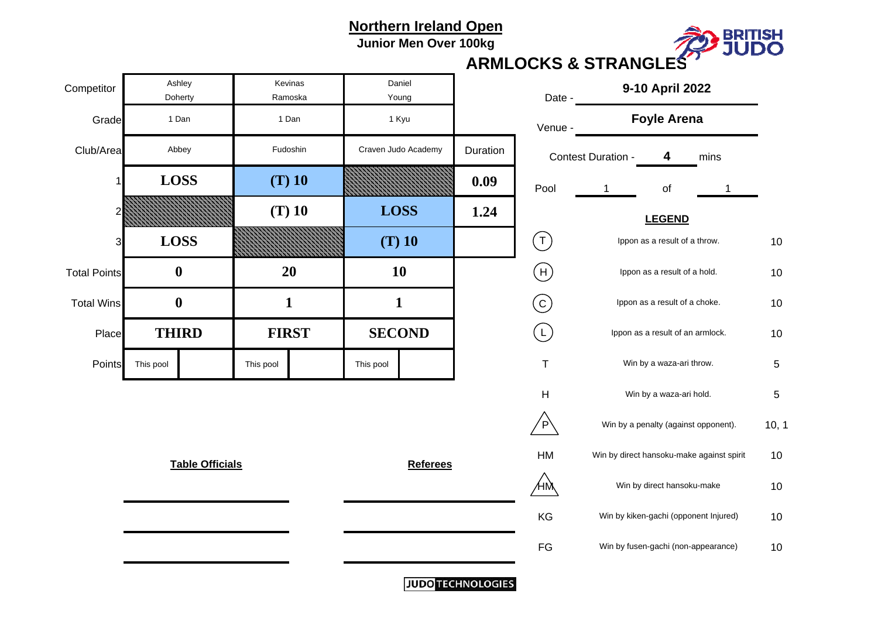# Northern Ireland Open

## Junior Men Over 100kg

### ARMLOCKS & STRANGLES

| Competitor | Ashley Doherty | Kevinas Ramoska | Daniel Young | |
|---|---|---|---|---|
| Grade | 1 Dan | 1 Dan | 1 Kyu | |
| Club/Area | Abbey | Fudoshin | Craven Judo Academy | Duration |
| 1 | LOSS | (T) 10 | | 0.09 |
| 2 | | (T) 10 | LOSS | 1.24 |
| 3 | LOSS | | (T) 10 | |
| Total Points | 0 | 20 | 10 | |
| Total Wins | 0 | 1 | 1 | |
| Place | THIRD | FIRST | SECOND | |
| Points | This pool | This pool | This pool | |

Date - **9-10 April 2022**

Venue - **Foyle Arena**

Contest Duration - **4** mins

Pool 1 of 1

**LEGEND**

| Symbol | Description | Points |
|---|---|---|
| (T) | Ippon as a result of a throw. | 10 |
| (H) | Ippon as a result of a hold. | 10 |
| (C) | Ippon as a result of a choke. | 10 |
| (L) | Ippon as a result of an armlock. | 10 |
| T | Win by a waza-ari throw. | 5 |
| H | Win by a waza-ari hold. | 5 |
| P (triangle) | Win by a penalty (against opponent). | 10, 1 |
| HM | Win by direct hansoku-make against spirit | 10 |
| HM (triangle) | Win by direct hansoku-make | 10 |
| KG | Win by kiken-gachi (opponent Injured) | 10 |
| FG | Win by fusen-gachi (non-appearance) | 10 |

**Table Officials**

**Referees**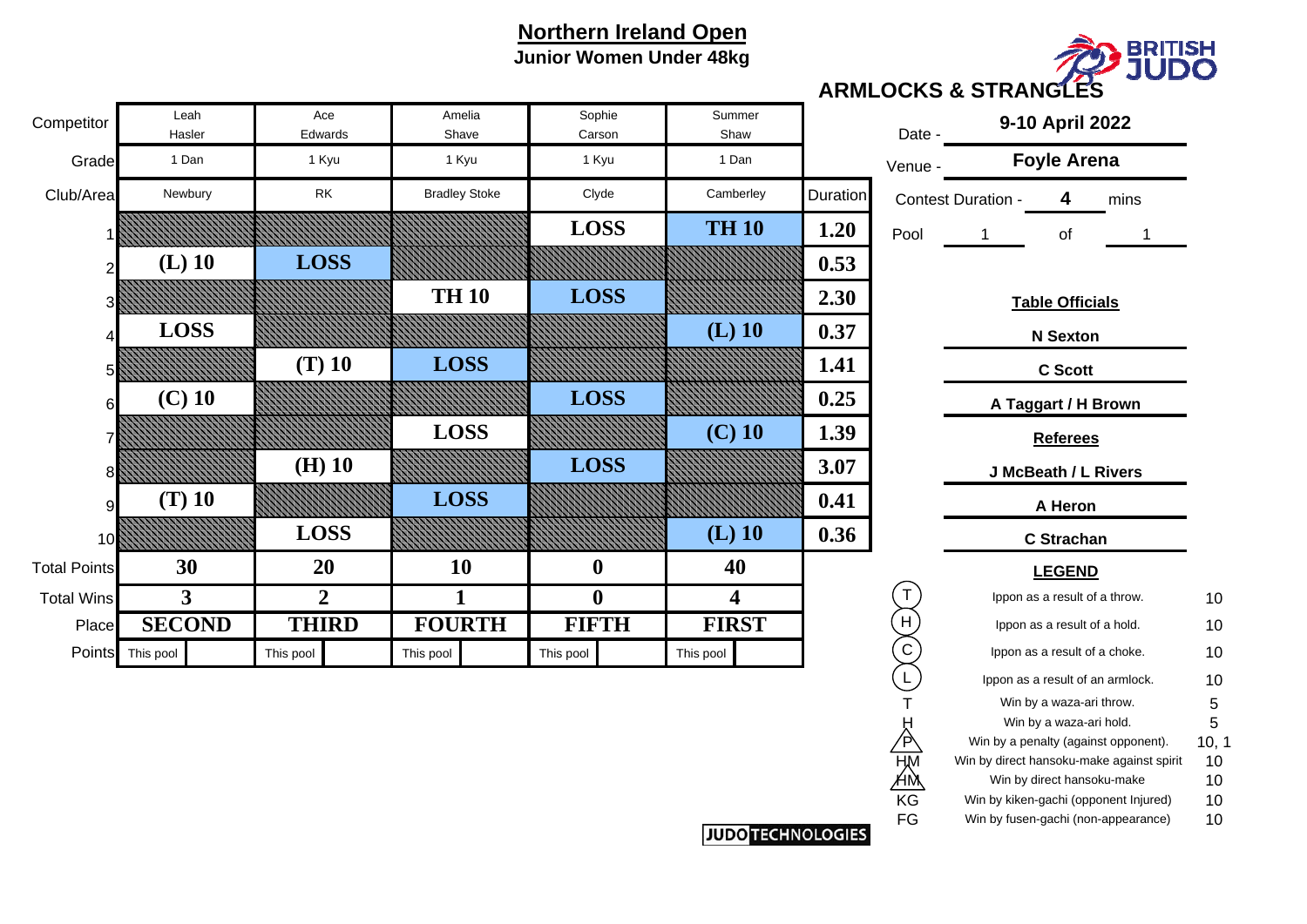# Northern Ireland Open

**Junior Women Under 48kg**

**ARMLOCKS & STRANGLES**

| Competitor | Leah Hasler | Ace Edwards | Amelia Shave | Sophie Carson | Summer Shaw | |
|---|---|---|---|---|---|---|
| Grade | 1 Dan | 1 Kyu | 1 Kyu | 1 Kyu | 1 Dan | |
| Club/Area | Newbury | RK | Bradley Stoke | Clyde | Camberley | Duration |
| 1 | | | | LOSS | TH 10 | 1.20 |
| 2 | (L) 10 | LOSS | | | | 0.53 |
| 3 | | | TH 10 | LOSS | | 2.30 |
| 4 | LOSS | | | | (L) 10 | 0.37 |
| 5 | | (T) 10 | LOSS | | | 1.41 |
| 6 | (C) 10 | | | LOSS | | 0.25 |
| 7 | | | LOSS | | (C) 10 | 1.39 |
| 8 | | (H) 10 | | LOSS | | 3.07 |
| 9 | (T) 10 | | LOSS | | | 0.41 |
| 10 | | LOSS | | | (L) 10 | 0.36 |
| Total Points | 30 | 20 | 10 | 0 | 40 | |
| Total Wins | 3 | 2 | 1 | 0 | 4 | |
| Place | SECOND | THIRD | FOURTH | FIFTH | FIRST | |
| Points | This pool | This pool | This pool | This pool | This pool | |

Date - **9-10 April 2022**

Venue - **Foyle Arena**

Contest Duration - **4** mins

Pool 1 of 1

**Table Officials**

**N Sexton**

**C Scott**

**A Taggart / H Brown**

**Referees**

**J McBeath / L Rivers**

**A Heron**

**C Strachan**

**LEGEND**

| | | |
|---|---|---|
| (T) | Ippon as a result of a throw. | 10 |
| (H) | Ippon as a result of a hold. | 10 |
| (C) | Ippon as a result of a choke. | 10 |
| (L) | Ippon as a result of an armlock. | 10 |
| T | Win by a waza-ari throw. | 5 |
| H | Win by a waza-ari hold. | 5 |
| P | Win by a penalty (against opponent). | 10, 1 |
| HM | Win by direct hansoku-make against spirit | 10 |
| HM | Win by direct hansoku-make | 10 |
| KG | Win by kiken-gachi (opponent Injured) | 10 |
| FG | Win by fusen-gachi (non-appearance) | 10 |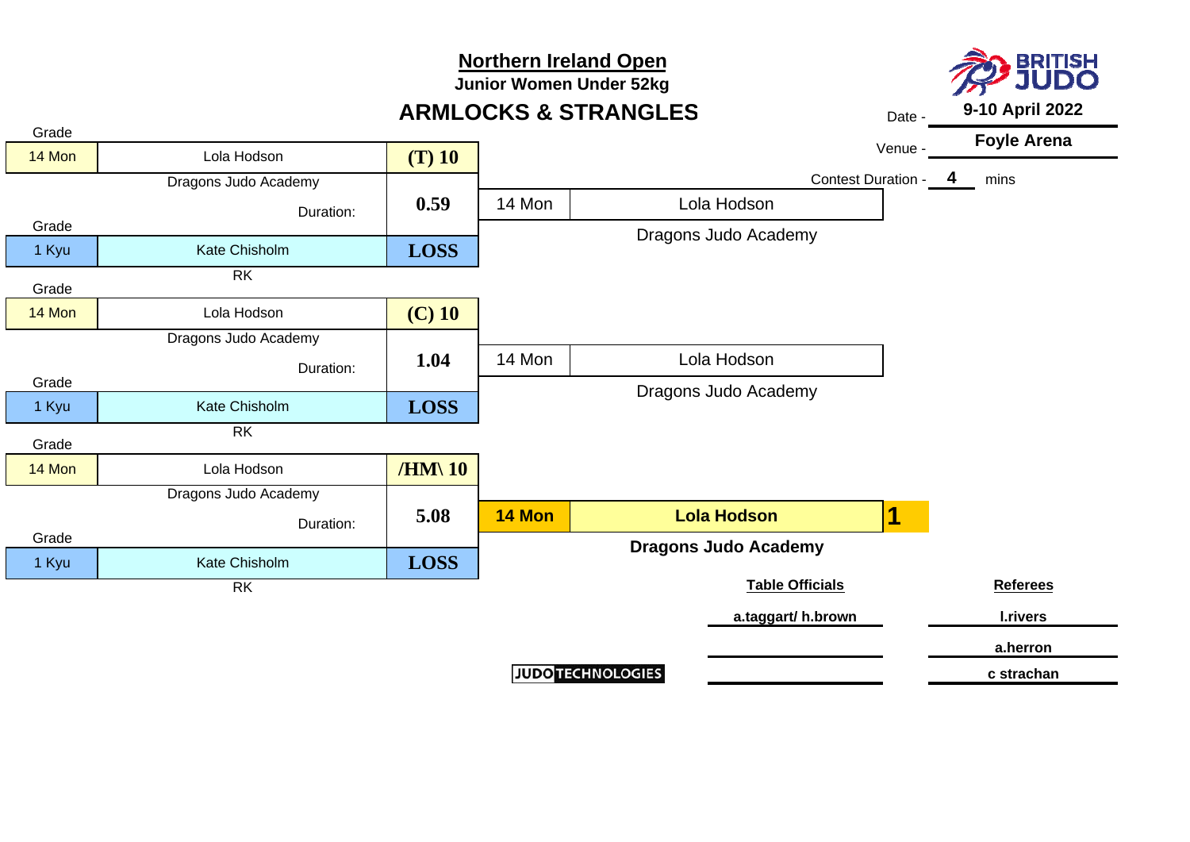# Northern Ireland Open

**Junior Women Under 52kg**

## ARMLOCKS & STRANGLES

Date - **9-10 April 2022**

Venue - **Foyle Arena**

Contest Duration - **4** mins

BRITISH JUDO

### Contest 1

| Grade | Name | Score |
|---|---|---|
| 14 Mon | Lola Hodson | (T) 10 |
| | Dragons Judo Academy | |
| | Duration: | 0.59 |
| 1 Kyu | Kate Chisholm | LOSS |
| | RK | |

Winner: 14 Mon — Lola Hodson — Dragons Judo Academy

### Contest 2

| Grade | Name | Score |
|---|---|---|
| 14 Mon | Lola Hodson | (C) 10 |
| | Dragons Judo Academy | |
| | Duration: | 1.04 |
| 1 Kyu | Kate Chisholm | LOSS |
| | RK | |

Winner: 14 Mon — Lola Hodson — Dragons Judo Academy

### Contest 3

| Grade | Name | Score |
|---|---|---|
| 14 Mon | Lola Hodson | /HM\ 10 |
| | Dragons Judo Academy | |
| | Duration: | 5.08 |
| 1 Kyu | Kate Chisholm | LOSS |
| | RK | |

**14 Mon — Lola Hodson — 1**

**Dragons Judo Academy**

| Table Officials | Referees |
|---|---|
| a.taggart/ h.brown | l.rivers |
| | a.herron |
| | c strachan |

JUDO TECHNOLOGIES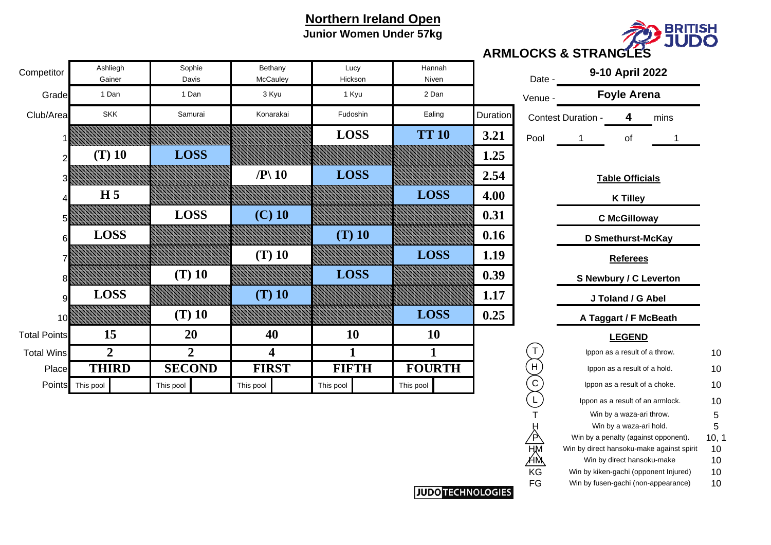# Northern Ireland Open

## Junior Women Under 57kg

**ARMLOCKS & STRANGLES**

BRITISH JUDO

| Competitor | Ashliegh Gainer | Sophie Davis | Bethany McCauley | Lucy Hickson | Hannah Niven | |
|---|---|---|---|---|---|---|
| Grade | 1 Dan | 1 Dan | 3 Kyu | 1 Kyu | 2 Dan | |
| Club/Area | SKK | Samurai | Konarakai | Fudoshin | Ealing | Duration |
| 1 | | | | LOSS | TT 10 | 3.21 |
| 2 | (T) 10 | LOSS | | | | 1.25 |
| 3 | | | /P\ 10 | LOSS | | 2.54 |
| 4 | H 5 | | | | LOSS | 4.00 |
| 5 | | LOSS | (C) 10 | | | 0.31 |
| 6 | LOSS | | | (T) 10 | | 0.16 |
| 7 | | | (T) 10 | | LOSS | 1.19 |
| 8 | | (T) 10 | | LOSS | | 0.39 |
| 9 | LOSS | | (T) 10 | | | 1.17 |
| 10 | | (T) 10 | | | LOSS | 0.25 |
| Total Points | 15 | 20 | 40 | 10 | 10 | |
| Total Wins | 2 | 2 | 4 | 1 | 1 | |
| Place | THIRD | SECOND | FIRST | FIFTH | FOURTH | |
| Points | This pool | This pool | This pool | This pool | This pool | |

Date - **9-10 April 2022**

Venue - **Foyle Arena**

Contest Duration - **4** mins

Pool 1 of 1

**Table Officials**

**K Tilley**

**C McGilloway**

**D Smethurst-McKay**

**Referees**

**S Newbury / C Leverton**

**J Toland / G Abel**

**A Taggart / F McBeath**

**LEGEND**

| Symbol | Description | Points |
|---|---|---|
| (T) | Ippon as a result of a throw. | 10 |
| (H) | Ippon as a result of a hold. | 10 |
| (C) | Ippon as a result of a choke. | 10 |
| (L) | Ippon as a result of an armlock. | 10 |
| T | Win by a waza-ari throw. | 5 |
| H | Win by a waza-ari hold. | 5 |
| /P\ | Win by a penalty (against opponent). | 10, 1 |
| HM | Win by direct hansoku-make against spirit | 10 |
| /HM\ | Win by direct hansoku-make | 10 |
| KG | Win by kiken-gachi (opponent Injured) | 10 |
| FG | Win by fusen-gachi (non-appearance) | 10 |

JUDO TECHNOLOGIES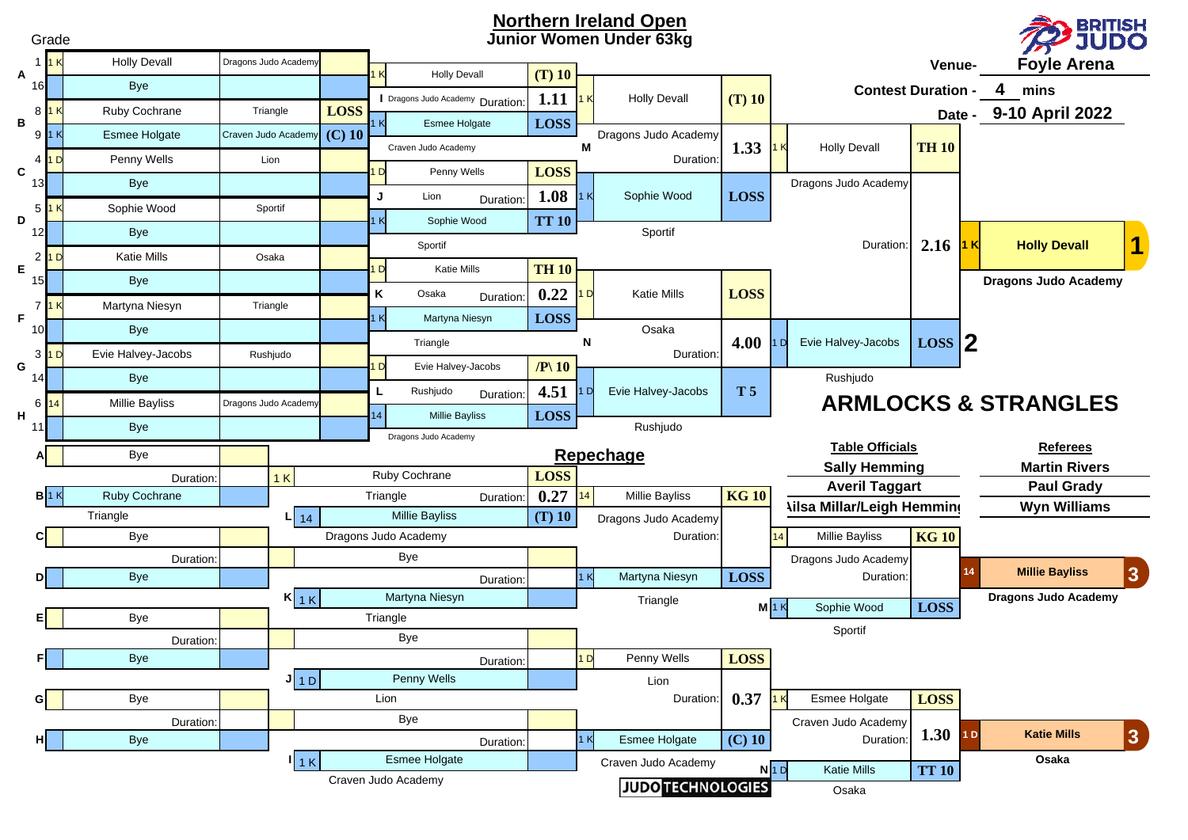# Northern Ireland Open

## Junior Women Under 63kg

Venue- **Foyle Arena**

Contest Duration - **4** mins

Date - **9-10 April 2022**

### Pool Draw

| Pool | Seed | Grade | Name | Club | Score |
|---|---|---|---|---|---|
| A | 1 | 1 K | Holly Devall | Dragons Judo Academy | |
| | 16 | | Bye | | |
| B | 8 | 1 K | Ruby Cochrane | Triangle | LOSS |
| | 9 | 1 K | Esmee Holgate | Craven Judo Academy | (C) 10 |
| C | 4 | 1 D | Penny Wells | Lion | |
| | 13 | | Bye | | |
| D | 5 | 1 K | Sophie Wood | Sportif | |
| | 12 | | Bye | | |
| E | 2 | 1 D | Katie Mills | Osaka | |
| | 15 | | Bye | | |
| F | 7 | 1 K | Martyna Niesyn | Triangle | |
| | 10 | | Bye | | |
| G | 3 | 1 D | Evie Halvey-Jacobs | Rushjudo | |
| | 14 | | Bye | | |
| H | 6 | 14 | Millie Bayliss | Dragons Judo Academy | |
| | 11 | | Bye | | |

### Round 2

| Contest | Grade | Name | Club | Score | Duration |
|---|---|---|---|---|---|
| I | 1 K | Holly Devall | Dragons Judo Academy | (T) 10 | 1.11 |
| | 1 K | Esmee Holgate | Craven Judo Academy | LOSS | |
| J | 1 D | Penny Wells | Lion | LOSS | 1.08 |
| | 1 K | Sophie Wood | Sportif | TT 10 | |
| K | 1 D | Katie Mills | Osaka | TH 10 | 0.22 |
| | 1 K | Martyna Niesyn | Triangle | LOSS | |
| L | 1 D | Evie Halvey-Jacobs | Rushjudo | /P\ 10 | 4.51 |
| | 14 | Millie Bayliss | Dragons Judo Academy | LOSS | |

### Semi-finals

| Contest | Grade | Name | Club | Score | Duration |
|---|---|---|---|---|---|
| M | 1 K | Holly Devall | Dragons Judo Academy | (T) 10 | 1.33 |
| | 1 K | Sophie Wood | Sportif | LOSS | |
| N | 1 D | Katie Mills | Osaka | LOSS | 4.00 |
| | 1 D | Evie Halvey-Jacobs | Rushjudo | T 5 | |

### Final

| Grade | Name | Club | Score | Duration |
|---|---|---|---|---|
| 1 K | Holly Devall | Dragons Judo Academy | TH 10 | 2.16 |
| 1 D | Evie Halvey-Jacobs | Rushjudo | LOSS | |

**1** 1 K **Holly Devall** — Dragons Judo Academy

**2** 1 D Evie Halvey-Jacobs — Rushjudo

## ARMLOCKS & STRANGLES

## Repechage

| Pool | Grade | Name | Club | Score | Duration |
|---|---|---|---|---|---|
| A | | Bye | | | |
| B | 1 K | Ruby Cochrane | Triangle | | |
| C | | Bye | | | |
| D | | Bye | | | |
| E | | Bye | | | |
| F | | Bye | | | |
| G | | Bye | | | |
| H | | Bye | | | |

| Contest | Grade | Name | Club | Score | Duration |
|---|---|---|---|---|---|
| | 1 K | Ruby Cochrane | Triangle | LOSS | 0.27 |
| L | 14 | Millie Bayliss | Dragons Judo Academy | (T) 10 | |
| | | Bye | | | |
| K | 1 K | Martyna Niesyn | Triangle | | |
| | | Bye | | | |
| J | 1 D | Penny Wells | Lion | | |
| | | Bye | | | |
| I | 1 K | Esmee Holgate | Craven Judo Academy | | |

| Contest | Grade | Name | Club | Score | Duration |
|---|---|---|---|---|---|
| | 14 | Millie Bayliss | Dragons Judo Academy | KG 10 | |
| | 1 K | Martyna Niesyn | Triangle | LOSS | |
| | 1 D | Penny Wells | Lion | LOSS | 0.37 |
| | 1 K | Esmee Holgate | Craven Judo Academy | (C) 10 | |

| Contest | Grade | Name | Club | Score | Duration |
|---|---|---|---|---|---|
| | 14 | Millie Bayliss | Dragons Judo Academy | KG 10 | |
| M | 1 K | Sophie Wood | Sportif | LOSS | |
| | 1 K | Esmee Holgate | Craven Judo Academy | LOSS | 1.30 |
| N | 1 D | Katie Mills | Osaka | TT 10 | |

**3** 14 **Millie Bayliss** — Dragons Judo Academy

**3** 1 D **Katie Mills** — Osaka

### Table Officials
- Sally Hemming
- Averil Taggart
- Ailsa Millar/Leigh Hemming

### Referees
- Martin Rivers
- Paul Grady
- Wyn Williams

JUDO TECHNOLOGIES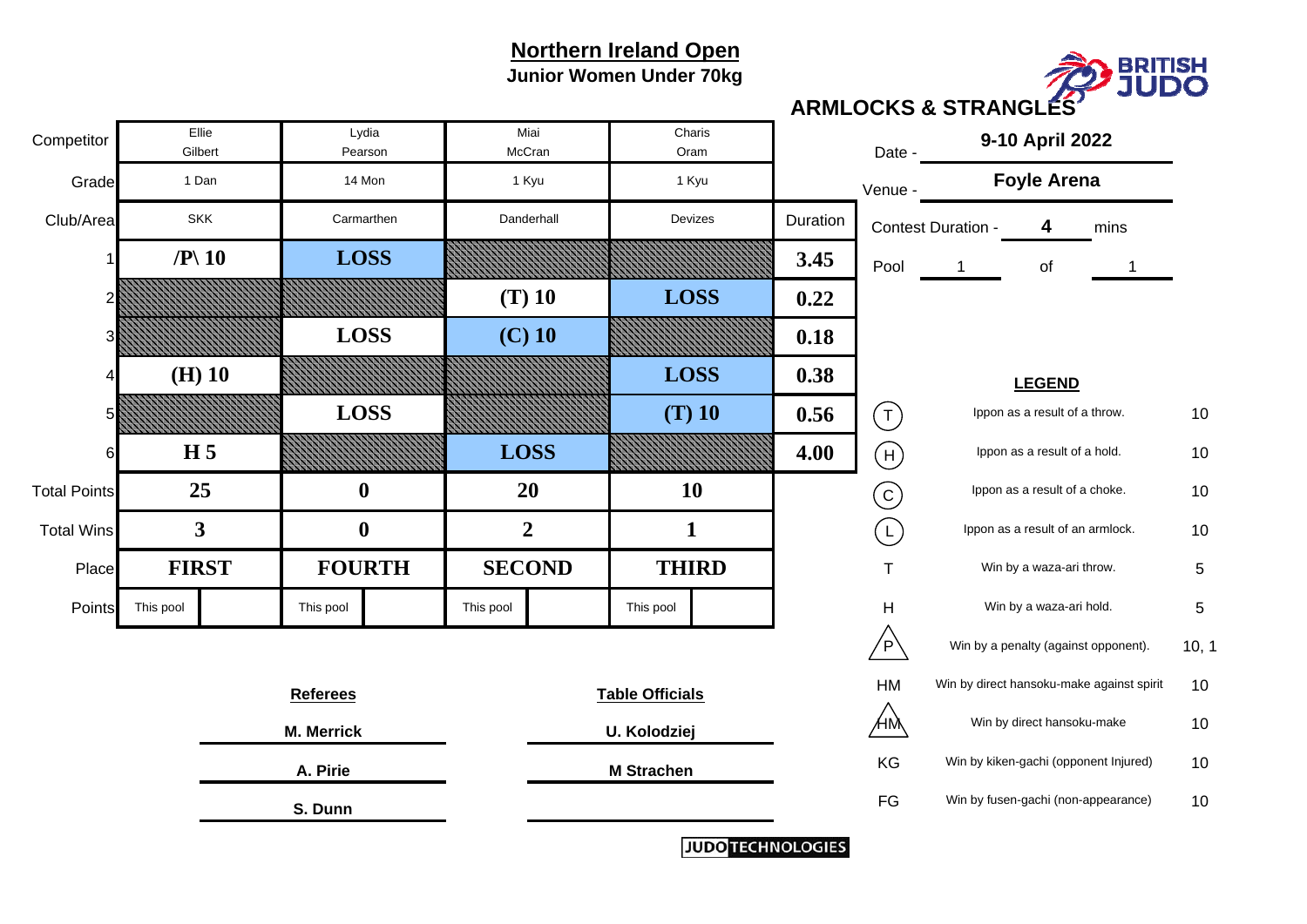## Northern Ireland Open

### Junior Women Under 70kg

**ARMLOCKS & STRANGLES**

BRITISH JUDO

| Competitor | Ellie Gilbert | Lydia Pearson | Miai McCran | Charis Oram | |
|---|---|---|---|---|---|
| Grade | 1 Dan | 14 Mon | 1 Kyu | 1 Kyu | |
| Club/Area | SKK | Carmarthen | Danderhall | Devizes | Duration |
| 1 | /P\ 10 | LOSS | | | 3.45 |
| 2 | | | (T) 10 | LOSS | 0.22 |
| 3 | | LOSS | (C) 10 | | 0.18 |
| 4 | (H) 10 | | | LOSS | 0.38 |
| 5 | | LOSS | | (T) 10 | 0.56 |
| 6 | H 5 | | LOSS | | 4.00 |
| Total Points | 25 | 0 | 20 | 10 | |
| Total Wins | 3 | 0 | 2 | 1 | |
| Place | FIRST | FOURTH | SECOND | THIRD | |
| Points | This pool | This pool | This pool | This pool | |

Date - **9-10 April 2022**

Venue - **Foyle Arena**

Contest Duration - **4** mins

Pool 1 of 1

**LEGEND**

| Symbol | Description | Points |
|---|---|---|
| (T) | Ippon as a result of a throw. | 10 |
| (H) | Ippon as a result of a hold. | 10 |
| (C) | Ippon as a result of a choke. | 10 |
| (L) | Ippon as a result of an armlock. | 10 |
| T | Win by a waza-ari throw. | 5 |
| H | Win by a waza-ari hold. | 5 |
| /P\ | Win by a penalty (against opponent). | 10, 1 |
| HM | Win by direct hansoku-make against spirit | 10 |
| /HM\ | Win by direct hansoku-make | 10 |
| KG | Win by kiken-gachi (opponent Injured) | 10 |
| FG | Win by fusen-gachi (non-appearance) | 10 |

**Referees**

M. Merrick

A. Pirie

S. Dunn

**Table Officials**

U. Kolodziej

M Strachen

JUDO TECHNOLOGIES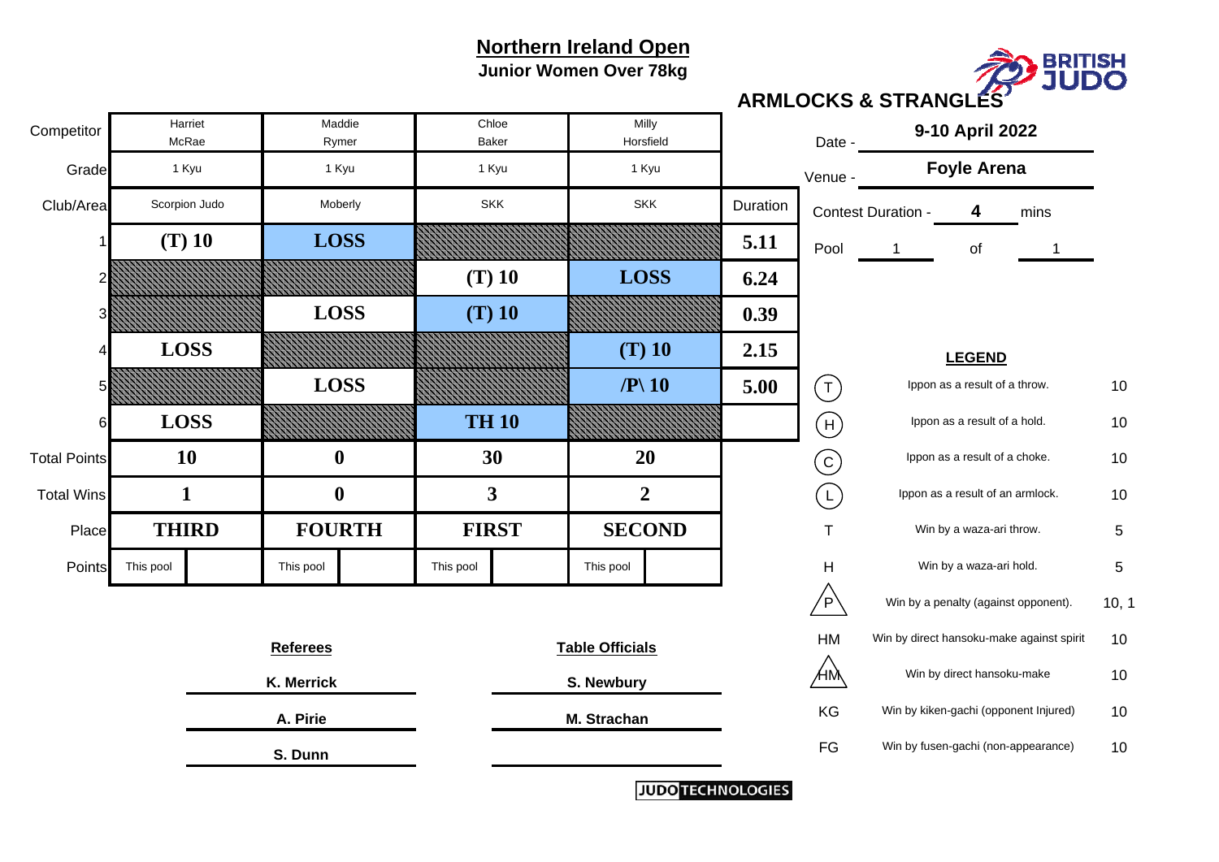# Northern Ireland Open

## Junior Women Over 78kg

**ARMLOCKS & STRANGLES**

| Competitor | Harriet McRae | Maddie Rymer | Chloe Baker | Milly Horsfield | Duration |
|---|---|---|---|---|---|
| Grade | 1 Kyu | 1 Kyu | 1 Kyu | 1 Kyu | |
| Club/Area | Scorpion Judo | Moberly | SKK | SKK | Duration |
| 1 | (T) 10 | LOSS | | | 5.11 |
| 2 | | | (T) 10 | LOSS | 6.24 |
| 3 | | LOSS | (T) 10 | | 0.39 |
| 4 | LOSS | | | (T) 10 | 2.15 |
| 5 | | LOSS | | /P\ 10 | 5.00 |
| 6 | LOSS | | TH 10 | | |
| Total Points | 10 | 0 | 30 | 20 | |
| Total Wins | 1 | 0 | 3 | 2 | |
| Place | THIRD | FOURTH | FIRST | SECOND | |
| Points | This pool | This pool | This pool | This pool | |

Date - **9-10 April 2022**

Venue - **Foyle Arena**

Contest Duration - **4** mins

Pool 1 of 1

**LEGEND**

| Code | Description | Points |
|---|---|---|
| (T) | Ippon as a result of a throw. | 10 |
| (H) | Ippon as a result of a hold. | 10 |
| (C) | Ippon as a result of a choke. | 10 |
| (L) | Ippon as a result of an armlock. | 10 |
| T | Win by a waza-ari throw. | 5 |
| H | Win by a waza-ari hold. | 5 |
| /P\ | Win by a penalty (against opponent). | 10, 1 |
| HM | Win by direct hansoku-make against spirit | 10 |
| /HM\ | Win by direct hansoku-make | 10 |
| KG | Win by kiken-gachi (opponent Injured) | 10 |
| FG | Win by fusen-gachi (non-appearance) | 10 |

**Referees**

K. Merrick

A. Pirie

S. Dunn

**Table Officials**

S. Newbury

M. Strachan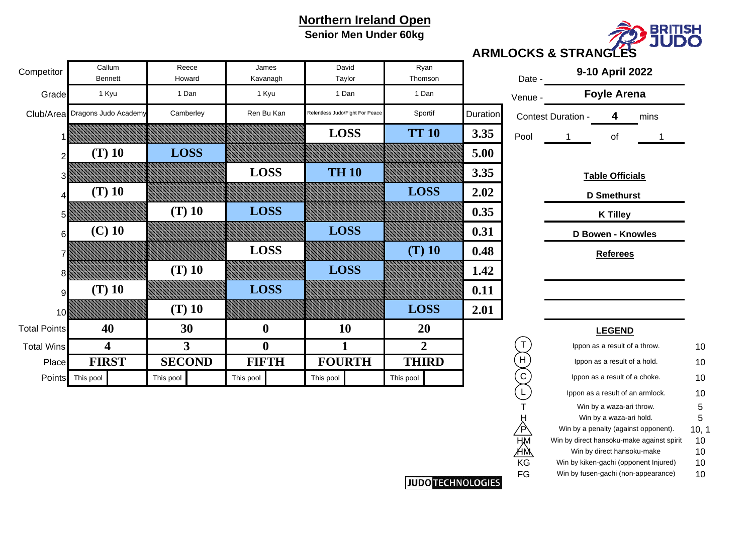# Northern Ireland Open

**Senior Men Under 60kg**

**ARMLOCKS & STRANGLES**

| Competitor | Callum Bennett | Reece Howard | James Kavanagh | David Taylor | Ryan Thomson | |
|---|---|---|---|---|---|---|
| Grade | 1 Kyu | 1 Dan | 1 Kyu | 1 Dan | 1 Dan | |
| Club/Area | Dragons Judo Academy | Camberley | Ren Bu Kan | Relentless Judo/Fight For Peace | Sportif | Duration |
| 1 | | | | LOSS | TT 10 | 3.35 |
| 2 | (T) 10 | LOSS | | | | 5.00 |
| 3 | | | LOSS | TH 10 | | 3.35 |
| 4 | (T) 10 | | | | LOSS | 2.02 |
| 5 | | (T) 10 | LOSS | | | 0.35 |
| 6 | (C) 10 | | | LOSS | | 0.31 |
| 7 | | | LOSS | | (T) 10 | 0.48 |
| 8 | | (T) 10 | | LOSS | | 1.42 |
| 9 | (T) 10 | | LOSS | | | 0.11 |
| 10 | | (T) 10 | | | LOSS | 2.01 |
| Total Points | 40 | 30 | 0 | 10 | 20 | |
| Total Wins | 4 | 3 | 0 | 1 | 2 | |
| Place | FIRST | SECOND | FIFTH | FOURTH | THIRD | |
| Points | This pool | This pool | This pool | This pool | This pool | |

Date - **9-10 April 2022**

Venue - **Foyle Arena**

Contest Duration - **4** mins

Pool 1 of 1

**Table Officials**

**D Smethurst**

**K Tilley**

**D Bowen - Knowles**

**Referees**

**LEGEND**

| Symbol | Description | Points |
|---|---|---|
| (T) | Ippon as a result of a throw. | 10 |
| (H) | Ippon as a result of a hold. | 10 |
| (C) | Ippon as a result of a choke. | 10 |
| (L) | Ippon as a result of an armlock. | 10 |
| T | Win by a waza-ari throw. | 5 |
| H | Win by a waza-ari hold. | 5 |
| P | Win by a penalty (against opponent). | 10, 1 |
| HM | Win by direct hansoku-make against spirit | 10 |
| HM | Win by direct hansoku-make | 10 |
| KG | Win by kiken-gachi (opponent Injured) | 10 |
| FG | Win by fusen-gachi (non-appearance) | 10 |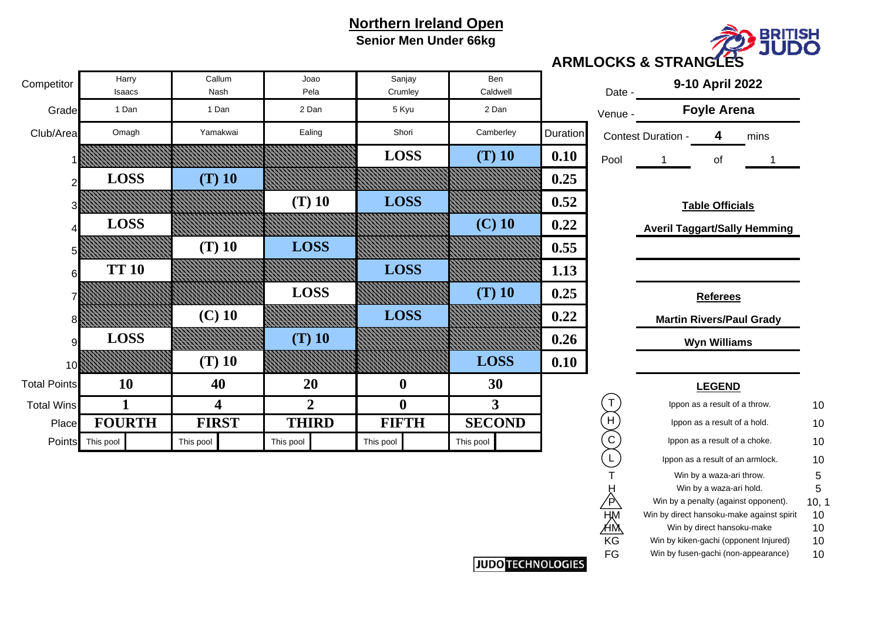# Northern Ireland Open

**Senior Men Under 66kg**

**ARMLOCKS & STRANGLES**

| Competitor | Harry Isaacs | Callum Nash | Joao Pela | Sanjay Crumley | Ben Caldwell | |
|---|---|---|---|---|---|---|
| Grade | 1 Dan | 1 Dan | 2 Dan | 5 Kyu | 2 Dan | |
| Club/Area | Omagh | Yamakwai | Ealing | Shori | Camberley | Duration |
| 1 | | | | LOSS | (T) 10 | 0.10 |
| 2 | LOSS | (T) 10 | | | | 0.25 |
| 3 | | | (T) 10 | LOSS | | 0.52 |
| 4 | LOSS | | | | (C) 10 | 0.22 |
| 5 | | (T) 10 | LOSS | | | 0.55 |
| 6 | TT 10 | | | LOSS | | 1.13 |
| 7 | | | LOSS | | (T) 10 | 0.25 |
| 8 | | (C) 10 | | LOSS | | 0.22 |
| 9 | LOSS | | (T) 10 | | | 0.26 |
| 10 | | (T) 10 | | | LOSS | 0.10 |
| Total Points | 10 | 40 | 20 | 0 | 30 | |
| Total Wins | 1 | 4 | 2 | 0 | 3 | |
| Place | FOURTH | FIRST | THIRD | FIFTH | SECOND | |
| Points | This pool | This pool | This pool | This pool | This pool | |

Date - **9-10 April 2022**

Venue - **Foyle Arena**

Contest Duration - **4** mins

Pool 1 of 1

**Table Officials**

**Averil Taggart/Sally Hemming**

**Referees**

**Martin Rivers/Paul Grady**

**Wyn Williams**

**LEGEND**

| Symbol | Description | Points |
|---|---|---|
| (T) | Ippon as a result of a throw. | 10 |
| (H) | Ippon as a result of a hold. | 10 |
| (C) | Ippon as a result of a choke. | 10 |
| (L) | Ippon as a result of an armlock. | 10 |
| T | Win by a waza-ari throw. | 5 |
| H | Win by a waza-ari hold. | 5 |
| P | Win by a penalty (against opponent). | 10, 1 |
| HM | Win by direct hansoku-make against spirit | 10 |
| HM | Win by direct hansoku-make | 10 |
| KG | Win by kiken-gachi (opponent Injured) | 10 |
| FG | Win by fusen-gachi (non-appearance) | 10 |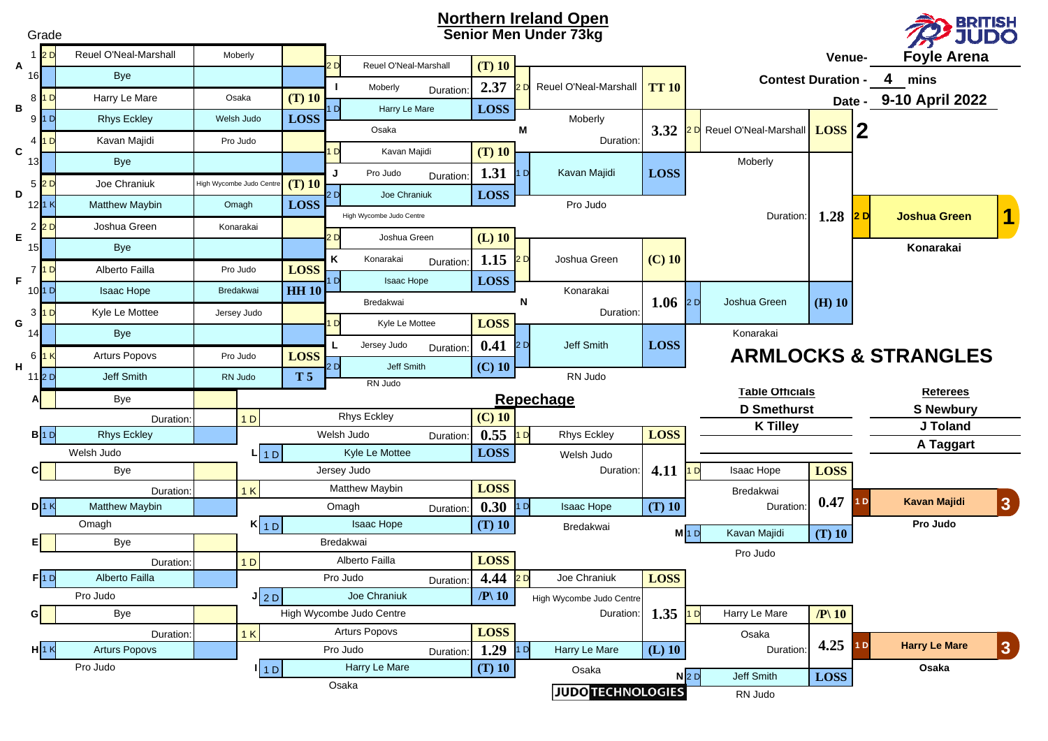# Northern Ireland Open

## Senior Men Under 73kg

Venue- **Foyle Arena**

Contest Duration - **4** mins

Date - **9-10 April 2022**

### Main Draw – Round 1

| Pool | Seed | Grade | Name | Club | Score |
|---|---|---|---|---|---|
| A | 1 | 2 D | Reuel O'Neal-Marshall | Moberly | |
| A | 16 | | Bye | | |
| B | 8 | 1 D | Harry Le Mare | Osaka | (T) 10 |
| B | 9 | 1 D | Rhys Eckley | Welsh Judo | LOSS |
| C | 4 | 1 D | Kavan Majidi | Pro Judo | |
| C | 13 | | Bye | | |
| D | 5 | 2 D | Joe Chraniuk | High Wycombe Judo Centre | (T) 10 |
| D | 12 | 1 K | Matthew Maybin | Omagh | LOSS |
| E | 2 | 2 D | Joshua Green | Konarakai | |
| E | 15 | | Bye | | |
| F | 7 | 1 D | Alberto Failla | Pro Judo | LOSS |
| F | 10 | 1 D | Isaac Hope | Bredakwai | HH 10 |
| G | 3 | 1 D | Kyle Le Mottee | Jersey Judo | |
| G | 14 | | Bye | | |
| H | 6 | 1 K | Arturs Popovs | Pro Judo | LOSS |
| H | 11 | 2 D | Jeff Smith | RN Judo | T 5 |

### Main Draw – Round 2

| Contest | Grade | Name | Club | Score | Duration |
|---|---|---|---|---|---|
| I | 2 D | Reuel O'Neal-Marshall | Moberly | (T) 10 | 2.37 |
| I | 1 D | Harry Le Mare | Osaka | LOSS | |
| J | 1 D | Kavan Majidi | Pro Judo | (T) 10 | 1.31 |
| J | 2 D | Joe Chraniuk | High Wycombe Judo Centre | LOSS | |
| K | 2 D | Joshua Green | Konarakai | (L) 10 | 1.15 |
| K | 1 D | Isaac Hope | Bredakwai | LOSS | |
| L | 1 D | Kyle Le Mottee | Jersey Judo | LOSS | 0.41 |
| L | 2 D | Jeff Smith | RN Judo | (C) 10 | |

### Main Draw – Semi-Finals

| Contest | Grade | Name | Club | Score | Duration |
|---|---|---|---|---|---|
| M | 2 D | Reuel O'Neal-Marshall | Moberly | TT 10 | 3.32 |
| M | 1 D | Kavan Majidi | Pro Judo | LOSS | |
| N | 2 D | Joshua Green | Konarakai | (C) 10 | 1.06 |
| N | 2 D | Jeff Smith | RN Judo | LOSS | |

### Final

| Grade | Name | Club | Score | Duration |
|---|---|---|---|---|
| 2 D | Reuel O'Neal-Marshall | Moberly | LOSS | 1.28 |
| 2 D | Joshua Green | Konarakai | (H) 10 | |

**1** – 2 D **Joshua Green**, Konarakai

**2** – Reuel O'Neal-Marshall

## Repechage

### Repechage – Round 1

| Pool | Grade | Name | Club | Duration |
|---|---|---|---|---|
| A | | Bye | | |
| B | 1 D | Rhys Eckley | Welsh Judo | |
| C | | Bye | | |
| D | 1 K | Matthew Maybin | Omagh | |
| E | | Bye | | |
| F | 1 D | Alberto Failla | Pro Judo | |
| G | | Bye | | |
| H | 1 K | Arturs Popovs | Pro Judo | |

### Repechage – Round 2

| Contest | Grade | Name | Club | Score | Duration |
|---|---|---|---|---|---|
| L | 1 D | Rhys Eckley | Welsh Judo | (C) 10 | 0.55 |
| L | 1 D | Kyle Le Mottee | Jersey Judo | LOSS | |
| K | 1 K | Matthew Maybin | Omagh | LOSS | 0.30 |
| K | 1 D | Isaac Hope | Bredakwai | (T) 10 | |
| J | 1 D | Alberto Failla | Pro Judo | LOSS | 4.44 |
| J | 2 D | Joe Chraniuk | High Wycombe Judo Centre | /P\ 10 | |
| I | 1 K | Arturs Popovs | Pro Judo | LOSS | 1.29 |
| I | 1 D | Harry Le Mare | Osaka | (T) 10 | |

### Repechage – Round 3

| Grade | Name | Club | Score | Duration |
|---|---|---|---|---|
| 1 D | Rhys Eckley | Welsh Judo | LOSS | 4.11 |
| 1 D | Isaac Hope | Bredakwai | (T) 10 | |
| 2 D | Joe Chraniuk | High Wycombe Judo Centre | LOSS | 1.35 |
| 1 D | Harry Le Mare | Osaka | (L) 10 | |

### Bronze Medal Contests

| Contest | Grade | Name | Club | Score | Duration |
|---|---|---|---|---|---|
| | 1 D | Isaac Hope | Bredakwai | LOSS | 0.47 |
| M | 1 D | Kavan Majidi | Pro Judo | (T) 10 | |
| | 1 D | Harry Le Mare | Osaka | /P\ 10 | 4.25 |
| N | 2 D | Jeff Smith | RN Judo | LOSS | |

**3** – 1 D **Kavan Majidi**, Pro Judo

**3** – 1 D **Harry Le Mare**, Osaka

## ARMLOCKS & STRANGLES

| Table Officials | Referees |
|---|---|
| D Smethurst | S Newbury |
| K Tilley | J Toland |
| | A Taggart |

JUDO TECHNOLOGIES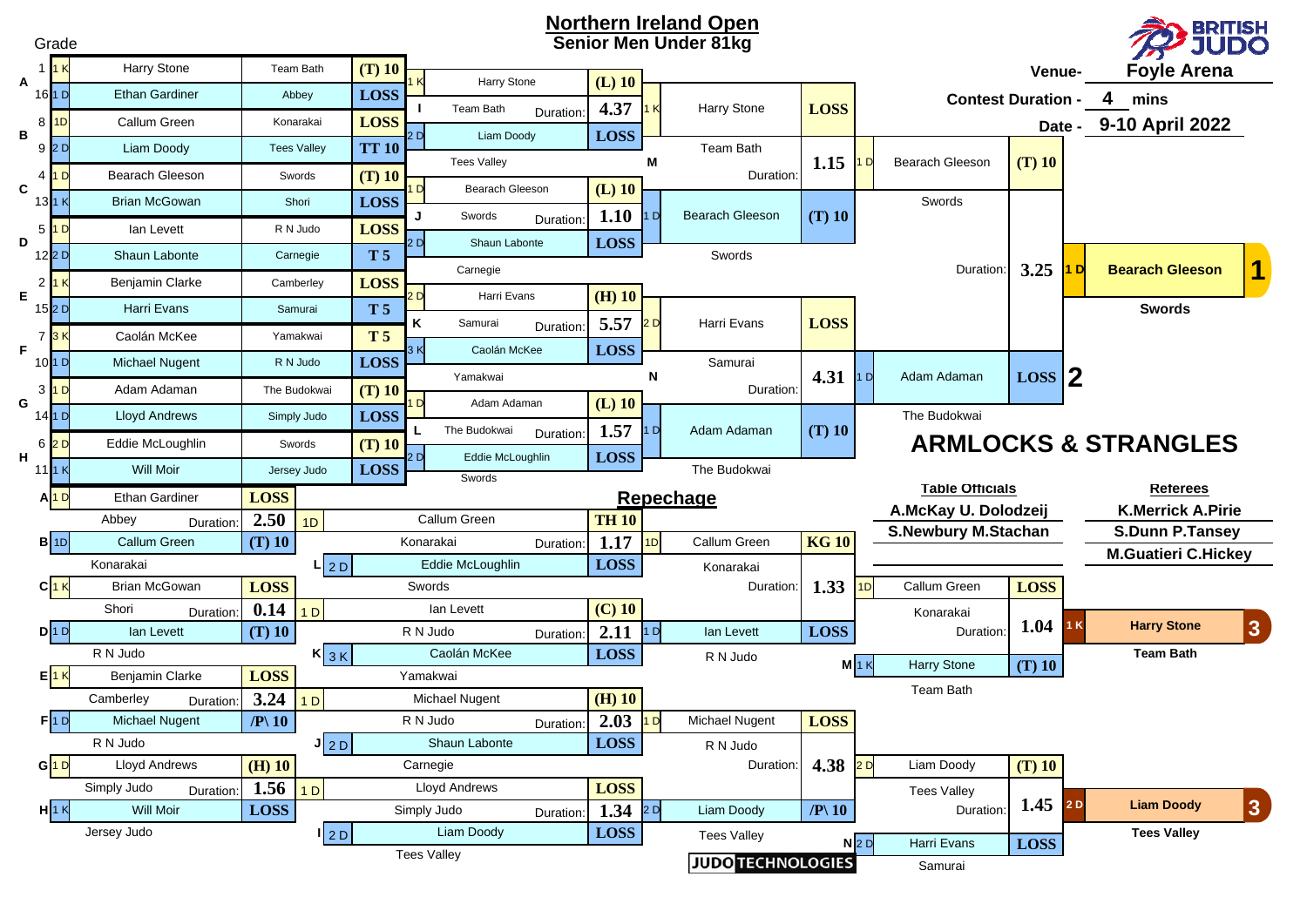# Northern Ireland Open

## Senior Men Under 81kg

BRITISH JUDO

**Venue-** Foyle Arena

**Contest Duration -** 4 mins

**Date -** 9-10 April 2022

### Main Draw — First Round

| Pool | Seed | Grade | Name | Club | Score |
|---|---|---|---|---|---|
| A | 1 | 1 K | Harry Stone | Team Bath | (T) 10 |
| A | 16 | 1 D | Ethan Gardiner | Abbey | LOSS |
| B | 8 | 1D | Callum Green | Konarakai | LOSS |
| B | 9 | 2 D | Liam Doody | Tees Valley | TT 10 |
| C | 4 | 1 D | Bearach Gleeson | Swords | (T) 10 |
| C | 13 | 1 K | Brian McGowan | Shori | LOSS |
| D | 5 | 1 D | Ian Levett | R N Judo | LOSS |
| D | 12 | 2 D | Shaun Labonte | Carnegie | T 5 |
| E | 2 | 1 K | Benjamin Clarke | Camberley | LOSS |
| E | 15 | 2 D | Harri Evans | Samurai | T 5 |
| F | 7 | 3 K | Caolán McKee | Yamakwai | T 5 |
| F | 10 | 1 D | Michael Nugent | R N Judo | LOSS |
| G | 3 | 1 D | Adam Adaman | The Budokwai | (T) 10 |
| G | 14 | 1 D | Lloyd Andrews | Simply Judo | LOSS |
| H | 6 | 2 D | Eddie McLoughlin | Swords | (T) 10 |
| H | 11 | 1 K | Will Moir | Jersey Judo | LOSS |

### Main Draw — Quarter Finals

| Contest | Grade | Name | Club | Score | Duration |
|---|---|---|---|---|---|
| I | 1 K | Harry Stone | Team Bath | (L) 10 | 4.37 |
| I | 2 D | Liam Doody | Tees Valley | LOSS | |
| J | 1 D | Bearach Gleeson | Swords | (L) 10 | 1.10 |
| J | 2 D | Shaun Labonte | Carnegie | LOSS | |
| K | 2 D | Harri Evans | Samurai | (H) 10 | 5.57 |
| K | 3 K | Caolán McKee | Yamakwai | LOSS | |
| L | 1 D | Adam Adaman | The Budokwai | (L) 10 | 1.57 |
| L | 2 D | Eddie McLoughlin | Swords | LOSS | |

### Main Draw — Semi Finals

| Contest | Grade | Name | Club | Score | Duration |
|---|---|---|---|---|---|
| M | 1 K | Harry Stone | Team Bath | LOSS | 1.15 |
| M | 1 D | Bearach Gleeson | Swords | (T) 10 | |
| N | 2 D | Harri Evans | Samurai | LOSS | 4.31 |
| N | 1 D | Adam Adaman | The Budokwai | (T) 10 | |

### Final

| Grade | Name | Club | Score | Duration |
|---|---|---|---|---|
| 1 D | Bearach Gleeson | Swords | (T) 10 | 3.25 |
| 1 D | Adam Adaman | The Budokwai | LOSS | |

**1** — Bearach Gleeson (1 D), Swords

**2** — Adam Adaman

## ARMLOCKS & STRANGLES

### Repechage

| Pool | Grade | Name | Club | Score | Duration |
|---|---|---|---|---|---|
| A | 1 D | Ethan Gardiner | Abbey | LOSS | 2.50 |
| B | 1D | Callum Green | Konarakai | (T) 10 | |
| C | 1 K | Brian McGowan | Shori | LOSS | 0.14 |
| D | 1 D | Ian Levett | R N Judo | (T) 10 | |
| E | 1 K | Benjamin Clarke | Camberley | LOSS | 3.24 |
| F | 1 D | Michael Nugent | R N Judo | /P\ 10 | |
| G | 1 D | Lloyd Andrews | Simply Judo | (H) 10 | 1.56 |
| H | 1 K | Will Moir | Jersey Judo | LOSS | |

| Contest | Grade | Name | Club | Score | Duration |
|---|---|---|---|---|---|
| | 1D | Callum Green | Konarakai | TH 10 | 1.17 |
| L | 2 D | Eddie McLoughlin | Swords | LOSS | |
| | 1 D | Ian Levett | R N Judo | (C) 10 | 2.11 |
| K | 3 K | Caolán McKee | Yamakwai | LOSS | |
| | 1 D | Michael Nugent | R N Judo | (H) 10 | 2.03 |
| J | 2 D | Shaun Labonte | Carnegie | LOSS | |
| | 1 D | Lloyd Andrews | Simply Judo | LOSS | 1.34 |
| I | 2 D | Liam Doody | Tees Valley | LOSS | |

| Grade | Name | Club | Score | Duration |
|---|---|---|---|---|
| 1D | Callum Green | Konarakai | KG 10 | 1.33 |
| 1 D | Ian Levett | R N Judo | LOSS | |
| 1 D | Michael Nugent | R N Judo | LOSS | 4.38 |
| 2 D | Liam Doody | Tees Valley | /P\ 10 | |

### Bronze Medal Contests

| Contest | Grade | Name | Club | Score | Duration |
|---|---|---|---|---|---|
| | 1D | Callum Green | Konarakai | LOSS | 1.04 |
| M | 1 K | Harry Stone | Team Bath | (T) 10 | |
| | 2 D | Liam Doody | Tees Valley | (T) 10 | 1.45 |
| N | 2 D | Harri Evans | Samurai | LOSS | |

**3** — Harry Stone (1 K), Team Bath

**3** — Liam Doody (2 D), Tees Valley

### Table Officials

A.McKay U. Dolodzeij

S.Newbury M.Stachan

### Referees

K.Merrick A.Pirie

S.Dunn P.Tansey

M.Guatieri C.Hickey

JUDO TECHNOLOGIES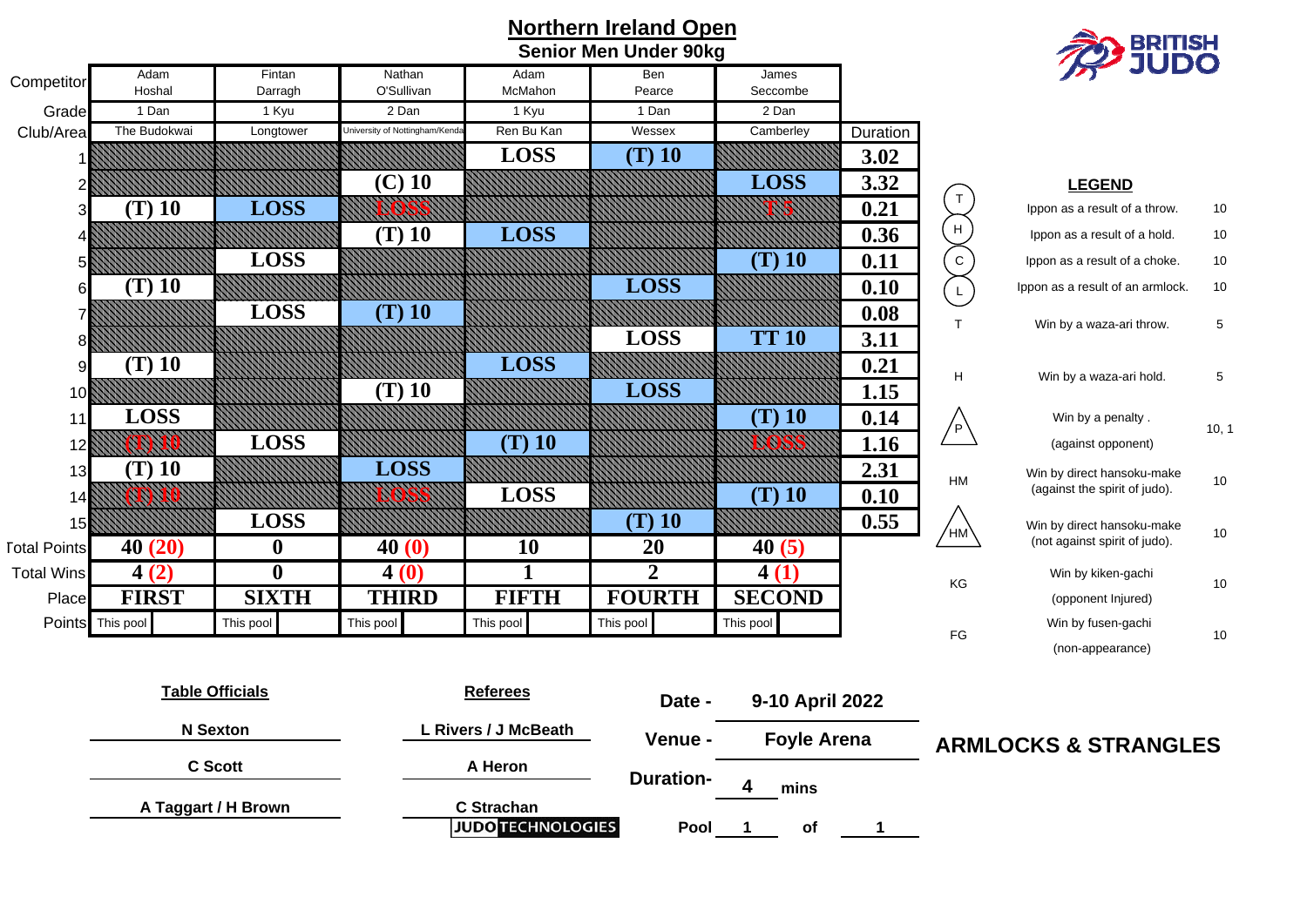# Northern Ireland Open

## Senior Men Under 90kg

BRITISH JUDO

| Competitor | Adam Hoshal | Fintan Darragh | Nathan O'Sullivan | Adam McMahon | Ben Pearce | James Seccombe | |
|---|---|---|---|---|---|---|---|
| Grade | 1 Dan | 1 Kyu | 2 Dan | 1 Kyu | 1 Dan | 2 Dan | |
| Club/Area | The Budokwai | Longtower | University of Nottingham/Kenda | Ren Bu Kan | Wessex | Camberley | Duration |
| 1 | | | | LOSS | (T) 10 | | 3.02 |
| 2 | | | (C) 10 | | | LOSS | 3.32 |
| 3 | (T) 10 | LOSS | LOSS | | | T 5 | 0.21 |
| 4 | | | (T) 10 | LOSS | | | 0.36 |
| 5 | | LOSS | | | | (T) 10 | 0.11 |
| 6 | (T) 10 | | | | LOSS | | 0.10 |
| 7 | | LOSS | (T) 10 | | | | 0.08 |
| 8 | | | | | LOSS | TT 10 | 3.11 |
| 9 | (T) 10 | | | LOSS | | | 0.21 |
| 10 | | | (T) 10 | | LOSS | | 1.15 |
| 11 | LOSS | | | | | (T) 10 | 0.14 |
| 12 | (T) 10 | LOSS | | (T) 10 | | LOSS | 1.16 |
| 13 | (T) 10 | | LOSS | | | | 2.31 |
| 14 | (T) 10 | | LOSS | LOSS | | (T) 10 | 0.10 |
| 15 | | LOSS | | | (T) 10 | | 0.55 |
| Total Points | 40 (20) | 0 | 40 (0) | 10 | 20 | 40 (5) | |
| Total Wins | 4 (2) | 0 | 4 (0) | 1 | 2 | 4 (1) | |
| Place | FIRST | SIXTH | THIRD | FIFTH | FOURTH | SECOND | |
| Points | This pool | This pool | This pool | This pool | This pool | This pool | |

### LEGEND

| Symbol | Description | Points |
|---|---|---|
| T (circled) | Ippon as a result of a throw. | 10 |
| H (circled) | Ippon as a result of a hold. | 10 |
| C (circled) | Ippon as a result of a choke. | 10 |
| L (circled) | Ippon as a result of an armlock. | 10 |
| T | Win by a waza-ari throw. | 5 |
| H | Win by a waza-ari hold. | 5 |
| P (triangle) | Win by a penalty . (against opponent) | 10, 1 |
| HM | Win by direct hansoku-make (against the spirit of judo). | 10 |
| HM (triangle) | Win by direct hansoku-make (not against spirit of judo). | 10 |
| KG | Win by kiken-gachi (opponent Injured) | 10 |
| FG | Win by fusen-gachi (non-appearance) | 10 |

**Table Officials**

N Sexton

C Scott

A Taggart / H Brown

**Referees**

L Rivers / J McBeath

A Heron

C Strachan

JUDO TECHNOLOGIES

**Date -** 9-10 April 2022

**Venue -** Foyle Arena

**Duration-** 4 mins

**Pool** 1 of 1

**ARMLOCKS & STRANGLES**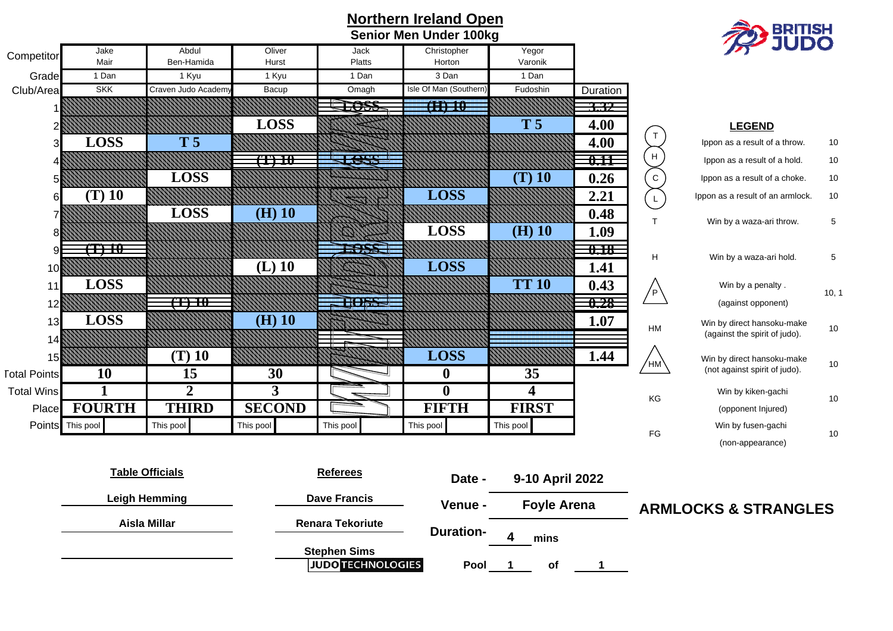# Northern Ireland Open

## Senior Men Under 100kg

| Competitor | Jake Mair | Abdul Ben-Hamida | Oliver Hurst | Jack Platts | Christopher Horton | Yegor Varonik | |
|---|---|---|---|---|---|---|---|
| Grade | 1 Dan | 1 Kyu | 1 Kyu | 1 Dan | 3 Dan | 1 Dan | |
| Club/Area | SKK | Craven Judo Academy | Bacup | Omagh | Isle Of Man (Southern) | Fudoshin | Duration |
| 1 | | | | ~~LOSS~~ | ~~(H) 10~~ | | ~~3.32~~ |
| 2 | | | LOSS | | | T 5 | 4.00 |
| 3 | LOSS | T 5 | | | | | 4.00 |
| 4 | | | ~~(T) 10~~ | ~~LOSS~~ | | | ~~0.11~~ |
| 5 | | LOSS | | | | (T) 10 | 0.26 |
| 6 | (T) 10 | | | | LOSS | | 2.21 |
| 7 | | LOSS | (H) 10 | | | | 0.48 |
| 8 | | | | | LOSS | (H) 10 | 1.09 |
| 9 | ~~(T) 10~~ | | | ~~LOSS~~ | | | ~~0.18~~ |
| 10 | | | (L) 10 | | LOSS | | 1.41 |
| 11 | LOSS | | | | | TT 10 | 0.43 |
| 12 | | ~~(T) 10~~ | | ~~LOSS~~ | | | ~~0.28~~ |
| 13 | LOSS | | (H) 10 | | | | 1.07 |
| 14 | | | | | | | |
| 15 | | (T) 10 | | | LOSS | | 1.44 |
| Total Points | 10 | 15 | 30 | WITHDRAWN | 0 | 35 | |
| Total Wins | 1 | 2 | 3 | | 0 | 4 | |
| Place | FOURTH | THIRD | SECOND | | FIFTH | FIRST | |
| Points | This pool | This pool | This pool | This pool | This pool | This pool | |

### LEGEND

| Symbol | Description | Points |
|---|---|---|
| T (circled) | Ippon as a result of a throw. | 10 |
| H (circled) | Ippon as a result of a hold. | 10 |
| C (circled) | Ippon as a result of a choke. | 10 |
| L (circled) | Ippon as a result of an armlock. | 10 |
| T | Win by a waza-ari throw. | 5 |
| H | Win by a waza-ari hold. | 5 |
| P (triangle) | Win by a penalty. (against opponent) | 10, 1 |
| HM | Win by direct hansoku-make (against the spirit of judo). | 10 |
| HM (triangle) | Win by direct hansoku-make (not against spirit of judo). | 10 |
| KG | Win by kiken-gachi (opponent Injured) | 10 |
| FG | Win by fusen-gachi (non-appearance) | 10 |

**ARMLOCKS & STRANGLES**

**Table Officials**

Leigh Hemming

Aisla Millar

**Referees**

Dave Francis

Renara Tekoriute

Stephen Sims

**Date -** 9-10 April 2022

**Venue -** Foyle Arena

**Duration-** 4 mins

**Pool** 1 of 1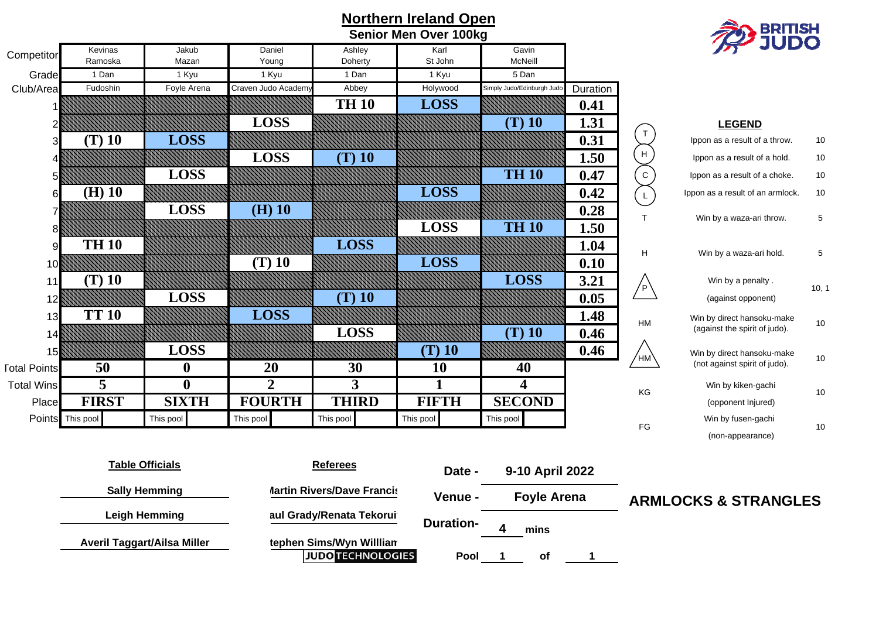# Northern Ireland Open

## Senior Men Over 100kg

| Competitor | Kevinas Ramoska | Jakub Mazan | Daniel Young | Ashley Doherty | Karl St John | Gavin McNeill | |
|---|---|---|---|---|---|---|---|
| Grade | 1 Dan | 1 Kyu | 1 Kyu | 1 Dan | 1 Kyu | 5 Dan | |
| Club/Area | Fudoshin | Foyle Arena | Craven Judo Academy | Abbey | Holywood | Simply Judo/Edinburgh Judo | Duration |
| 1 | | | | TH 10 | LOSS | | 0.41 |
| 2 | | | LOSS | | | (T) 10 | 1.31 |
| 3 | (T) 10 | LOSS | | | | | 0.31 |
| 4 | | | LOSS | (T) 10 | | | 1.50 |
| 5 | | LOSS | | | | TH 10 | 0.47 |
| 6 | (H) 10 | | | | LOSS | | 0.42 |
| 7 | | LOSS | (H) 10 | | | | 0.28 |
| 8 | | | | | LOSS | TH 10 | 1.50 |
| 9 | TH 10 | | | LOSS | | | 1.04 |
| 10 | | | (T) 10 | | LOSS | | 0.10 |
| 11 | (T) 10 | | | | | LOSS | 3.21 |
| 12 | | LOSS | | (T) 10 | | | 0.05 |
| 13 | TT 10 | | LOSS | | | | 1.48 |
| 14 | | | | LOSS | | (T) 10 | 0.46 |
| 15 | | LOSS | | | (T) 10 | | 0.46 |
| Total Points | 50 | 0 | 20 | 30 | 10 | 40 | |
| Total Wins | 5 | 0 | 2 | 3 | 1 | 4 | |
| Place | FIRST | SIXTH | FOURTH | THIRD | FIFTH | SECOND | |
| Points | This pool | This pool | This pool | This pool | This pool | This pool | |

**LEGEND**

| Symbol | Description | Points |
|---|---|---|
| T (circled) | Ippon as a result of a throw. | 10 |
| H (circled) | Ippon as a result of a hold. | 10 |
| C (circled) | Ippon as a result of a choke. | 10 |
| L (circled) | Ippon as a result of an armlock. | 10 |
| T | Win by a waza-ari throw. | 5 |
| H | Win by a waza-ari hold. | 5 |
| P (triangle) | Win by a penalty . (against opponent) | 10, 1 |
| HM | Win by direct hansoku-make (against the spirit of judo). | 10 |
| HM (triangle) | Win by direct hansoku-make (not against spirit of judo). | 10 |
| KG | Win by kiken-gachi (opponent Injured) | 10 |
| FG | Win by fusen-gachi (non-appearance) | 10 |

**Table Officials**

Sally Hemming

Leigh Hemming

Averil Taggart/Ailsa Miller

**Referees**

Martin Rivers/Dave Francis

Paul Grady/Renata Tekoruit

Stephen Sims/Wyn Willliam

**Date -** 9-10 April 2022

**Venue -** Foyle Arena

**Duration-** 4 mins

**Pool** 1 of 1

**ARMLOCKS & STRANGLES**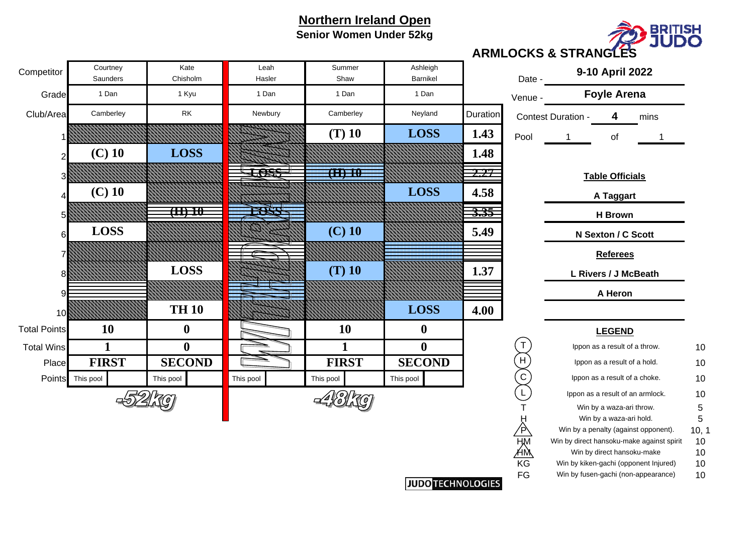# Northern Ireland Open

## Senior Women Under 52kg

**ARMLOCKS & STRANGLES**

| Competitor | Courtney Saunders | Kate Chisholm | Leah Hasler | Summer Shaw | Ashleigh Barnikel | |
|---|---|---|---|---|---|---|
| Grade | 1 Dan | 1 Kyu | 1 Dan | 1 Dan | 1 Dan | |
| Club/Area | Camberley | RK | Newbury | Camberley | Neyland | Duration |
| 1 | | | | (T) 10 | LOSS | 1.43 |
| 2 | (C) 10 | LOSS | | | | 1.48 |
| 3 | | | ~~LOSS~~ | ~~(H) 10~~ | | ~~2.27~~ |
| 4 | (C) 10 | | | | LOSS | 4.58 |
| 5 | | ~~(H) 10~~ | ~~LOSS~~ | | | ~~3.35~~ |
| 6 | LOSS | | | (C) 10 | | 5.49 |
| 7 | | | | | | |
| 8 | | LOSS | | (T) 10 | | 1.37 |
| 9 | | | | | | |
| 10 | | TH 10 | | | LOSS | 4.00 |
| Total Points | 10 | 0 | | 10 | 0 | |
| Total Wins | 1 | 0 | | 1 | 0 | |
| Place | FIRST | SECOND | | FIRST | SECOND | |
| Points | This pool | This pool | This pool | This pool | This pool | |

-52kg | -48kg

Date - **9-10 April 2022**

Venue - **Foyle Arena**

Contest Duration - **4** mins

Pool 1 of 1

**Table Officials**

A Taggart

H Brown

N Sexton / C Scott

**Referees**

L Rivers / J McBeath

A Heron

**LEGEND**

| Code | Description | Points |
|---|---|---|
| (T) | Ippon as a result of a throw. | 10 |
| (H) | Ippon as a result of a hold. | 10 |
| (C) | Ippon as a result of a choke. | 10 |
| (L) | Ippon as a result of an armlock. | 10 |
| T | Win by a waza-ari throw. | 5 |
| H | Win by a waza-ari hold. | 5 |
| P | Win by a penalty (against opponent). | 10, 1 |
| HM | Win by direct hansoku-make against spirit | 10 |
| HM | Win by direct hansoku-make | 10 |
| KG | Win by kiken-gachi (opponent Injured) | 10 |
| FG | Win by fusen-gachi (non-appearance) | 10 |

JUDO TECHNOLOGIES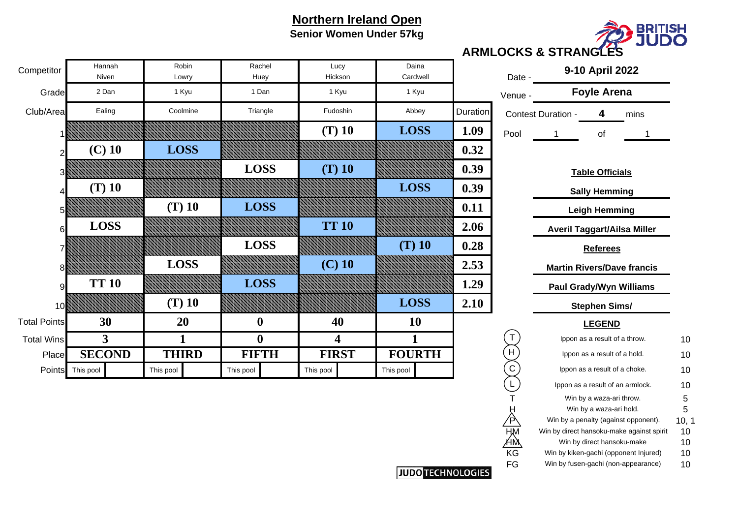# Northern Ireland Open

**Senior Women Under 57kg**

**ARMLOCKS & STRANGLES**

| Competitor | Hannah Niven | Robin Lowry | Rachel Huey | Lucy Hickson | Daina Cardwell | |
|---|---|---|---|---|---|---|
| Grade | 2 Dan | 1 Kyu | 1 Dan | 1 Kyu | 1 Kyu | |
| Club/Area | Ealing | Coolmine | Triangle | Fudoshin | Abbey | Duration |
| 1 | | | | (T) 10 | LOSS | 1.09 |
| 2 | (C) 10 | LOSS | | | | 0.32 |
| 3 | | | LOSS | (T) 10 | | 0.39 |
| 4 | (T) 10 | | | | LOSS | 0.39 |
| 5 | | (T) 10 | LOSS | | | 0.11 |
| 6 | LOSS | | | TT 10 | | 2.06 |
| 7 | | | LOSS | | (T) 10 | 0.28 |
| 8 | | LOSS | | (C) 10 | | 2.53 |
| 9 | TT 10 | | LOSS | | | 1.29 |
| 10 | | (T) 10 | | | LOSS | 2.10 |
| Total Points | 30 | 20 | 0 | 40 | 10 | |
| Total Wins | 3 | 1 | 0 | 4 | 1 | |
| Place | SECOND | THIRD | FIFTH | FIRST | FOURTH | |
| Points | This pool | This pool | This pool | This pool | This pool | |

Date - **9-10 April 2022**

Venue - **Foyle Arena**

Contest Duration - **4** mins

Pool 1 of 1

**Table Officials**

**Sally Hemming**

**Leigh Hemming**

**Averil Taggart/Ailsa Miller**

**Referees**

**Martin Rivers/Dave francis**

**Paul Grady/Wyn Williams**

**Stephen Sims/**

**LEGEND**

| Symbol | Description | Points |
|---|---|---|
| (T) | Ippon as a result of a throw. | 10 |
| (H) | Ippon as a result of a hold. | 10 |
| (C) | Ippon as a result of a choke. | 10 |
| (L) | Ippon as a result of an armlock. | 10 |
| T | Win by a waza-ari throw. | 5 |
| H | Win by a waza-ari hold. | 5 |
| P | Win by a penalty (against opponent). | 10, 1 |
| HM | Win by direct hansoku-make against spirit | 10 |
| HM | Win by direct hansoku-make | 10 |
| KG | Win by kiken-gachi (opponent Injured) | 10 |
| FG | Win by fusen-gachi (non-appearance) | 10 |

JUDO TECHNOLOGIES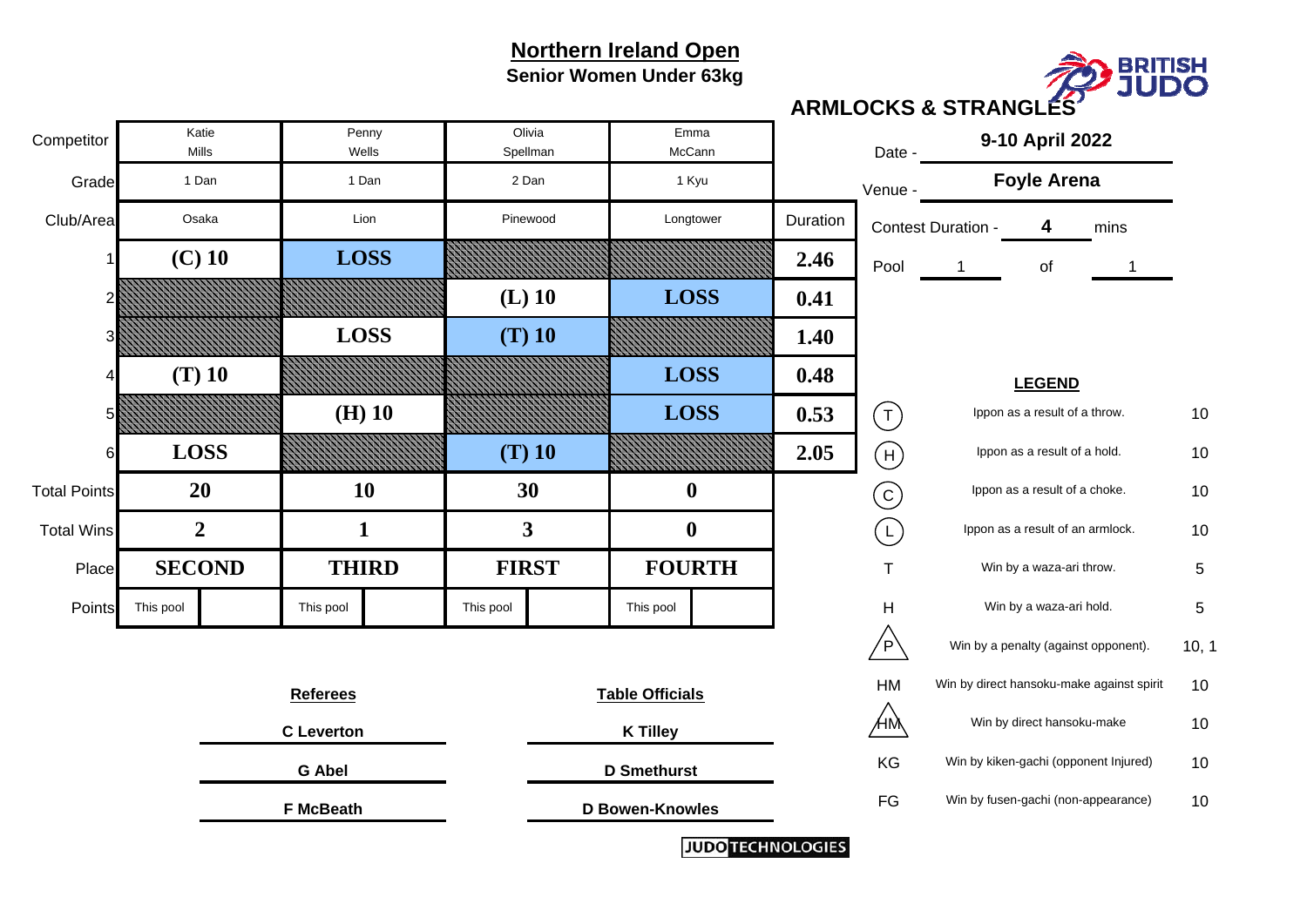# Northern Ireland Open

**Senior Women Under 63kg**

**ARMLOCKS & STRANGLES**

| Competitor | Katie Mills | Penny Wells | Olivia Spellman | Emma McCann | |
|---|---|---|---|---|---|
| Grade | 1 Dan | 1 Dan | 2 Dan | 1 Kyu | |
| Club/Area | Osaka | Lion | Pinewood | Longtower | Duration |
| 1 | (C) 10 | LOSS | | | 2.46 |
| 2 | | | (L) 10 | LOSS | 0.41 |
| 3 | | LOSS | (T) 10 | | 1.40 |
| 4 | (T) 10 | | | LOSS | 0.48 |
| 5 | | (H) 10 | | LOSS | 0.53 |
| 6 | LOSS | | (T) 10 | | 2.05 |
| Total Points | 20 | 10 | 30 | 0 | |
| Total Wins | 2 | 1 | 3 | 0 | |
| Place | SECOND | THIRD | FIRST | FOURTH | |
| Points | This pool | This pool | This pool | This pool | |

Date - **9-10 April 2022**

Venue - **Foyle Arena**

Contest Duration - **4** mins

Pool 1 of 1

**LEGEND**

| Symbol | Description | Points |
|---|---|---|
| (T) | Ippon as a result of a throw. | 10 |
| (H) | Ippon as a result of a hold. | 10 |
| (C) | Ippon as a result of a choke. | 10 |
| (L) | Ippon as a result of an armlock. | 10 |
| T | Win by a waza-ari throw. | 5 |
| H | Win by a waza-ari hold. | 5 |
| P (triangle) | Win by a penalty (against opponent). | 10, 1 |
| HM | Win by direct hansoku-make against spirit | 10 |
| HM (triangle) | Win by direct hansoku-make | 10 |
| KG | Win by kiken-gachi (opponent Injured) | 10 |
| FG | Win by fusen-gachi (non-appearance) | 10 |

**Referees**

C Leverton

G Abel

F McBeath

**Table Officials**

K Tilley

D Smethurst

D Bowen-Knowles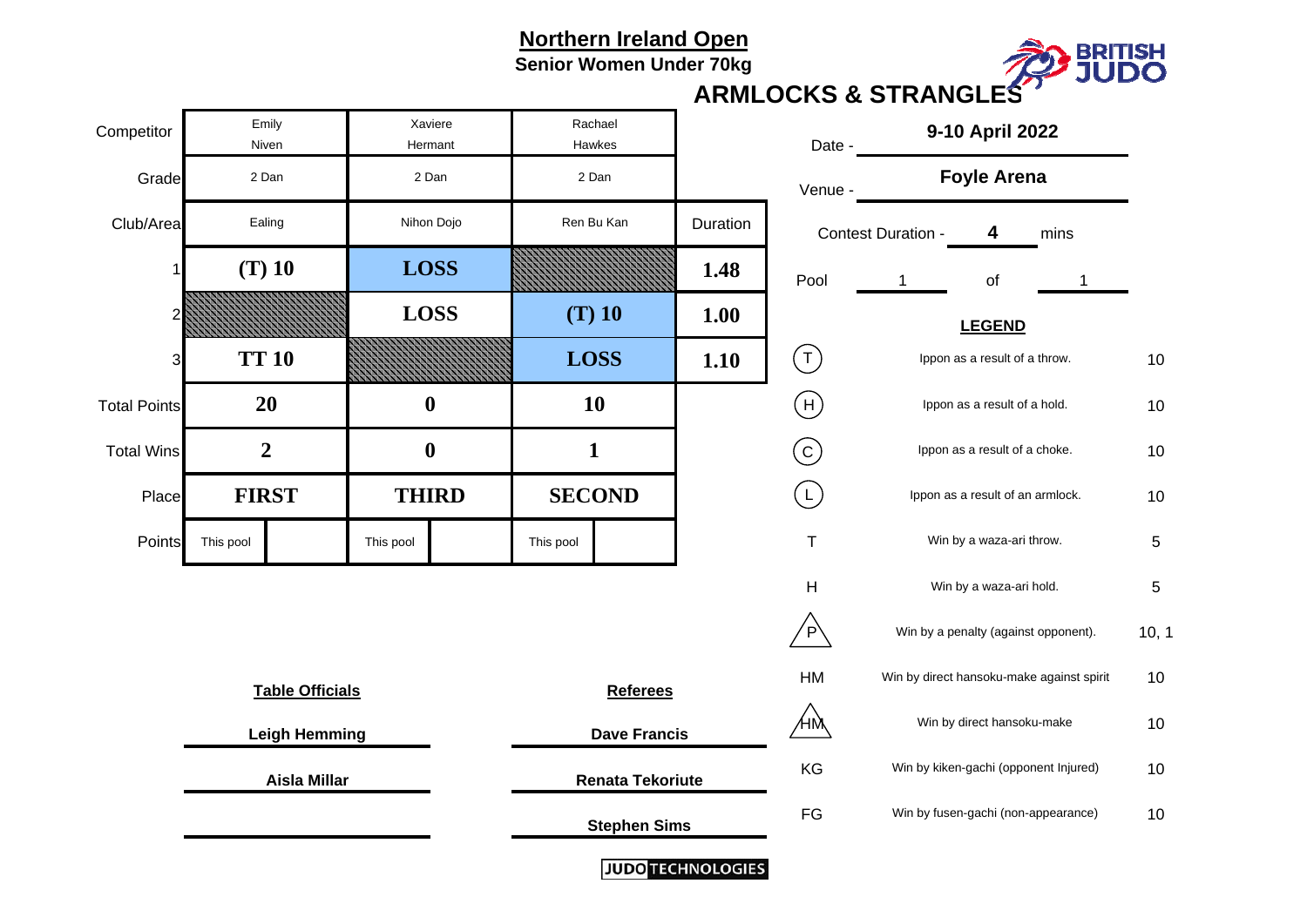# Northern Ireland Open

**Senior Women Under 70kg**

## ARMLOCKS & STRANGLES

| Competitor | Emily Niven | Xaviere Hermant | Rachael Hawkes | |
|---|---|---|---|---|
| Grade | 2 Dan | 2 Dan | 2 Dan | |
| Club/Area | Ealing | Nihon Dojo | Ren Bu Kan | Duration |
| 1 | (T) 10 | LOSS | | 1.48 |
| 2 | | LOSS | (T) 10 | 1.00 |
| 3 | TT 10 | | LOSS | 1.10 |
| Total Points | 20 | 0 | 10 | |
| Total Wins | 2 | 0 | 1 | |
| Place | FIRST | THIRD | SECOND | |
| Points | This pool | This pool | This pool | |

Date - **9-10 April 2022**

Venue - **Foyle Arena**

Contest Duration - **4** mins

Pool 1 of 1

**LEGEND**

| Symbol | Description | Points |
|---|---|---|
| (T) | Ippon as a result of a throw. | 10 |
| (H) | Ippon as a result of a hold. | 10 |
| (C) | Ippon as a result of a choke. | 10 |
| (L) | Ippon as a result of an armlock. | 10 |
| T | Win by a waza-ari throw. | 5 |
| H | Win by a waza-ari hold. | 5 |
| P | Win by a penalty (against opponent). | 10, 1 |
| HM | Win by direct hansoku-make against spirit | 10 |
| HM | Win by direct hansoku-make | 10 |
| KG | Win by kiken-gachi (opponent Injured) | 10 |
| FG | Win by fusen-gachi (non-appearance) | 10 |

**Table Officials**

**Leigh Hemming**

**Aisla Millar**

**Referees**

**Dave Francis**

**Renata Tekoriute**

**Stephen Sims**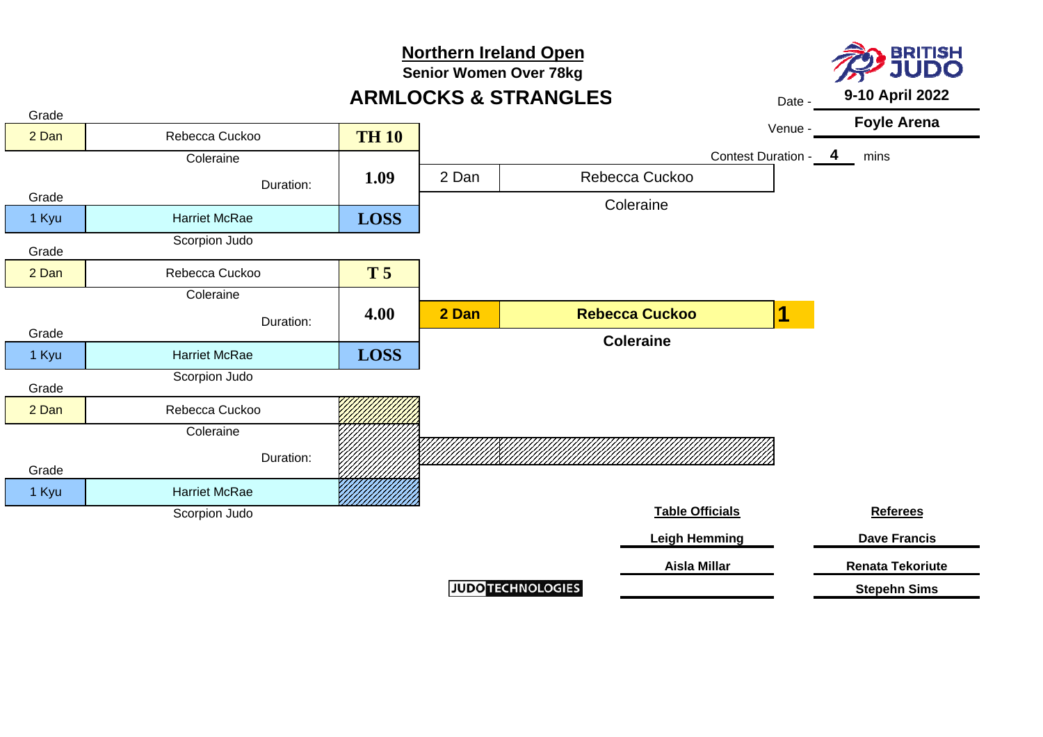# Northern Ireland Open

**Senior Women Over 78kg**

## ARMLOCKS & STRANGLES

Date - **9-10 April 2022**

Venue - **Foyle Arena**

Contest Duration - **4** mins

### Contest 1

| Grade | Name | Club | Result |
|---|---|---|---|
| 2 Dan | Rebecca Cuckoo | Coleraine | TH 10 |
| | | Duration: | 1.09 |
| 1 Kyu | Harriet McRae | Scorpion Judo | LOSS |

Winner: 2 Dan Rebecca Cuckoo, Coleraine

### Contest 2

| Grade | Name | Club | Result |
|---|---|---|---|
| 2 Dan | Rebecca Cuckoo | Coleraine | T 5 |
| | | Duration: | 4.00 |
| 1 Kyu | Harriet McRae | Scorpion Judo | LOSS |

Winner: **2 Dan Rebecca Cuckoo, Coleraine** — **1**

### Contest 3

| Grade | Name | Club | Result |
|---|---|---|---|
| 2 Dan | Rebecca Cuckoo | Coleraine | |
| | | Duration: | |
| 1 Kyu | Harriet McRae | Scorpion Judo | |

**Table Officials**

- Leigh Hemming
- Aisla Millar

**Referees**

- Dave Francis
- Renata Tekoriute
- Stepehn Sims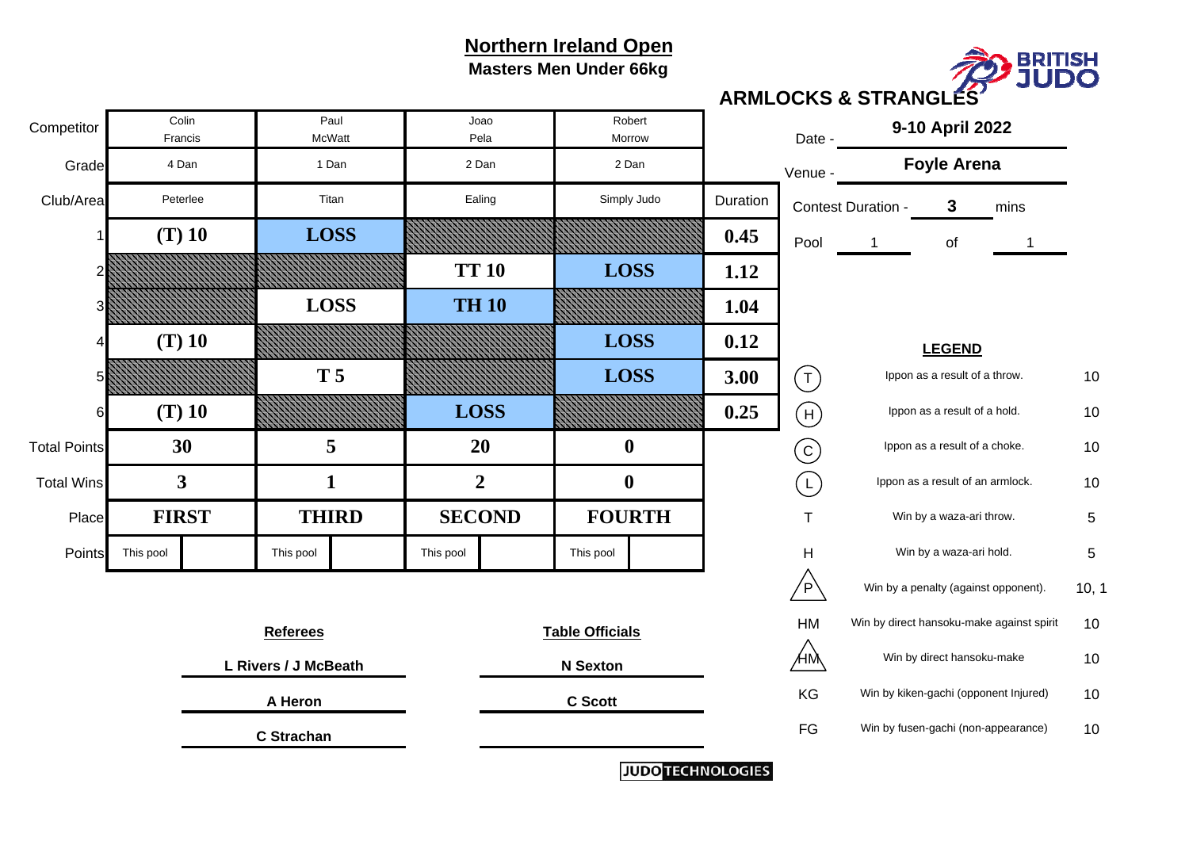# Northern Ireland Open

**Masters Men Under 66kg**

**ARMLOCKS & STRANGLES**

| Competitor | Colin Francis | Paul McWatt | Joao Pela | Robert Morrow | |
|---|---|---|---|---|---|
| Grade | 4 Dan | 1 Dan | 2 Dan | 2 Dan | |
| Club/Area | Peterlee | Titan | Ealing | Simply Judo | Duration |
| 1 | (T) 10 | LOSS | | | 0.45 |
| 2 | | | TT 10 | LOSS | 1.12 |
| 3 | | LOSS | TH 10 | | 1.04 |
| 4 | (T) 10 | | | LOSS | 0.12 |
| 5 | | T 5 | | LOSS | 3.00 |
| 6 | (T) 10 | | LOSS | | 0.25 |
| Total Points | 30 | 5 | 20 | 0 | |
| Total Wins | 3 | 1 | 2 | 0 | |
| Place | FIRST | THIRD | SECOND | FOURTH | |
| Points | This pool | This pool | This pool | This pool | |

Date - **9-10 April 2022**

Venue - **Foyle Arena**

Contest Duration - **3** mins

Pool 1 of 1

**LEGEND**

| Symbol | Description | Points |
|---|---|---|
| (T) | Ippon as a result of a throw. | 10 |
| (H) | Ippon as a result of a hold. | 10 |
| (C) | Ippon as a result of a choke. | 10 |
| (L) | Ippon as a result of an armlock. | 10 |
| T | Win by a waza-ari throw. | 5 |
| H | Win by a waza-ari hold. | 5 |
| P (triangle) | Win by a penalty (against opponent). | 10, 1 |
| HM | Win by direct hansoku-make against spirit | 10 |
| HM (triangle) | Win by direct hansoku-make | 10 |
| KG | Win by kiken-gachi (opponent Injured) | 10 |
| FG | Win by fusen-gachi (non-appearance) | 10 |

**Referees**

L Rivers / J McBeath

A Heron

C Strachan

**Table Officials**

N Sexton

C Scott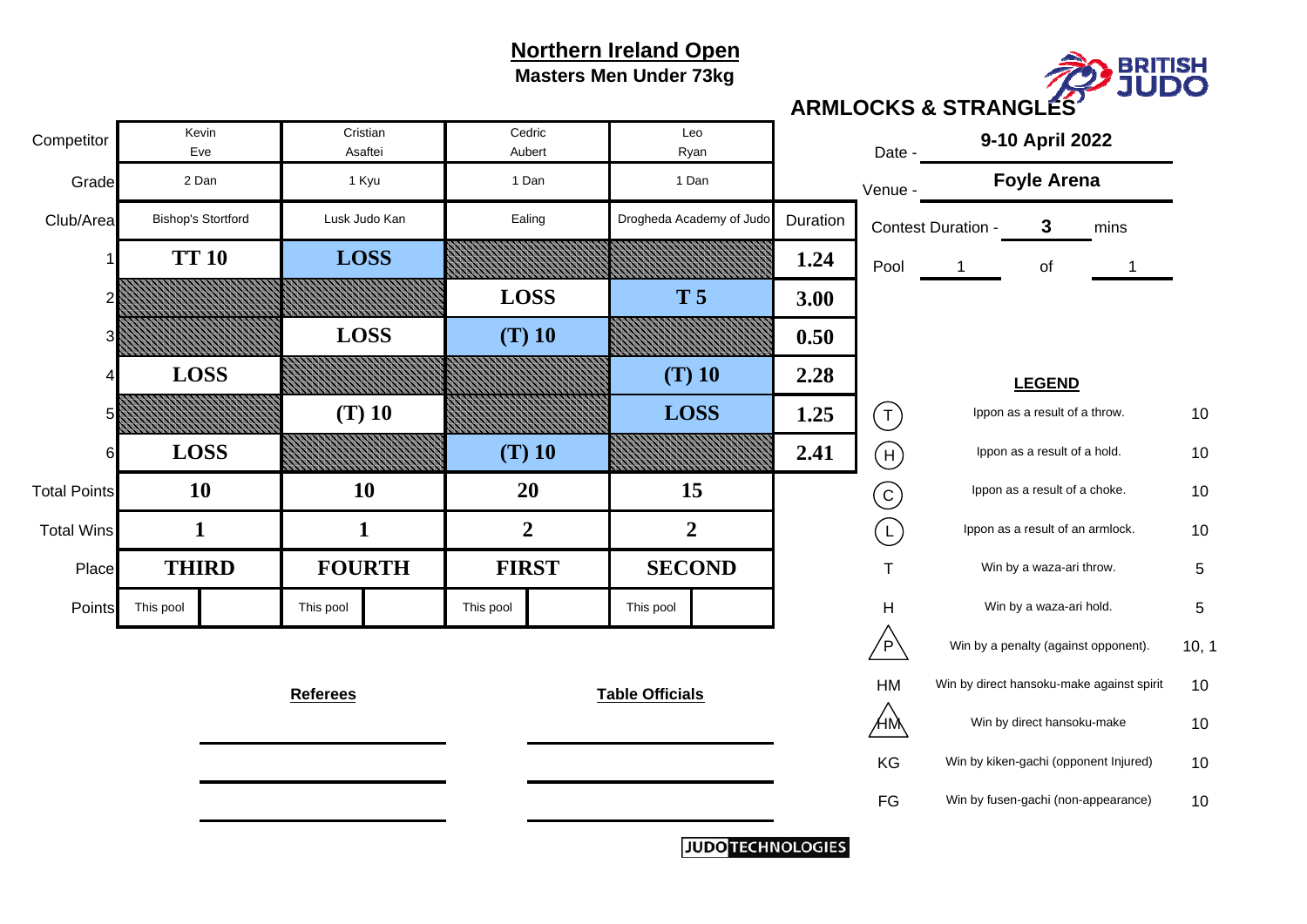## Northern Ireland Open

**Masters Men Under 73kg**

**ARMLOCKS & STRANGLES**

| Competitor | Kevin Eve | Cristian Asaftei | Cedric Aubert | Leo Ryan | |
|---|---|---|---|---|---|
| Grade | 2 Dan | 1 Kyu | 1 Dan | 1 Dan | |
| Club/Area | Bishop's Stortford | Lusk Judo Kan | Ealing | Drogheda Academy of Judo | Duration |
| 1 | TT 10 | LOSS | | | 1.24 |
| 2 | | | LOSS | T 5 | 3.00 |
| 3 | | LOSS | (T) 10 | | 0.50 |
| 4 | LOSS | | | (T) 10 | 2.28 |
| 5 | | (T) 10 | | LOSS | 1.25 |
| 6 | LOSS | | (T) 10 | | 2.41 |
| Total Points | 10 | 10 | 20 | 15 | |
| Total Wins | 1 | 1 | 2 | 2 | |
| Place | THIRD | FOURTH | FIRST | SECOND | |
| Points | This pool | This pool | This pool | This pool | |

Date - **9-10 April 2022**

Venue - **Foyle Arena**

Contest Duration - **3** mins

Pool 1 of 1

**LEGEND**

| | | |
|---|---|---|
| (T) | Ippon as a result of a throw. | 10 |
| (H) | Ippon as a result of a hold. | 10 |
| (C) | Ippon as a result of a choke. | 10 |
| (L) | Ippon as a result of an armlock. | 10 |
| T | Win by a waza-ari throw. | 5 |
| H | Win by a waza-ari hold. | 5 |
| P (triangle) | Win by a penalty (against opponent). | 10, 1 |
| HM | Win by direct hansoku-make against spirit | 10 |
| HM (triangle) | Win by direct hansoku-make | 10 |
| KG | Win by kiken-gachi (opponent Injured) | 10 |
| FG | Win by fusen-gachi (non-appearance) | 10 |

**Referees**

**Table Officials**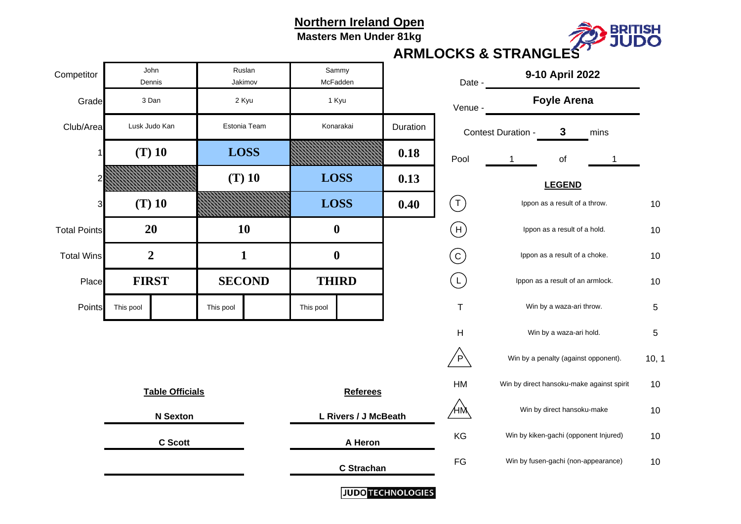# Northern Ireland Open

**Masters Men Under 81kg**

**ARMLOCKS & STRANGLES**

BRITISH JUDO

| Competitor | John Dennis | Ruslan Jakimov | Sammy McFadden | |
|---|---|---|---|---|
| Grade | 3 Dan | 2 Kyu | 1 Kyu | |
| Club/Area | Lusk Judo Kan | Estonia Team | Konarakai | Duration |
| 1 | (T) 10 | LOSS | | 0.18 |
| 2 | | (T) 10 | LOSS | 0.13 |
| 3 | (T) 10 | | LOSS | 0.40 |
| Total Points | 20 | 10 | 0 | |
| Total Wins | 2 | 1 | 0 | |
| Place | FIRST | SECOND | THIRD | |
| Points | This pool | This pool | This pool | |

Date - **9-10 April 2022**

Venue - **Foyle Arena**

Contest Duration - **3** mins

Pool 1 of 1

**LEGEND**

| Symbol | Description | Points |
|---|---|---|
| (T) | Ippon as a result of a throw. | 10 |
| (H) | Ippon as a result of a hold. | 10 |
| (C) | Ippon as a result of a choke. | 10 |
| (L) | Ippon as a result of an armlock. | 10 |
| T | Win by a waza-ari throw. | 5 |
| H | Win by a waza-ari hold. | 5 |
| P | Win by a penalty (against opponent). | 10, 1 |
| HM | Win by direct hansoku-make against spirit | 10 |
| HM | Win by direct hansoku-make | 10 |
| KG | Win by kiken-gachi (opponent Injured) | 10 |
| FG | Win by fusen-gachi (non-appearance) | 10 |

**Table Officials**

N Sexton

C Scott

**Referees**

L Rivers / J McBeath

A Heron

C Strachan

JUDO TECHNOLOGIES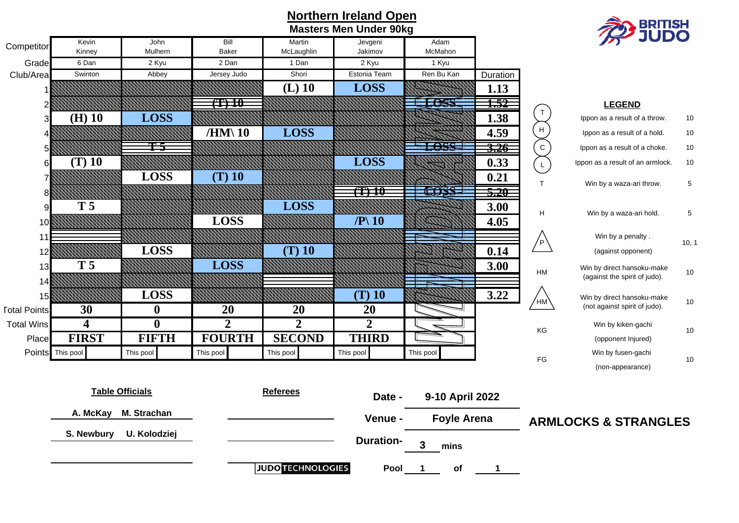# Northern Ireland Open

## Masters Men Under 90kg

| Competitor | Kevin Kinney | John Mulhern | Bill Baker | Martin McLaughlin | Jevgeni Jakimov | Adam McMahon | |
|---|---|---|---|---|---|---|---|
| Grade | 6 Dan | 2 Kyu | 2 Dan | 1 Dan | 2 Kyu | 1 Kyu | |
| Club/Area | Swinton | Abbey | Jersey Judo | Shori | Estonia Team | Ren Bu Kan | Duration |
| 1 | | | | (L) 10 | LOSS | | 1.13 |
| 2 | | | ~~(T) 10~~ | | | ~~LOSS~~ | ~~1.52~~ |
| 3 | (H) 10 | LOSS | | | | | 1.38 |
| 4 | | | /HM\ 10 | LOSS | | | 4.59 |
| 5 | | ~~T 5~~ | | | | ~~LOSS~~ | ~~3.26~~ |
| 6 | (T) 10 | | | | LOSS | | 0.33 |
| 7 | | LOSS | (T) 10 | | | | 0.21 |
| 8 | | | | | ~~(T) 10~~ | ~~LOSS~~ | ~~5.20~~ |
| 9 | T 5 | | | LOSS | | | 3.00 |
| 10 | | | LOSS | | /P\ 10 | | 4.05 |
| 11 | | | | | | | |
| 12 | | LOSS | | (T) 10 | | | 0.14 |
| 13 | T 5 | | LOSS | | | | 3.00 |
| 14 | | | | | | | |
| 15 | | LOSS | | | (T) 10 | | 3.22 |
| Total Points | 30 | 0 | 20 | 20 | 20 | | |
| Total Wins | 4 | 0 | 2 | 2 | 2 | | |
| Place | FIRST | FIFTH | FOURTH | SECOND | THIRD | | |
| Points | This pool | This pool | This pool | This pool | This pool | This pool | |

Adam McMahon: WITHDRAWN

**LEGEND**

| Symbol | Description | Points |
|---|---|---|
| (T) | Ippon as a result of a throw. | 10 |
| (H) | Ippon as a result of a hold. | 10 |
| (C) | Ippon as a result of a choke. | 10 |
| (L) | Ippon as a result of an armlock. | 10 |
| T | Win by a waza-ari throw. | 5 |
| H | Win by a waza-ari hold. | 5 |
| /P\ | Win by a penalty . (against opponent) | 10, 1 |
| HM | Win by direct hansoku-make (against the spirit of judo). | 10 |
| /HM\ | Win by direct hansoku-make (not against spirit of judo). | 10 |
| KG | Win by kiken-gachi (opponent Injured) | 10 |
| FG | Win by fusen-gachi (non-appearance) | 10 |

**Table Officials**

A. McKay M. Strachan

S. Newbury U. Kolodziej

**Referees**

Date - 9-10 April 2022

Venue - Foyle Arena

Duration- 3 mins

Pool 1 of 1

**ARMLOCKS & STRANGLES**

JUDO TECHNOLOGIES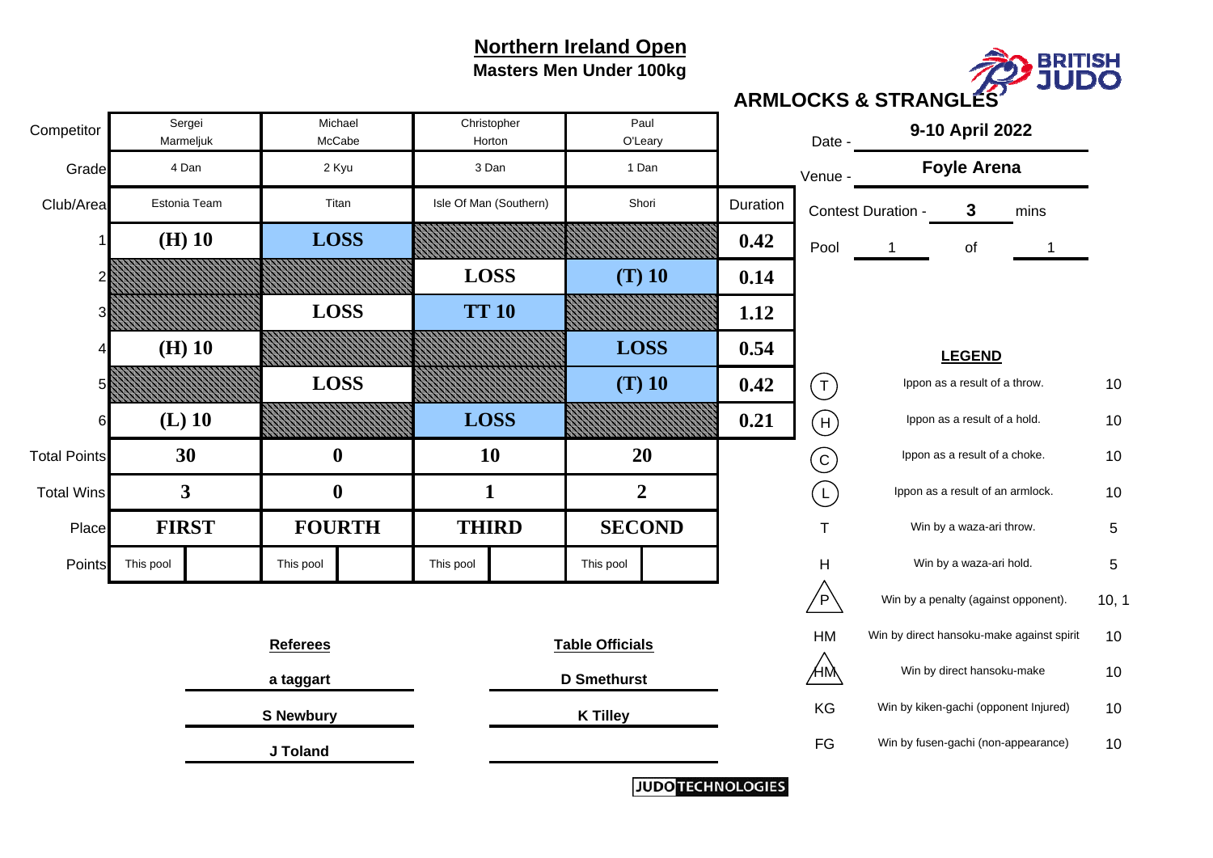# Northern Ireland Open

## Masters Men Under 100kg

BRITISH JUDO

**ARMLOCKS & STRANGLES**

| Competitor | Sergei Marmeljuk | Michael McCabe | Christopher Horton | Paul O'Leary | |
|---|---|---|---|---|---|
| Grade | 4 Dan | 2 Kyu | 3 Dan | 1 Dan | |
| Club/Area | Estonia Team | Titan | Isle Of Man (Southern) | Shori | Duration |
| 1 | (H) 10 | LOSS | | | 0.42 |
| 2 | | | LOSS | (T) 10 | 0.14 |
| 3 | | LOSS | TT 10 | | 1.12 |
| 4 | (H) 10 | | | LOSS | 0.54 |
| 5 | | LOSS | | (T) 10 | 0.42 |
| 6 | (L) 10 | | LOSS | | 0.21 |
| Total Points | 30 | 0 | 10 | 20 | |
| Total Wins | 3 | 0 | 1 | 2 | |
| Place | FIRST | FOURTH | THIRD | SECOND | |
| Points | This pool | This pool | This pool | This pool | |

Date - **9-10 April 2022**

Venue - **Foyle Arena**

Contest Duration - **3** mins

Pool 1 of 1

**LEGEND**

| Symbol | Description | Points |
|---|---|---|
| (T) | Ippon as a result of a throw. | 10 |
| (H) | Ippon as a result of a hold. | 10 |
| (C) | Ippon as a result of a choke. | 10 |
| (L) | Ippon as a result of an armlock. | 10 |
| T | Win by a waza-ari throw. | 5 |
| H | Win by a waza-ari hold. | 5 |
| P | Win by a penalty (against opponent). | 10, 1 |
| HM | Win by direct hansoku-make against spirit | 10 |
| HM | Win by direct hansoku-make | 10 |
| KG | Win by kiken-gachi (opponent Injured) | 10 |
| FG | Win by fusen-gachi (non-appearance) | 10 |

**Referees**

a taggart

S Newbury

J Toland

**Table Officials**

D Smethurst

K Tilley

JUDO TECHNOLOGIES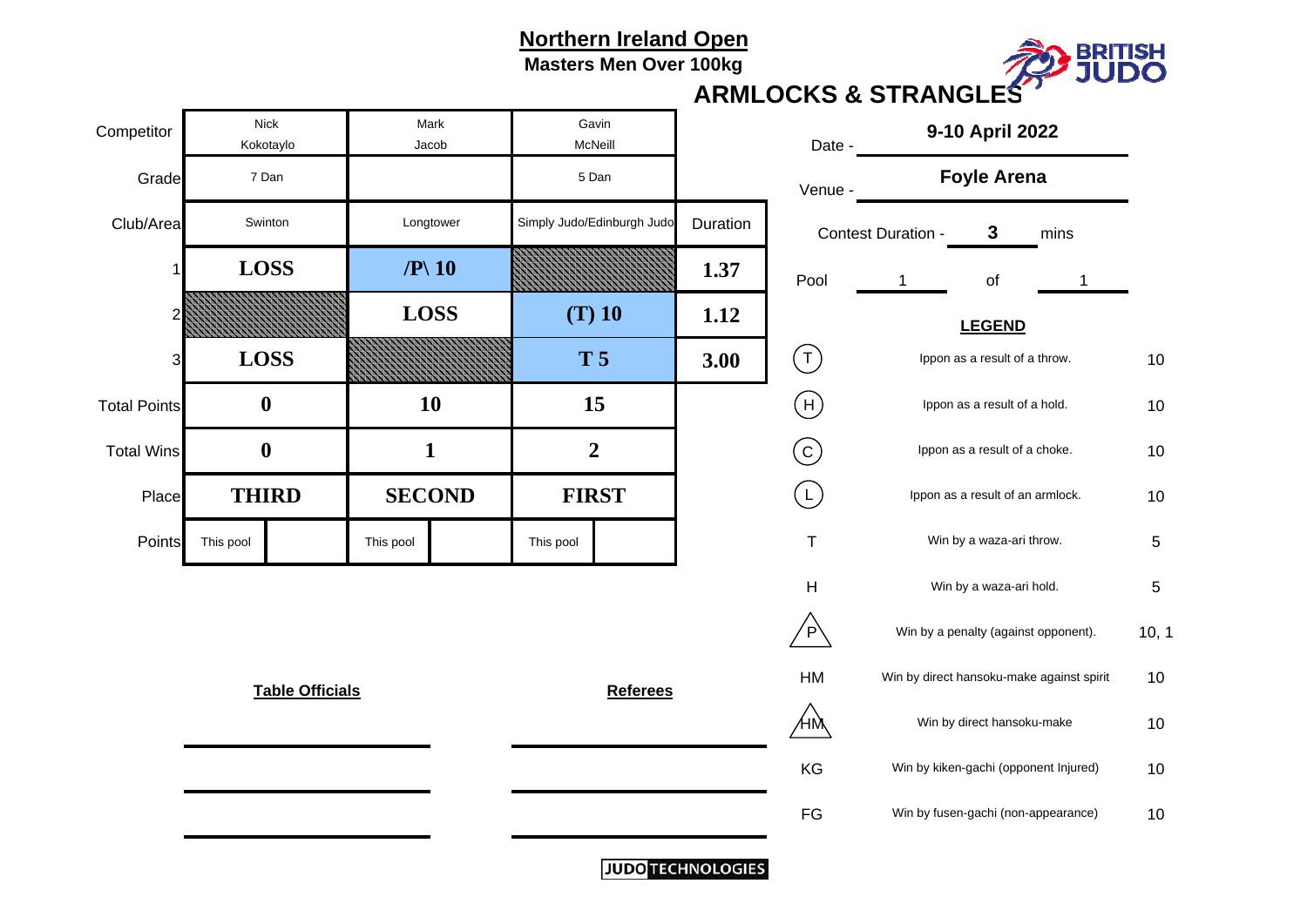# Northern Ireland Open

**Masters Men Over 100kg**

## ARMLOCKS & STRANGLES

| Competitor | Nick Kokotaylo | Mark Jacob | Gavin McNeill | |
|---|---|---|---|---|
| Grade | 7 Dan | | 5 Dan | |
| Club/Area | Swinton | Longtower | Simply Judo/Edinburgh Judo | Duration |
| 1 | **LOSS** | **/P\ 10** | | **1.37** |
| 2 | | **LOSS** | **(T) 10** | **1.12** |
| 3 | **LOSS** | | **T 5** | **3.00** |
| Total Points | **0** | **10** | **15** | |
| Total Wins | **0** | **1** | **2** | |
| Place | **THIRD** | **SECOND** | **FIRST** | |
| Points | This pool | This pool | This pool | |

Date - **9-10 April 2022**

Venue - **Foyle Arena**

Contest Duration - **3** mins

Pool 1 of 1

**LEGEND**

| | | |
|---|---|---|
| (T) | Ippon as a result of a throw. | 10 |
| (H) | Ippon as a result of a hold. | 10 |
| (C) | Ippon as a result of a choke. | 10 |
| (L) | Ippon as a result of an armlock. | 10 |
| T | Win by a waza-ari throw. | 5 |
| H | Win by a waza-ari hold. | 5 |
| /P\ | Win by a penalty (against opponent). | 10, 1 |
| HM | Win by direct hansoku-make against spirit | 10 |
| /HM\ | Win by direct hansoku-make | 10 |
| KG | Win by kiken-gachi (opponent Injured) | 10 |
| FG | Win by fusen-gachi (non-appearance) | 10 |

**Table Officials**

**Referees**

JUDO TECHNOLOGIES